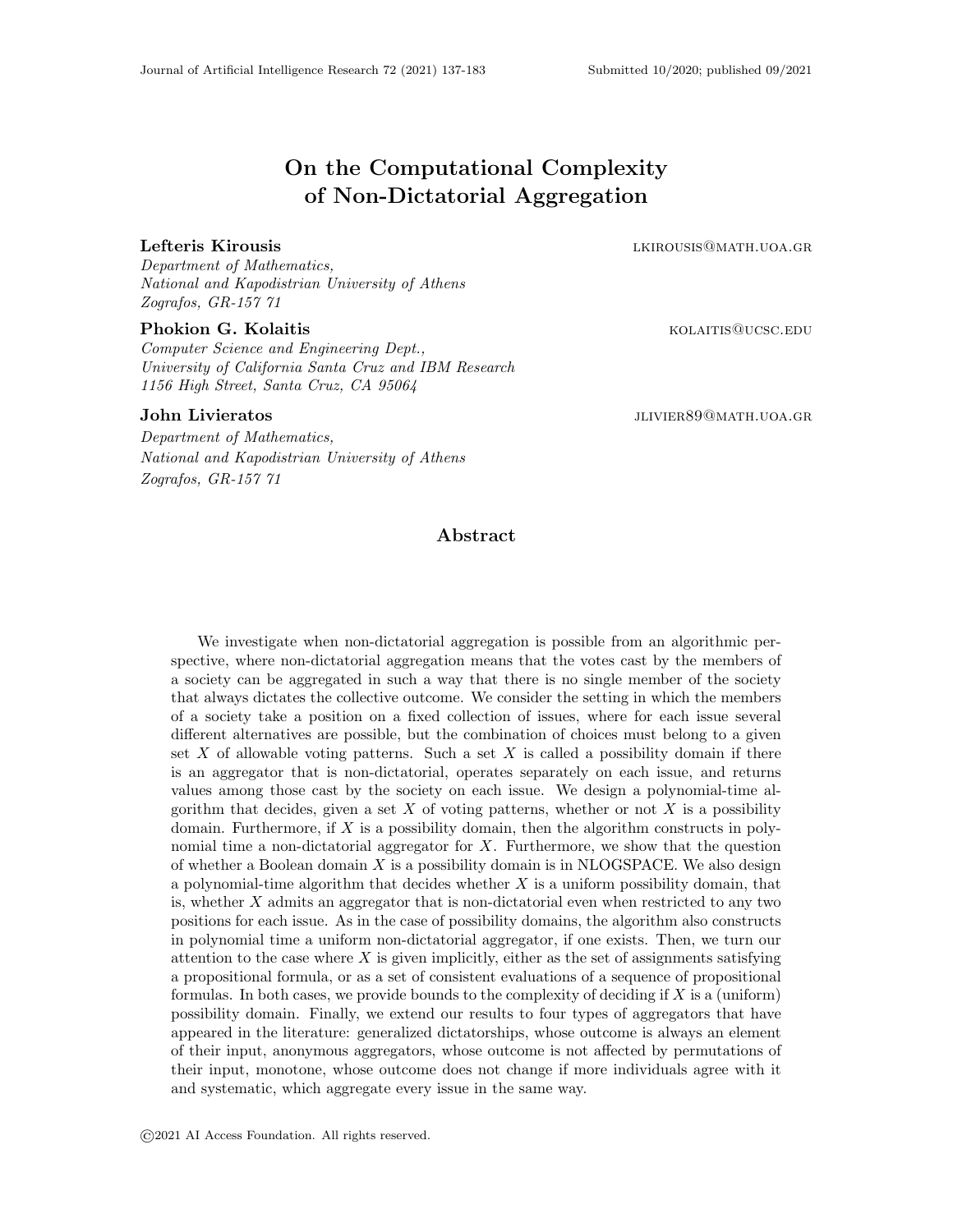# On the Computational Complexity of Non-Dictatorial Aggregation

**Lefteris Kirousis** lkirousis@math.uoa.gr

*Department of Mathematics,*
*National and Kapodistrian University of Athens*
*Zografos, GR-157 71*

**Phokion G. Kolaitis** kolaitis@ucsc.edu

*Computer Science and Engineering Dept.,*
*University of California Santa Cruz and IBM Research*
*1156 High Street, Santa Cruz, CA 95064*

**John Livieratos** jlivier89@math.uoa.gr

*Department of Mathematics,*
*National and Kapodistrian University of Athens*
*Zografos, GR-157 71*

## Abstract

We investigate when non-dictatorial aggregation is possible from an algorithmic perspective, where non-dictatorial aggregation means that the votes cast by the members of a society can be aggregated in such a way that there is no single member of the society that always dictates the collective outcome. We consider the setting in which the members of a society take a position on a fixed collection of issues, where for each issue several different alternatives are possible, but the combination of choices must belong to a given set $X$ of allowable voting patterns. Such a set $X$ is called a possibility domain if there is an aggregator that is non-dictatorial, operates separately on each issue, and returns values among those cast by the society on each issue. We design a polynomial-time algorithm that decides, given a set $X$ of voting patterns, whether or not $X$ is a possibility domain. Furthermore, if $X$ is a possibility domain, then the algorithm constructs in polynomial time a non-dictatorial aggregator for $X$. Furthermore, we show that the question of whether a Boolean domain $X$ is a possibility domain is in NLOGSPACE. We also design a polynomial-time algorithm that decides whether $X$ is a uniform possibility domain, that is, whether $X$ admits an aggregator that is non-dictatorial even when restricted to any two positions for each issue. As in the case of possibility domains, the algorithm also constructs in polynomial time a uniform non-dictatorial aggregator, if one exists. Then, we turn our attention to the case where $X$ is given implicitly, either as the set of assignments satisfying a propositional formula, or as a set of consistent evaluations of a sequence of propositional formulas. In both cases, we provide bounds to the complexity of deciding if $X$ is a (uniform) possibility domain. Finally, we extend our results to four types of aggregators that have appeared in the literature: generalized dictatorships, whose outcome is always an element of their input, anonymous aggregators, whose outcome is not affected by permutations of their input, monotone, whose outcome does not change if more individuals agree with it and systematic, which aggregate every issue in the same way.

©2021 AI Access Foundation. All rights reserved.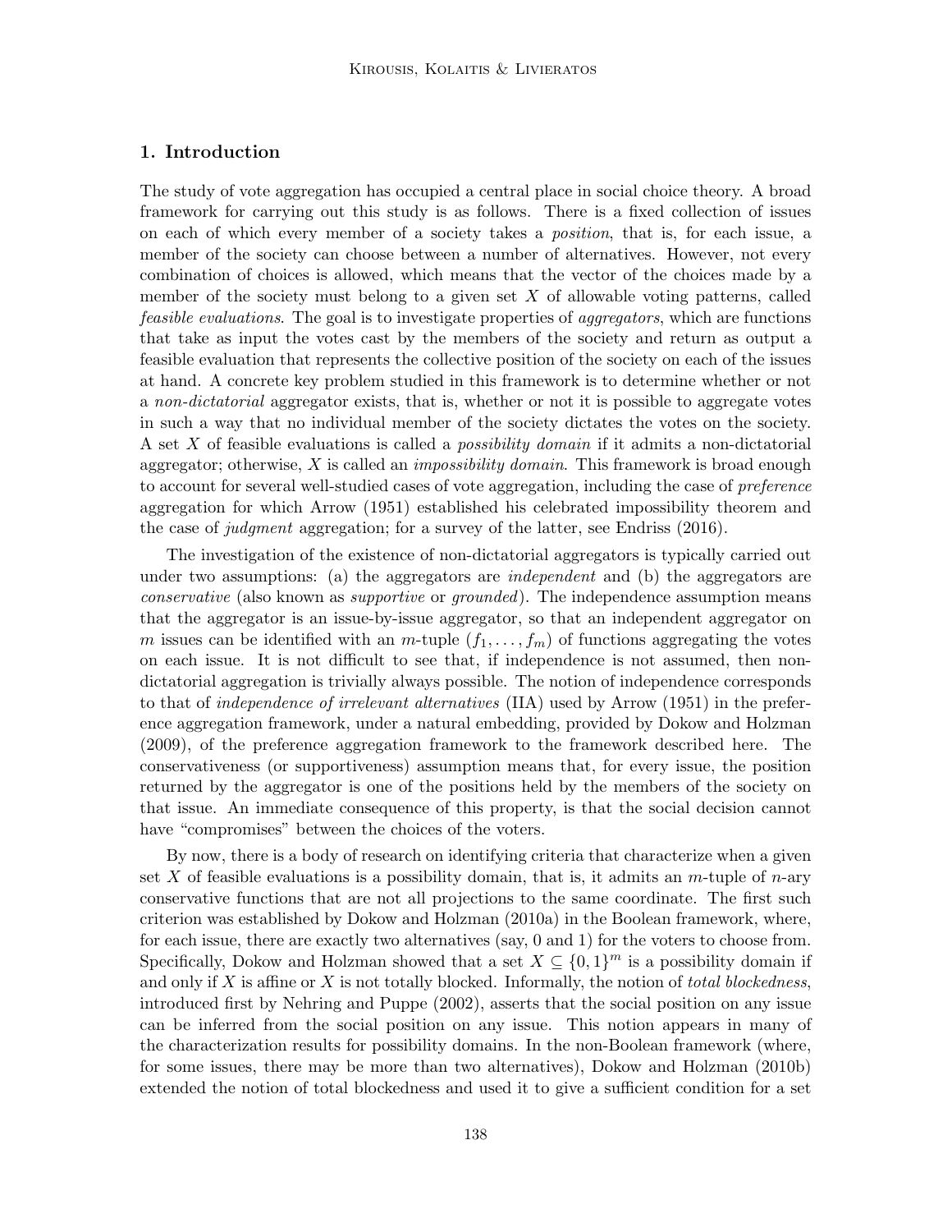## 1. Introduction

The study of vote aggregation has occupied a central place in social choice theory. A broad framework for carrying out this study is as follows. There is a fixed collection of issues on each of which every member of a society takes a *position*, that is, for each issue, a member of the society can choose between a number of alternatives. However, not every combination of choices is allowed, which means that the vector of the choices made by a member of the society must belong to a given set $X$ of allowable voting patterns, called *feasible evaluations*. The goal is to investigate properties of *aggregators*, which are functions that take as input the votes cast by the members of the society and return as output a feasible evaluation that represents the collective position of the society on each of the issues at hand. A concrete key problem studied in this framework is to determine whether or not a *non-dictatorial* aggregator exists, that is, whether or not it is possible to aggregate votes in such a way that no individual member of the society dictates the votes on the society. A set $X$ of feasible evaluations is called a *possibility domain* if it admits a non-dictatorial aggregator; otherwise, $X$ is called an *impossibility domain*. This framework is broad enough to account for several well-studied cases of vote aggregation, including the case of *preference* aggregation for which Arrow (1951) established his celebrated impossibility theorem and the case of *judgment* aggregation; for a survey of the latter, see Endriss (2016).

The investigation of the existence of non-dictatorial aggregators is typically carried out under two assumptions: (a) the aggregators are *independent* and (b) the aggregators are *conservative* (also known as *supportive* or *grounded*). The independence assumption means that the aggregator is an issue-by-issue aggregator, so that an independent aggregator on $m$ issues can be identified with an $m$-tuple $(f_1, \ldots, f_m)$ of functions aggregating the votes on each issue. It is not difficult to see that, if independence is not assumed, then non-dictatorial aggregation is trivially always possible. The notion of independence corresponds to that of *independence of irrelevant alternatives* (IIA) used by Arrow (1951) in the preference aggregation framework, under a natural embedding, provided by Dokow and Holzman (2009), of the preference aggregation framework to the framework described here. The conservativeness (or supportiveness) assumption means that, for every issue, the position returned by the aggregator is one of the positions held by the members of the society on that issue. An immediate consequence of this property, is that the social decision cannot have "compromises" between the choices of the voters.

By now, there is a body of research on identifying criteria that characterize when a given set $X$ of feasible evaluations is a possibility domain, that is, it admits an $m$-tuple of $n$-ary conservative functions that are not all projections to the same coordinate. The first such criterion was established by Dokow and Holzman (2010a) in the Boolean framework, where, for each issue, there are exactly two alternatives (say, 0 and 1) for the voters to choose from. Specifically, Dokow and Holzman showed that a set $X \subseteq \{0, 1\}^m$ is a possibility domain if and only if $X$ is affine or $X$ is not totally blocked. Informally, the notion of *total blockedness*, introduced first by Nehring and Puppe (2002), asserts that the social position on any issue can be inferred from the social position on any issue. This notion appears in many of the characterization results for possibility domains. In the non-Boolean framework (where, for some issues, there may be more than two alternatives), Dokow and Holzman (2010b) extended the notion of total blockedness and used it to give a sufficient condition for a set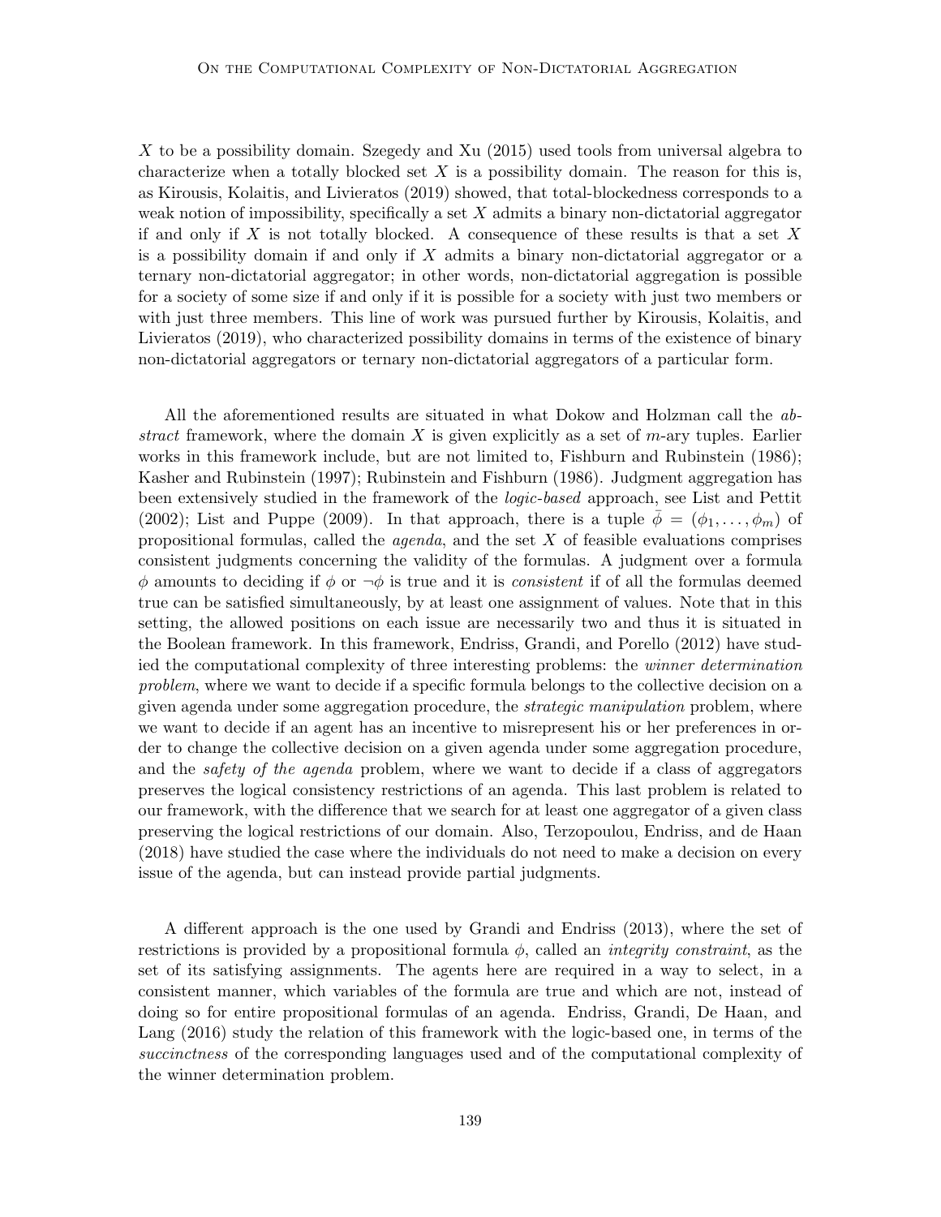$X$ to be a possibility domain. Szegedy and Xu (2015) used tools from universal algebra to characterize when a totally blocked set $X$ is a possibility domain. The reason for this is, as Kirousis, Kolaitis, and Livieratos (2019) showed, that total-blockedness corresponds to a weak notion of impossibility, specifically a set $X$ admits a binary non-dictatorial aggregator if and only if $X$ is not totally blocked. A consequence of these results is that a set $X$ is a possibility domain if and only if $X$ admits a binary non-dictatorial aggregator or a ternary non-dictatorial aggregator; in other words, non-dictatorial aggregation is possible for a society of some size if and only if it is possible for a society with just two members or with just three members. This line of work was pursued further by Kirousis, Kolaitis, and Livieratos (2019), who characterized possibility domains in terms of the existence of binary non-dictatorial aggregators or ternary non-dictatorial aggregators of a particular form.

All the aforementioned results are situated in what Dokow and Holzman call the *abstract* framework, where the domain $X$ is given explicitly as a set of $m$-ary tuples. Earlier works in this framework include, but are not limited to, Fishburn and Rubinstein (1986); Kasher and Rubinstein (1997); Rubinstein and Fishburn (1986). Judgment aggregation has been extensively studied in the framework of the *logic-based* approach, see List and Pettit (2002); List and Puppe (2009). In that approach, there is a tuple $\bar{\phi} = (\phi_1, \ldots, \phi_m)$ of propositional formulas, called the *agenda*, and the set $X$ of feasible evaluations comprises consistent judgments concerning the validity of the formulas. A judgment over a formula $\phi$ amounts to deciding if $\phi$ or $\neg\phi$ is true and it is *consistent* if of all the formulas deemed true can be satisfied simultaneously, by at least one assignment of values. Note that in this setting, the allowed positions on each issue are necessarily two and thus it is situated in the Boolean framework. In this framework, Endriss, Grandi, and Porello (2012) have studied the computational complexity of three interesting problems: the *winner determination problem*, where we want to decide if a specific formula belongs to the collective decision on a given agenda under some aggregation procedure, the *strategic manipulation* problem, where we want to decide if an agent has an incentive to misrepresent his or her preferences in order to change the collective decision on a given agenda under some aggregation procedure, and the *safety of the agenda* problem, where we want to decide if a class of aggregators preserves the logical consistency restrictions of an agenda. This last problem is related to our framework, with the difference that we search for at least one aggregator of a given class preserving the logical restrictions of our domain. Also, Terzopoulou, Endriss, and de Haan (2018) have studied the case where the individuals do not need to make a decision on every issue of the agenda, but can instead provide partial judgments.

A different approach is the one used by Grandi and Endriss (2013), where the set of restrictions is provided by a propositional formula $\phi$, called an *integrity constraint*, as the set of its satisfying assignments. The agents here are required in a way to select, in a consistent manner, which variables of the formula are true and which are not, instead of doing so for entire propositional formulas of an agenda. Endriss, Grandi, De Haan, and Lang (2016) study the relation of this framework with the logic-based one, in terms of the *succinctness* of the corresponding languages used and of the computational complexity of the winner determination problem.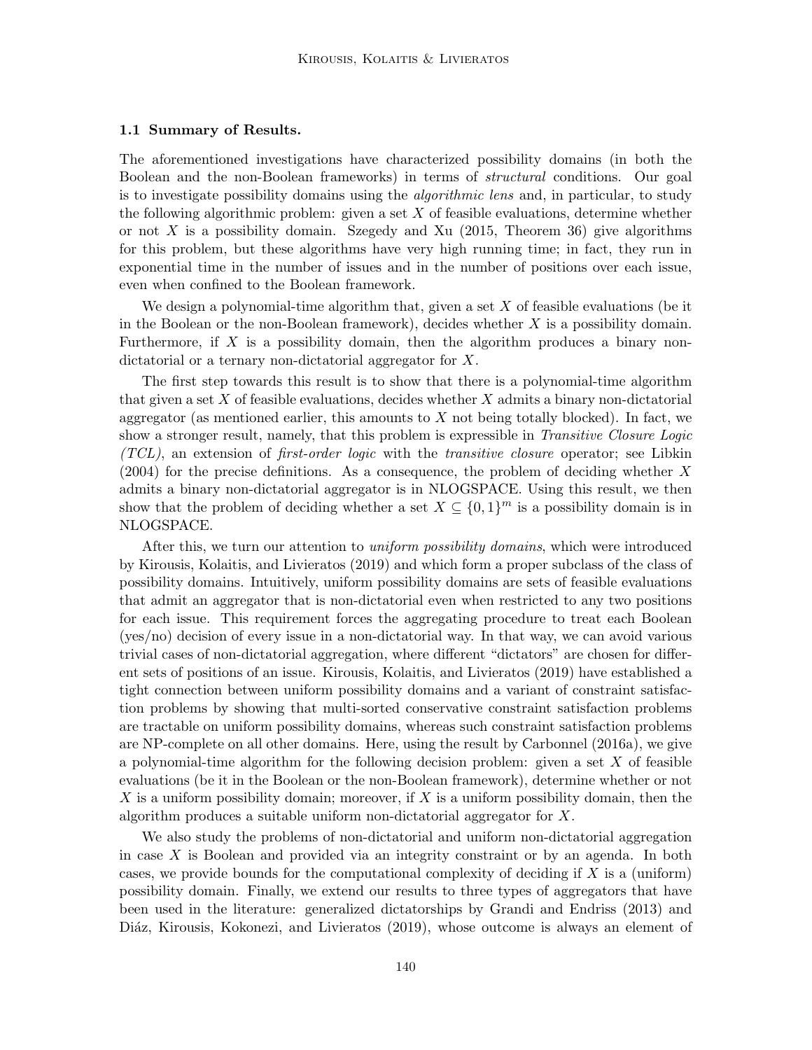### 1.1 Summary of Results.

The aforementioned investigations have characterized possibility domains (in both the Boolean and the non-Boolean frameworks) in terms of *structural* conditions. Our goal is to investigate possibility domains using the *algorithmic lens* and, in particular, to study the following algorithmic problem: given a set $X$ of feasible evaluations, determine whether or not $X$ is a possibility domain. Szegedy and Xu (2015, Theorem 36) give algorithms for this problem, but these algorithms have very high running time; in fact, they run in exponential time in the number of issues and in the number of positions over each issue, even when confined to the Boolean framework.

We design a polynomial-time algorithm that, given a set $X$ of feasible evaluations (be it in the Boolean or the non-Boolean framework), decides whether $X$ is a possibility domain. Furthermore, if $X$ is a possibility domain, then the algorithm produces a binary non-dictatorial or a ternary non-dictatorial aggregator for $X$.

The first step towards this result is to show that there is a polynomial-time algorithm that given a set $X$ of feasible evaluations, decides whether $X$ admits a binary non-dictatorial aggregator (as mentioned earlier, this amounts to $X$ not being totally blocked). In fact, we show a stronger result, namely, that this problem is expressible in *Transitive Closure Logic (TCL)*, an extension of *first-order logic* with the *transitive closure* operator; see Libkin (2004) for the precise definitions. As a consequence, the problem of deciding whether $X$ admits a binary non-dictatorial aggregator is in NLOGSPACE. Using this result, we then show that the problem of deciding whether a set $X \subseteq \{0,1\}^m$ is a possibility domain is in NLOGSPACE.

After this, we turn our attention to *uniform possibility domains*, which were introduced by Kirousis, Kolaitis, and Livieratos (2019) and which form a proper subclass of the class of possibility domains. Intuitively, uniform possibility domains are sets of feasible evaluations that admit an aggregator that is non-dictatorial even when restricted to any two positions for each issue. This requirement forces the aggregating procedure to treat each Boolean (yes/no) decision of every issue in a non-dictatorial way. In that way, we can avoid various trivial cases of non-dictatorial aggregation, where different "dictators" are chosen for different sets of positions of an issue. Kirousis, Kolaitis, and Livieratos (2019) have established a tight connection between uniform possibility domains and a variant of constraint satisfaction problems by showing that multi-sorted conservative constraint satisfaction problems are tractable on uniform possibility domains, whereas such constraint satisfaction problems are NP-complete on all other domains. Here, using the result by Carbonnel (2016a), we give a polynomial-time algorithm for the following decision problem: given a set $X$ of feasible evaluations (be it in the Boolean or the non-Boolean framework), determine whether or not $X$ is a uniform possibility domain; moreover, if $X$ is a uniform possibility domain, then the algorithm produces a suitable uniform non-dictatorial aggregator for $X$.

We also study the problems of non-dictatorial and uniform non-dictatorial aggregation in case $X$ is Boolean and provided via an integrity constraint or by an agenda. In both cases, we provide bounds for the computational complexity of deciding if $X$ is a (uniform) possibility domain. Finally, we extend our results to three types of aggregators that have been used in the literature: generalized dictatorships by Grandi and Endriss (2013) and Diáz, Kirousis, Kokonezi, and Livieratos (2019), whose outcome is always an element of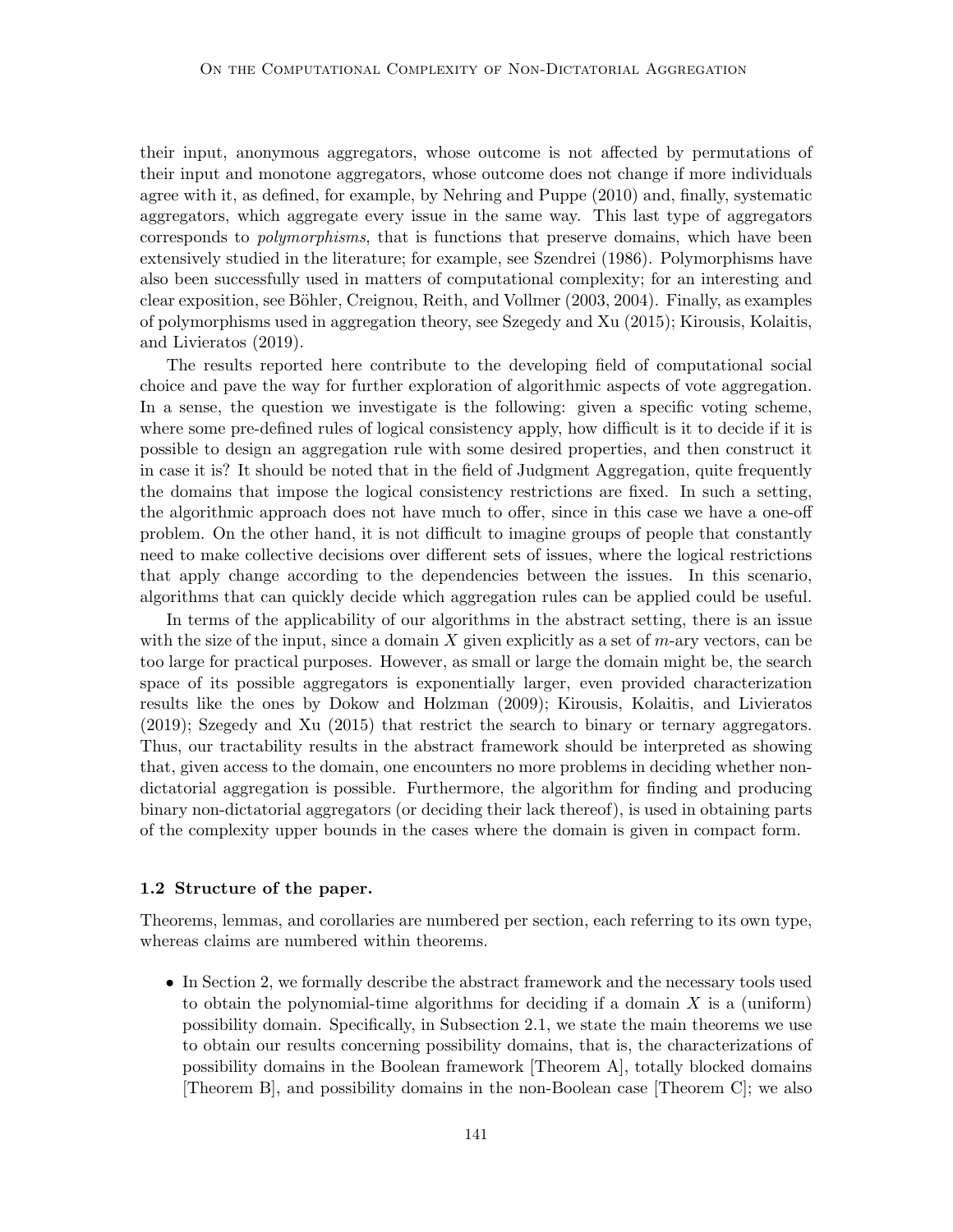their input, anonymous aggregators, whose outcome is not affected by permutations of their input and monotone aggregators, whose outcome does not change if more individuals agree with it, as defined, for example, by Nehring and Puppe (2010) and, finally, systematic aggregators, which aggregate every issue in the same way. This last type of aggregators corresponds to *polymorphisms*, that is functions that preserve domains, which have been extensively studied in the literature; for example, see Szendrei (1986). Polymorphisms have also been successfully used in matters of computational complexity; for an interesting and clear exposition, see Böhler, Creignou, Reith, and Vollmer (2003, 2004). Finally, as examples of polymorphisms used in aggregation theory, see Szegedy and Xu (2015); Kirousis, Kolaitis, and Livieratos (2019).

The results reported here contribute to the developing field of computational social choice and pave the way for further exploration of algorithmic aspects of vote aggregation. In a sense, the question we investigate is the following: given a specific voting scheme, where some pre-defined rules of logical consistency apply, how difficult is it to decide if it is possible to design an aggregation rule with some desired properties, and then construct it in case it is? It should be noted that in the field of Judgment Aggregation, quite frequently the domains that impose the logical consistency restrictions are fixed. In such a setting, the algorithmic approach does not have much to offer, since in this case we have a one-off problem. On the other hand, it is not difficult to imagine groups of people that constantly need to make collective decisions over different sets of issues, where the logical restrictions that apply change according to the dependencies between the issues. In this scenario, algorithms that can quickly decide which aggregation rules can be applied could be useful.

In terms of the applicability of our algorithms in the abstract setting, there is an issue with the size of the input, since a domain $X$ given explicitly as a set of $m$-ary vectors, can be too large for practical purposes. However, as small or large the domain might be, the search space of its possible aggregators is exponentially larger, even provided characterization results like the ones by Dokow and Holzman (2009); Kirousis, Kolaitis, and Livieratos (2019); Szegedy and Xu (2015) that restrict the search to binary or ternary aggregators. Thus, our tractability results in the abstract framework should be interpreted as showing that, given access to the domain, one encounters no more problems in deciding whether non-dictatorial aggregation is possible. Furthermore, the algorithm for finding and producing binary non-dictatorial aggregators (or deciding their lack thereof), is used in obtaining parts of the complexity upper bounds in the cases where the domain is given in compact form.

### 1.2 Structure of the paper.

Theorems, lemmas, and corollaries are numbered per section, each referring to its own type, whereas claims are numbered within theorems.

- In Section 2, we formally describe the abstract framework and the necessary tools used to obtain the polynomial-time algorithms for deciding if a domain $X$ is a (uniform) possibility domain. Specifically, in Subsection 2.1, we state the main theorems we use to obtain our results concerning possibility domains, that is, the characterizations of possibility domains in the Boolean framework [Theorem A], totally blocked domains [Theorem B], and possibility domains in the non-Boolean case [Theorem C]; we also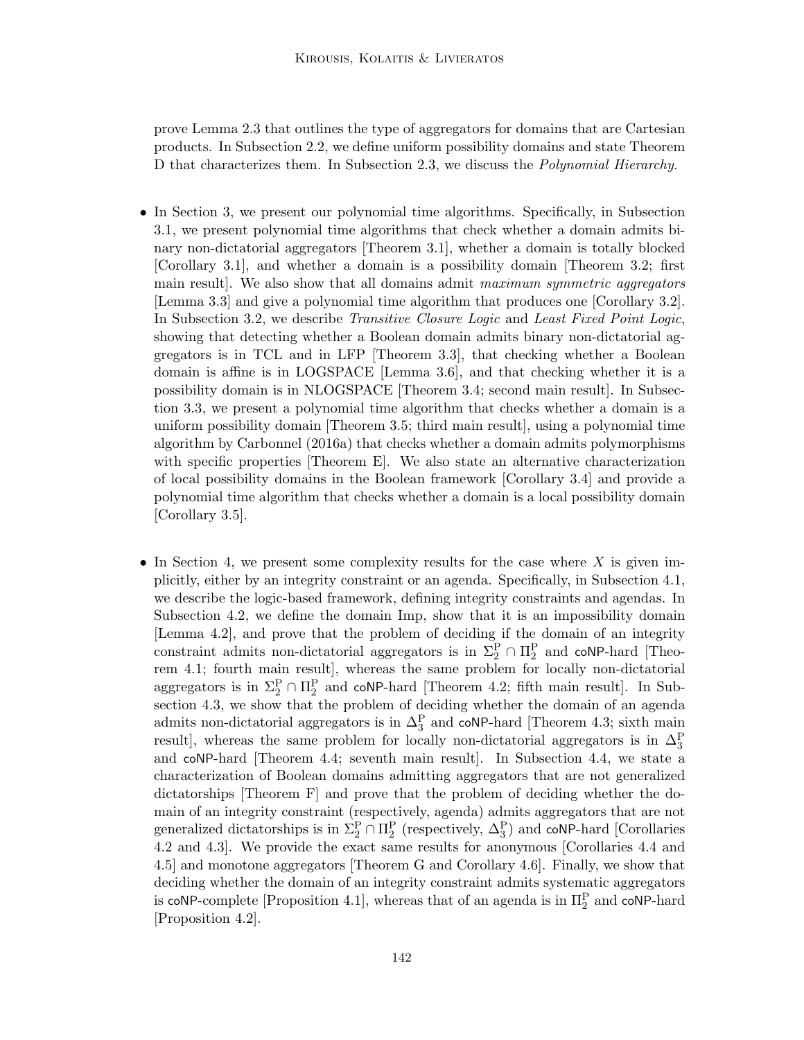prove Lemma 2.3 that outlines the type of aggregators for domains that are Cartesian products. In Subsection 2.2, we define uniform possibility domains and state Theorem D that characterizes them. In Subsection 2.3, we discuss the *Polynomial Hierarchy*.

- In Section 3, we present our polynomial time algorithms. Specifically, in Subsection 3.1, we present polynomial time algorithms that check whether a domain admits binary non-dictatorial aggregators [Theorem 3.1], whether a domain is totally blocked [Corollary 3.1], and whether a domain is a possibility domain [Theorem 3.2; first main result]. We also show that all domains admit *maximum symmetric aggregators* [Lemma 3.3] and give a polynomial time algorithm that produces one [Corollary 3.2]. In Subsection 3.2, we describe *Transitive Closure Logic* and *Least Fixed Point Logic*, showing that detecting whether a Boolean domain admits binary non-dictatorial aggregators is in TCL and in LFP [Theorem 3.3], that checking whether a Boolean domain is affine is in LOGSPACE [Lemma 3.6], and that checking whether it is a possibility domain is in NLOGSPACE [Theorem 3.4; second main result]. In Subsection 3.3, we present a polynomial time algorithm that checks whether a domain is a uniform possibility domain [Theorem 3.5; third main result], using a polynomial time algorithm by Carbonnel (2016a) that checks whether a domain admits polymorphisms with specific properties [Theorem E]. We also state an alternative characterization of local possibility domains in the Boolean framework [Corollary 3.4] and provide a polynomial time algorithm that checks whether a domain is a local possibility domain [Corollary 3.5].

- In Section 4, we present some complexity results for the case where $X$ is given implicitly, either by an integrity constraint or an agenda. Specifically, in Subsection 4.1, we describe the logic-based framework, defining integrity constraints and agendas. In Subsection 4.2, we define the domain Imp, show that it is an impossibility domain [Lemma 4.2], and prove that the problem of deciding if the domain of an integrity constraint admits non-dictatorial aggregators is in $\Sigma_2^{\mathrm{P}} \cap \Pi_2^{\mathrm{P}}$ and coNP-hard [Theorem 4.1; fourth main result], whereas the same problem for locally non-dictatorial aggregators is in $\Sigma_2^{\mathrm{P}} \cap \Pi_2^{\mathrm{P}}$ and coNP-hard [Theorem 4.2; fifth main result]. In Subsection 4.3, we show that the problem of deciding whether the domain of an agenda admits non-dictatorial aggregators is in $\Delta_3^{\mathrm{P}}$ and coNP-hard [Theorem 4.3; sixth main result], whereas the same problem for locally non-dictatorial aggregators is in $\Delta_3^{\mathrm{P}}$ and coNP-hard [Theorem 4.4; seventh main result]. In Subsection 4.4, we state a characterization of Boolean domains admitting aggregators that are not generalized dictatorships [Theorem F] and prove that the problem of deciding whether the domain of an integrity constraint (respectively, agenda) admits aggregators that are not generalized dictatorships is in $\Sigma_2^{\mathrm{P}} \cap \Pi_2^{\mathrm{P}}$ (respectively, $\Delta_3^{\mathrm{P}}$) and coNP-hard [Corollaries 4.2 and 4.3]. We provide the exact same results for anonymous [Corollaries 4.4 and 4.5] and monotone aggregators [Theorem G and Corollary 4.6]. Finally, we show that deciding whether the domain of an integrity constraint admits systematic aggregators is coNP-complete [Proposition 4.1], whereas that of an agenda is in $\Pi_2^{\mathrm{P}}$ and coNP-hard [Proposition 4.2].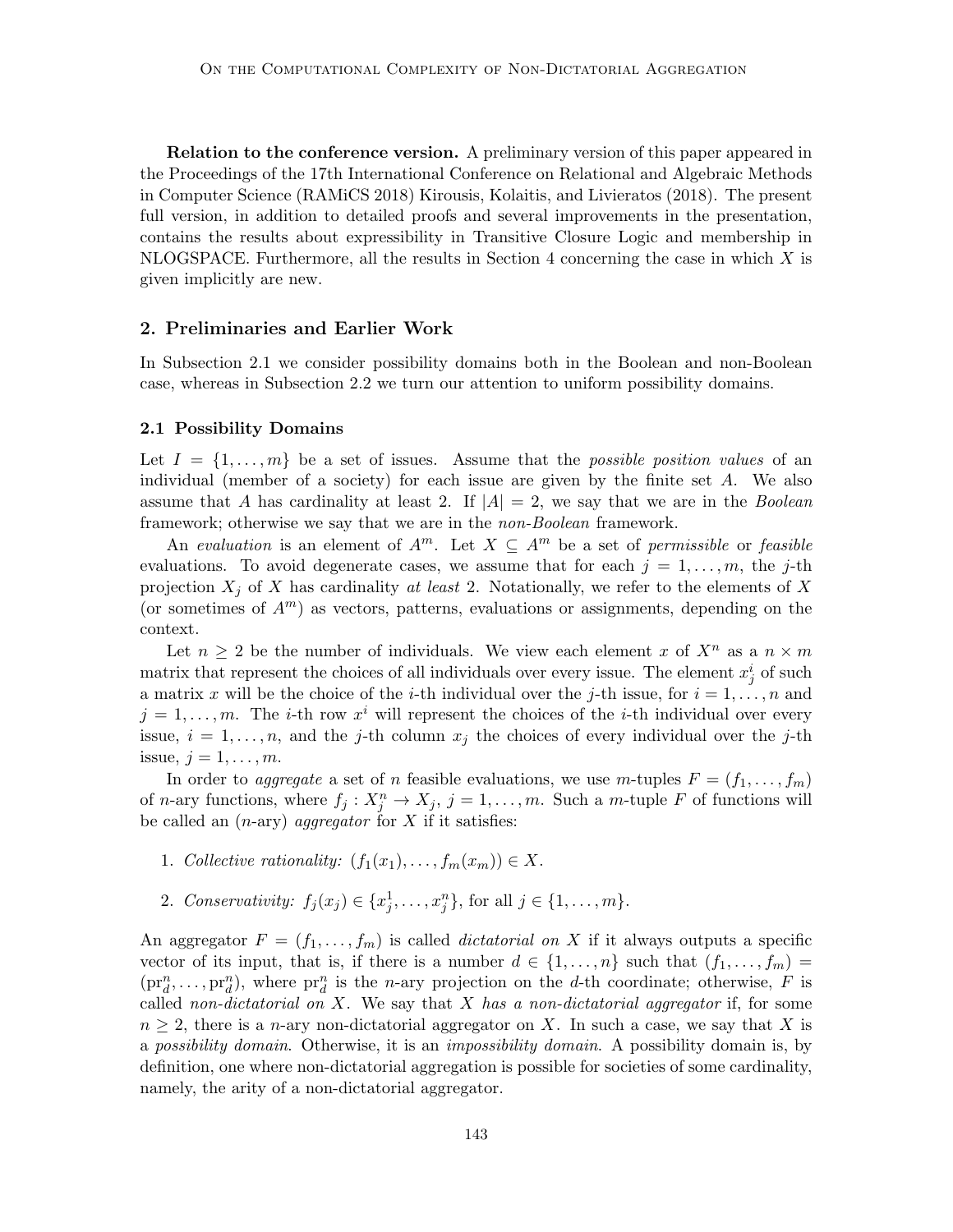**Relation to the conference version.** A preliminary version of this paper appeared in the Proceedings of the 17th International Conference on Relational and Algebraic Methods in Computer Science (RAMiCS 2018) Kirousis, Kolaitis, and Livieratos (2018). The present full version, in addition to detailed proofs and several improvements in the presentation, contains the results about expressibility in Transitive Closure Logic and membership in NLOGSPACE. Furthermore, all the results in Section 4 concerning the case in which $X$ is given implicitly are new.

## 2. Preliminaries and Earlier Work

In Subsection 2.1 we consider possibility domains both in the Boolean and non-Boolean case, whereas in Subsection 2.2 we turn our attention to uniform possibility domains.

### 2.1 Possibility Domains

Let $I = \{1, \ldots, m\}$ be a set of issues. Assume that the *possible position values* of an individual (member of a society) for each issue are given by the finite set $A$. We also assume that $A$ has cardinality at least 2. If $|A| = 2$, we say that we are in the *Boolean* framework; otherwise we say that we are in the *non-Boolean* framework.

An *evaluation* is an element of $A^m$. Let $X \subseteq A^m$ be a set of *permissible* or *feasible* evaluations. To avoid degenerate cases, we assume that for each $j = 1, \ldots, m$, the $j$-th projection $X_j$ of $X$ has cardinality *at least* 2. Notationally, we refer to the elements of $X$ (or sometimes of $A^m$) as vectors, patterns, evaluations or assignments, depending on the context.

Let $n \geq 2$ be the number of individuals. We view each element $x$ of $X^n$ as a $n \times m$ matrix that represent the choices of all individuals over every issue. The element $x_j^i$ of such a matrix $x$ will be the choice of the $i$-th individual over the $j$-th issue, for $i = 1, \ldots, n$ and $j = 1, \ldots, m$. The $i$-th row $x^i$ will represent the choices of the $i$-th individual over every issue, $i = 1, \ldots, n$, and the $j$-th column $x_j$ the choices of every individual over the $j$-th issue, $j = 1, \ldots, m$.

In order to *aggregate* a set of $n$ feasible evaluations, we use $m$-tuples $F = (f_1, \ldots, f_m)$ of $n$-ary functions, where $f_j : X_j^n \to X_j$, $j = 1, \ldots, m$. Such a $m$-tuple $F$ of functions will be called an ($n$-ary) *aggregator* for $X$ if it satisfies:

1. *Collective rationality:* $(f_1(x_1), \ldots, f_m(x_m)) \in X$.
2. *Conservativity:* $f_j(x_j) \in \{x_j^1, \ldots, x_j^n\}$, for all $j \in \{1, \ldots, m\}$.

An aggregator $F = (f_1, \ldots, f_m)$ is called *dictatorial on* $X$ if it always outputs a specific vector of its input, that is, if there is a number $d \in \{1, \ldots, n\}$ such that $(f_1, \ldots, f_m) = (\mathrm{pr}_d^n, \ldots, \mathrm{pr}_d^n)$, where $\mathrm{pr}_d^n$ is the $n$-ary projection on the $d$-th coordinate; otherwise, $F$ is called *non-dictatorial on* $X$. We say that $X$ *has a non-dictatorial aggregator* if, for some $n \geq 2$, there is a $n$-ary non-dictatorial aggregator on $X$. In such a case, we say that $X$ is a *possibility domain*. Otherwise, it is an *impossibility domain*. A possibility domain is, by definition, one where non-dictatorial aggregation is possible for societies of some cardinality, namely, the arity of a non-dictatorial aggregator.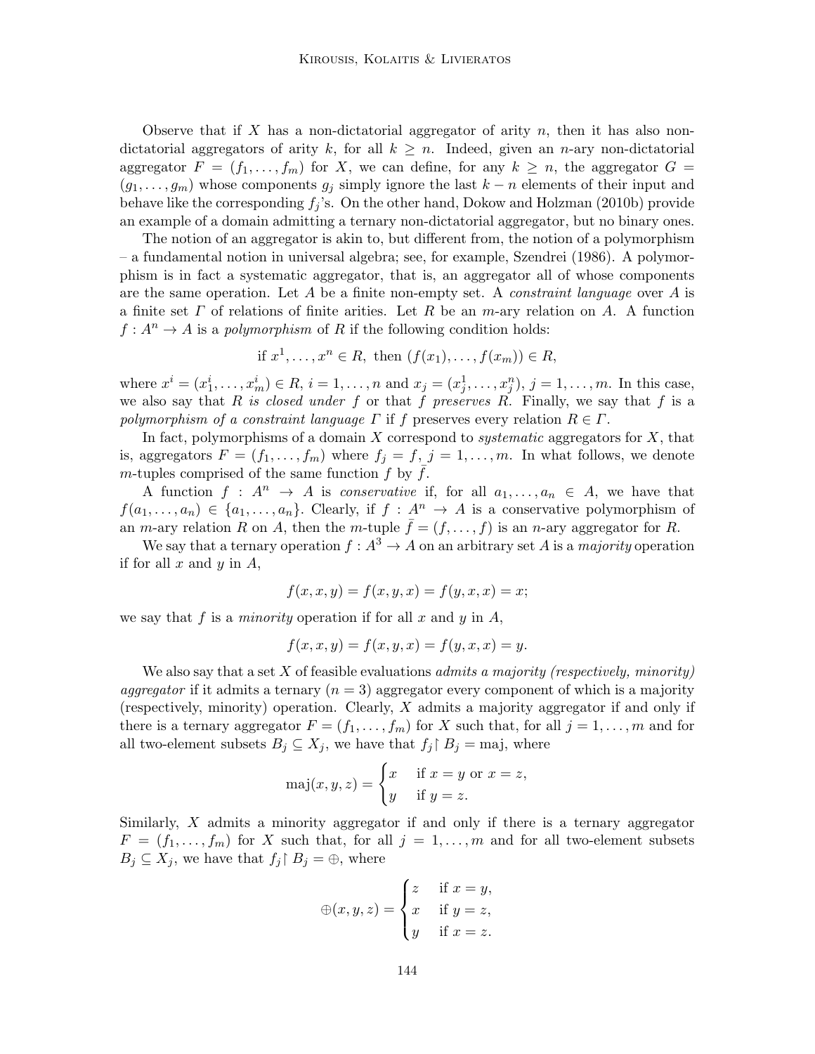Observe that if $X$ has a non-dictatorial aggregator of arity $n$, then it has also non-dictatorial aggregators of arity $k$, for all $k \geq n$. Indeed, given an $n$-ary non-dictatorial aggregator $F = (f_1, \ldots, f_m)$ for $X$, we can define, for any $k \geq n$, the aggregator $G = (g_1, \ldots, g_m)$ whose components $g_j$ simply ignore the last $k - n$ elements of their input and behave like the corresponding $f_j$'s. On the other hand, Dokow and Holzman (2010b) provide an example of a domain admitting a ternary non-dictatorial aggregator, but no binary ones.

The notion of an aggregator is akin to, but different from, the notion of a polymorphism – a fundamental notion in universal algebra; see, for example, Szendrei (1986). A polymorphism is in fact a systematic aggregator, that is, an aggregator all of whose components are the same operation. Let $A$ be a finite non-empty set. A *constraint language* over $A$ is a finite set $\Gamma$ of relations of finite arities. Let $R$ be an $m$-ary relation on $A$. A function $f : A^n \to A$ is a *polymorphism* of $R$ if the following condition holds:

$$\text{if } x^1, \ldots, x^n \in R, \text{ then } (f(x_1), \ldots, f(x_m)) \in R,$$

where $x^i = (x^i_1, \ldots, x^i_m) \in R$, $i = 1, \ldots, n$ and $x_j = (x^1_j, \ldots, x^n_j)$, $j = 1, \ldots, m$. In this case, we also say that $R$ *is closed under* $f$ or that $f$ *preserves* $R$. Finally, we say that $f$ is a *polymorphism of a constraint language* $\Gamma$ if $f$ preserves every relation $R \in \Gamma$.

In fact, polymorphisms of a domain $X$ correspond to *systematic* aggregators for $X$, that is, aggregators $F = (f_1, \ldots, f_m)$ where $f_j = f$, $j = 1, \ldots, m$. In what follows, we denote $m$-tuples comprised of the same function $f$ by $\bar{f}$.

A function $f : A^n \to A$ is *conservative* if, for all $a_1, \ldots, a_n \in A$, we have that $f(a_1, \ldots, a_n) \in \{a_1, \ldots, a_n\}$. Clearly, if $f : A^n \to A$ is a conservative polymorphism of an $m$-ary relation $R$ on $A$, then the $m$-tuple $\bar{f} = (f, \ldots, f)$ is an $n$-ary aggregator for $R$.

We say that a ternary operation $f : A^3 \to A$ on an arbitrary set $A$ is a *majority* operation if for all $x$ and $y$ in $A$,

$$f(x, x, y) = f(x, y, x) = f(y, x, x) = x;$$

we say that $f$ is a *minority* operation if for all $x$ and $y$ in $A$,

$$f(x, x, y) = f(x, y, x) = f(y, x, x) = y.$$

We also say that a set $X$ of feasible evaluations *admits a majority (respectively, minority) aggregator* if it admits a ternary ($n = 3$) aggregator every component of which is a majority (respectively, minority) operation. Clearly, $X$ admits a majority aggregator if and only if there is a ternary aggregator $F = (f_1, \ldots, f_m)$ for $X$ such that, for all $j = 1, \ldots, m$ and for all two-element subsets $B_j \subseteq X_j$, we have that $f_j{\restriction} B_j = \text{maj}$, where

$$\text{maj}(x, y, z) = \begin{cases} x & \text{if } x = y \text{ or } x = z, \\ y & \text{if } y = z. \end{cases}$$

Similarly, $X$ admits a minority aggregator if and only if there is a ternary aggregator $F = (f_1, \ldots, f_m)$ for $X$ such that, for all $j = 1, \ldots, m$ and for all two-element subsets $B_j \subseteq X_j$, we have that $f_j{\restriction} B_j = \oplus$, where

$$\oplus(x, y, z) = \begin{cases} z & \text{if } x = y, \\ x & \text{if } y = z, \\ y & \text{if } x = z. \end{cases}$$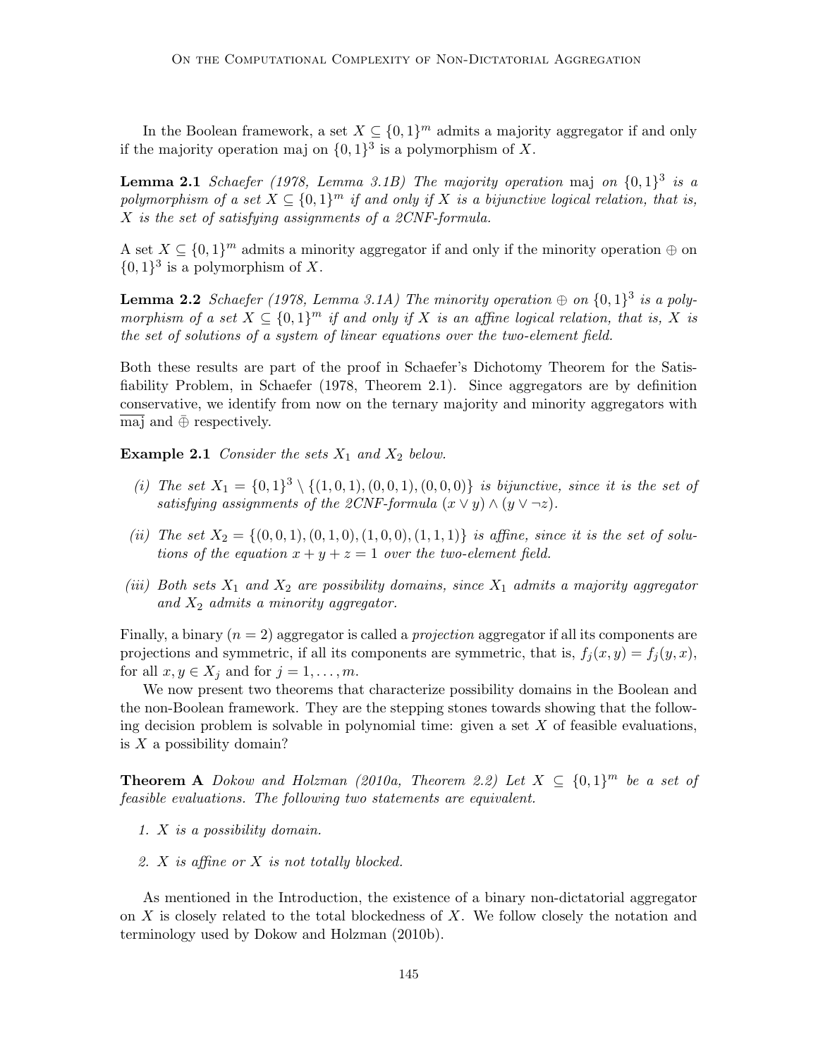In the Boolean framework, a set $X \subseteq \{0,1\}^m$ admits a majority aggregator if and only if the majority operation maj on $\{0,1\}^3$ is a polymorphism of $X$.

**Lemma 2.1** *Schaefer (1978, Lemma 3.1B) The majority operation* maj *on* $\{0,1\}^3$ *is a polymorphism of a set* $X \subseteq \{0,1\}^m$ *if and only if* $X$ *is a bijunctive logical relation, that is,* $X$ *is the set of satisfying assignments of a 2CNF-formula.*

A set $X \subseteq \{0,1\}^m$ admits a minority aggregator if and only if the minority operation $\oplus$ on $\{0,1\}^3$ is a polymorphism of $X$.

**Lemma 2.2** *Schaefer (1978, Lemma 3.1A) The minority operation* $\oplus$ *on* $\{0,1\}^3$ *is a polymorphism of a set* $X \subseteq \{0,1\}^m$ *if and only if* $X$ *is an affine logical relation, that is,* $X$ *is the set of solutions of a system of linear equations over the two-element field.*

Both these results are part of the proof in Schaefer's Dichotomy Theorem for the Satisfiability Problem, in Schaefer (1978, Theorem 2.1). Since aggregators are by definition conservative, we identify from now on the ternary majority and minority aggregators with $\overline{\text{maj}}$ and $\bar{\oplus}$ respectively.

**Example 2.1** *Consider the sets* $X_1$ *and* $X_2$ *below.*

*(i) The set* $X_1 = \{0,1\}^3 \setminus \{(1,0,1),(0,0,1),(0,0,0)\}$ *is bijunctive, since it is the set of satisfying assignments of the 2CNF-formula* $(x \vee y) \wedge (y \vee \neg z)$.

*(ii) The set* $X_2 = \{(0,0,1),(0,1,0),(1,0,0),(1,1,1)\}$ *is affine, since it is the set of solutions of the equation* $x + y + z = 1$ *over the two-element field.*

*(iii) Both sets* $X_1$ *and* $X_2$ *are possibility domains, since* $X_1$ *admits a majority aggregator and* $X_2$ *admits a minority aggregator.*

Finally, a binary ($n = 2$) aggregator is called a *projection* aggregator if all its components are projections and symmetric, if all its components are symmetric, that is, $f_j(x,y) = f_j(y,x)$, for all $x, y \in X_j$ and for $j = 1, \ldots, m$.

We now present two theorems that characterize possibility domains in the Boolean and the non-Boolean framework. They are the stepping stones towards showing that the following decision problem is solvable in polynomial time: given a set $X$ of feasible evaluations, is $X$ a possibility domain?

**Theorem A** *Dokow and Holzman (2010a, Theorem 2.2) Let* $X \subseteq \{0,1\}^m$ *be a set of feasible evaluations. The following two statements are equivalent.*

1. *$X$ is a possibility domain.*
2. *$X$ is affine or $X$ is not totally blocked.*

As mentioned in the Introduction, the existence of a binary non-dictatorial aggregator on $X$ is closely related to the total blockedness of $X$. We follow closely the notation and terminology used by Dokow and Holzman (2010b).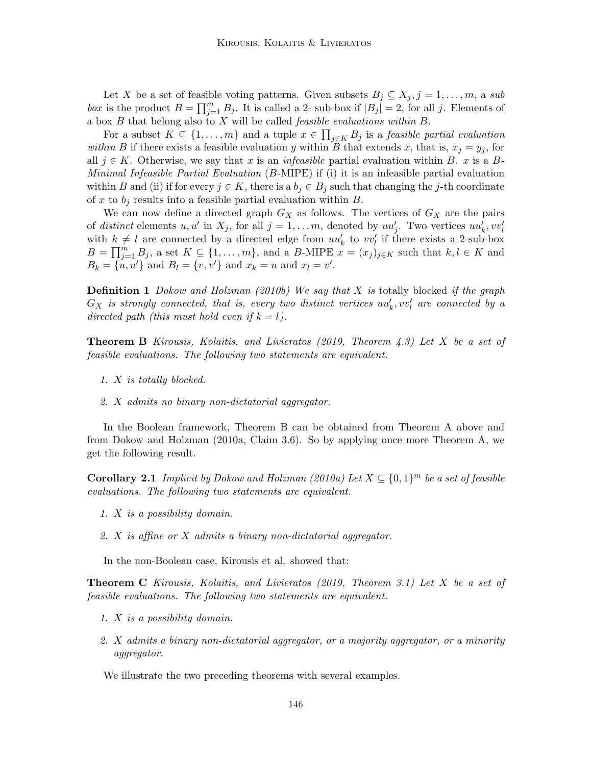Let $X$ be a set of feasible voting patterns. Given subsets $B_j \subseteq X_j, j = 1, \ldots, m$, a *sub box* is the product $B = \prod_{j=1}^{m} B_j$. It is called a 2- sub-box if $|B_j| = 2$, for all $j$. Elements of a box $B$ that belong also to $X$ will be called *feasible evaluations within* $B$.

For a subset $K \subseteq \{1, \ldots, m\}$ and a tuple $x \in \prod_{j \in K} B_j$ is a *feasible partial evaluation within* $B$ if there exists a feasible evaluation $y$ within $B$ that extends $x$, that is, $x_j = y_j$, for all $j \in K$. Otherwise, we say that $x$ is an *infeasible* partial evaluation within $B$. $x$ is a *B-Minimal Infeasible Partial Evaluation* ($B$-MIPE) if (i) it is an infeasible partial evaluation within $B$ and (ii) if for every $j \in K$, there is a $b_j \in B_j$ such that changing the $j$-th coordinate of $x$ to $b_j$ results into a feasible partial evaluation within $B$.

We can now define a directed graph $G_X$ as follows. The vertices of $G_X$ are the pairs of *distinct* elements $u, u'$ in $X_j$, for all $j = 1, \ldots m$, denoted by $uu'_j$. Two vertices $uu'_k, vv'_l$ with $k \neq l$ are connected by a directed edge from $uu'_k$ to $vv'_l$ if there exists a 2-sub-box $B = \prod_{j=1}^{m} B_j$, a set $K \subseteq \{1, \ldots, m\}$, and a $B$-MIPE $x = (x_j)_{j \in K}$ such that $k, l \in K$ and $B_k = \{u, u'\}$ and $B_l = \{v, v'\}$ and $x_k = u$ and $x_l = v'$.

**Definition 1** *Dokow and Holzman (2010b) We say that $X$ is* totally blocked *if the graph $G_X$ is strongly connected, that is, every two distinct vertices $uu'_k, vv'_l$ are connected by a directed path (this must hold even if $k = l$).*

**Theorem B** *Kirousis, Kolaitis, and Livieratos (2019, Theorem 4.3) Let $X$ be a set of feasible evaluations. The following two statements are equivalent.*

1. *$X$ is totally blocked.*
2. *$X$ admits no binary non-dictatorial aggregator.*

In the Boolean framework, Theorem B can be obtained from Theorem A above and from Dokow and Holzman (2010a, Claim 3.6). So by applying once more Theorem A, we get the following result.

**Corollary 2.1** *Implicit by Dokow and Holzman (2010a) Let $X \subseteq \{0, 1\}^m$ be a set of feasible evaluations. The following two statements are equivalent.*

1. *$X$ is a possibility domain.*
2. *$X$ is affine or $X$ admits a binary non-dictatorial aggregator.*

In the non-Boolean case, Kirousis et al. showed that:

**Theorem C** *Kirousis, Kolaitis, and Livieratos (2019, Theorem 3.1) Let $X$ be a set of feasible evaluations. The following two statements are equivalent.*

1. *$X$ is a possibility domain.*
2. *$X$ admits a binary non-dictatorial aggregator, or a majority aggregator, or a minority aggregator.*

We illustrate the two preceding theorems with several examples.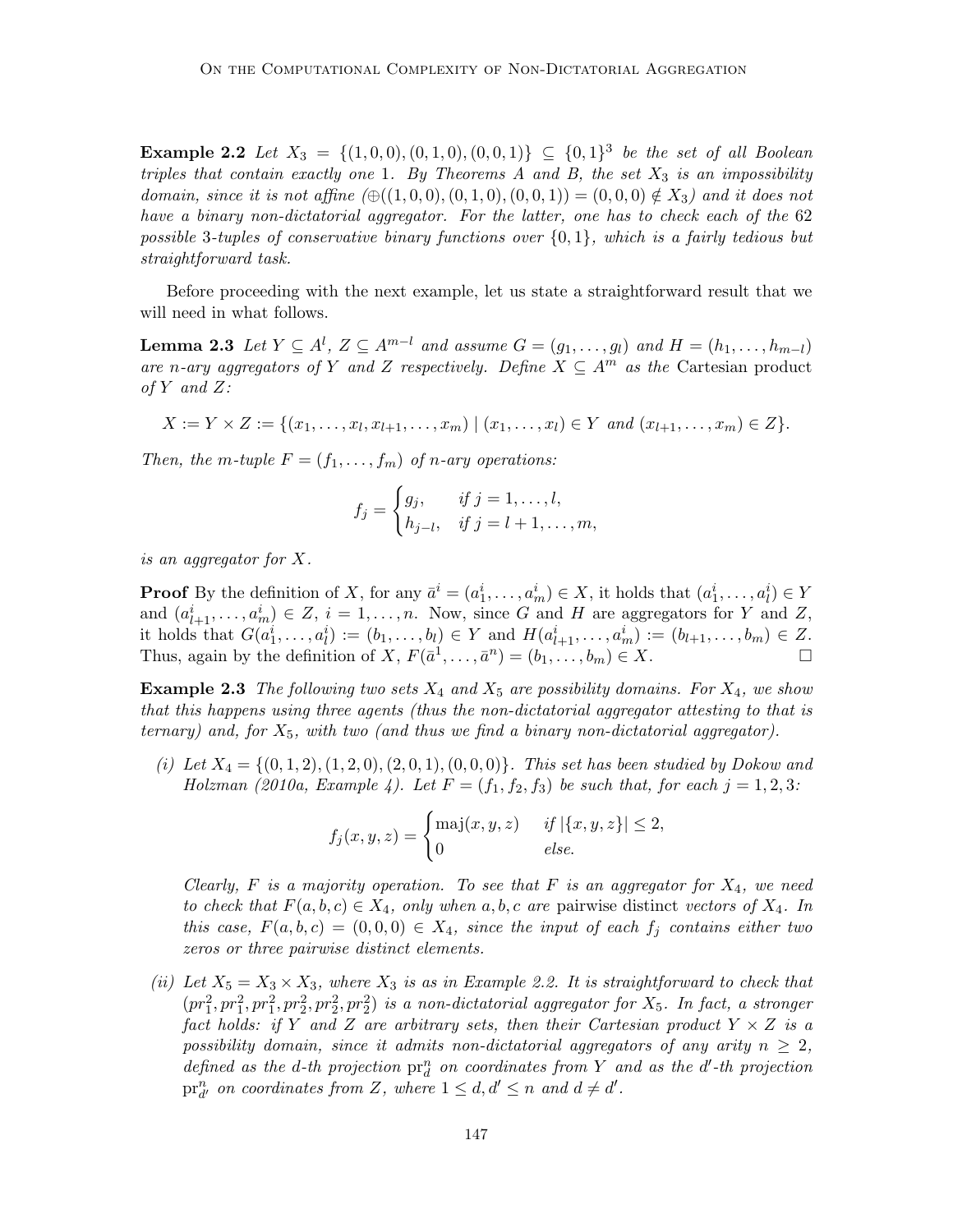**Example 2.2** *Let $X_3 = \{(1,0,0),(0,1,0),(0,0,1)\} \subseteq \{0,1\}^3$ be the set of all Boolean triples that contain exactly one 1. By Theorems A and B, the set $X_3$ is an impossibility domain, since it is not affine ($\oplus((1,0,0),(0,1,0),(0,0,1)) = (0,0,0) \notin X_3$) and it does not have a binary non-dictatorial aggregator. For the latter, one has to check each of the 62 possible 3-tuples of conservative binary functions over $\{0,1\}$, which is a fairly tedious but straightforward task.*

Before proceeding with the next example, let us state a straightforward result that we will need in what follows.

**Lemma 2.3** *Let $Y \subseteq A^l$, $Z \subseteq A^{m-l}$ and assume $G = (g_1, \dots, g_l)$ and $H = (h_1, \dots, h_{m-l})$ are $n$-ary aggregators of $Y$ and $Z$ respectively. Define $X \subseteq A^m$ as the* Cartesian product *of $Y$ and $Z$:*

$$X := Y \times Z := \{(x_1, \dots, x_l, x_{l+1}, \dots, x_m) \mid (x_1, \dots, x_l) \in Y \text{ and } (x_{l+1}, \dots, x_m) \in Z\}.$$

*Then, the $m$-tuple $F = (f_1, \dots, f_m)$ of $n$-ary operations:*

$$f_j = \begin{cases} g_j, & \text{if } j = 1, \dots, l, \\ h_{j-l}, & \text{if } j = l+1, \dots, m, \end{cases}$$

*is an aggregator for $X$.*

**Proof** By the definition of $X$, for any $\bar{a}^i = (a_1^i, \dots, a_m^i) \in X$, it holds that $(a_1^i, \dots, a_l^i) \in Y$ and $(a_{l+1}^i, \dots, a_m^i) \in Z$, $i = 1, \dots, n$. Now, since $G$ and $H$ are aggregators for $Y$ and $Z$, it holds that $G(a_1^i, \dots, a_l^i) := (b_1, \dots, b_l) \in Y$ and $H(a_{l+1}^i, \dots, a_m^i) := (b_{l+1}, \dots, b_m) \in Z$. Thus, again by the definition of $X$, $F(\bar{a}^1, \dots, \bar{a}^n) = (b_1, \dots, b_m) \in X$. □

**Example 2.3** *The following two sets $X_4$ and $X_5$ are possibility domains. For $X_4$, we show that this happens using three agents (thus the non-dictatorial aggregator attesting to that is ternary) and, for $X_5$, with two (and thus we find a binary non-dictatorial aggregator).*

*(i) Let $X_4 = \{(0,1,2),(1,2,0),(2,0,1),(0,0,0)\}$. This set has been studied by Dokow and Holzman (2010a, Example 4). Let $F = (f_1, f_2, f_3)$ be such that, for each $j = 1, 2, 3$:*

$$f_j(x,y,z) = \begin{cases} \mathrm{maj}(x,y,z) & \text{if } |\{x,y,z\}| \leq 2, \\ 0 & \text{else.} \end{cases}$$

*Clearly, $F$ is a majority operation. To see that $F$ is an aggregator for $X_4$, we need to check that $F(a,b,c) \in X_4$, only when $a,b,c$ are* pairwise distinct *vectors of $X_4$. In this case, $F(a,b,c) = (0,0,0) \in X_4$, since the input of each $f_j$ contains either two zeros or three pairwise distinct elements.*

*(ii) Let $X_5 = X_3 \times X_3$, where $X_3$ is as in Example 2.2. It is straightforward to check that $(pr_1^2, pr_1^2, pr_1^2, pr_2^2, pr_2^2, pr_2^2)$ is a non-dictatorial aggregator for $X_5$. In fact, a stronger fact holds: if $Y$ and $Z$ are arbitrary sets, then their Cartesian product $Y \times Z$ is a possibility domain, since it admits non-dictatorial aggregators of any arity $n \geq 2$, defined as the $d$-th projection $\mathrm{pr}_d^n$ on coordinates from $Y$ and as the $d'$-th projection $\mathrm{pr}_{d'}^n$ on coordinates from $Z$, where $1 \leq d, d' \leq n$ and $d \neq d'$.*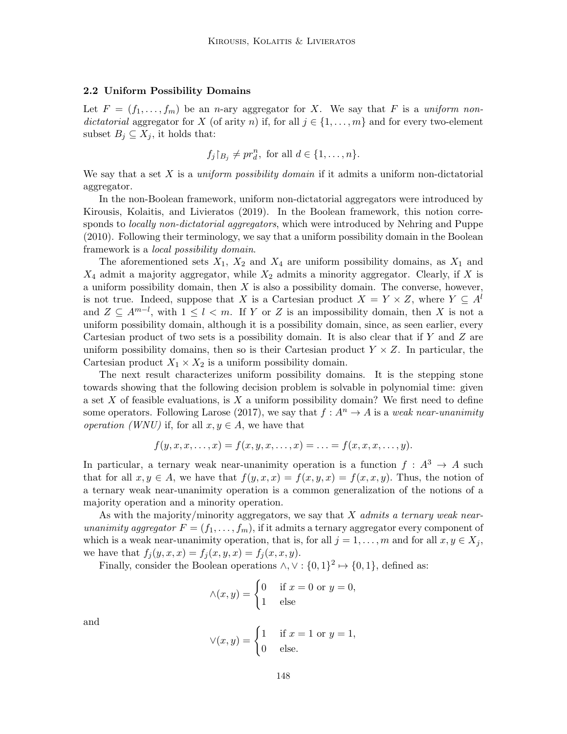### 2.2 Uniform Possibility Domains

Let $F = (f_1, \ldots, f_m)$ be an $n$-ary aggregator for $X$. We say that $F$ is a *uniform non-dictatorial* aggregator for $X$ (of arity $n$) if, for all $j \in \{1, \ldots, m\}$ and for every two-element subset $B_j \subseteq X_j$, it holds that:

$$f_j\restriction_{B_j} \neq pr_d^n, \text{ for all } d \in \{1, \ldots, n\}.$$

We say that a set $X$ is a *uniform possibility domain* if it admits a uniform non-dictatorial aggregator.

In the non-Boolean framework, uniform non-dictatorial aggregators were introduced by Kirousis, Kolaitis, and Livieratos (2019). In the Boolean framework, this notion corresponds to *locally non-dictatorial aggregators*, which were introduced by Nehring and Puppe (2010). Following their terminology, we say that a uniform possibility domain in the Boolean framework is a *local possibility domain*.

The aforementioned sets $X_1$, $X_2$ and $X_4$ are uniform possibility domains, as $X_1$ and $X_4$ admit a majority aggregator, while $X_2$ admits a minority aggregator. Clearly, if $X$ is a uniform possibility domain, then $X$ is also a possibility domain. The converse, however, is not true. Indeed, suppose that $X$ is a Cartesian product $X = Y \times Z$, where $Y \subseteq A^l$ and $Z \subseteq A^{m-l}$, with $1 \leq l < m$. If $Y$ or $Z$ is an impossibility domain, then $X$ is not a uniform possibility domain, although it is a possibility domain, since, as seen earlier, every Cartesian product of two sets is a possibility domain. It is also clear that if $Y$ and $Z$ are uniform possibility domains, then so is their Cartesian product $Y \times Z$. In particular, the Cartesian product $X_1 \times X_2$ is a uniform possibility domain.

The next result characterizes uniform possibility domains. It is the stepping stone towards showing that the following decision problem is solvable in polynomial time: given a set $X$ of feasible evaluations, is $X$ a uniform possibility domain? We first need to define some operators. Following Larose (2017), we say that $f : A^n \to A$ is a *weak near-unanimity operation (WNU)* if, for all $x, y \in A$, we have that

$$f(y, x, x, \ldots, x) = f(x, y, x, \ldots, x) = \ldots = f(x, x, x, \ldots, y).$$

In particular, a ternary weak near-unanimity operation is a function $f : A^3 \to A$ such that for all $x, y \in A$, we have that $f(y, x, x) = f(x, y, x) = f(x, x, y)$. Thus, the notion of a ternary weak near-unanimity operation is a common generalization of the notions of a majority operation and a minority operation.

As with the majority/minority aggregators, we say that $X$ *admits a ternary weak near-unanimity aggregator* $F = (f_1, \ldots, f_m)$, if it admits a ternary aggregator every component of which is a weak near-unanimity operation, that is, for all $j = 1, \ldots, m$ and for all $x, y \in X_j$, we have that $f_j(y, x, x) = f_j(x, y, x) = f_j(x, x, y)$.

Finally, consider the Boolean operations $\wedge, \vee : \{0, 1\}^2 \mapsto \{0, 1\}$, defined as:

$$\wedge(x, y) = \begin{cases} 0 & \text{if } x = 0 \text{ or } y = 0, \\ 1 & \text{else} \end{cases}$$

and

$$\vee(x, y) = \begin{cases} 1 & \text{if } x = 1 \text{ or } y = 1, \\ 0 & \text{else.} \end{cases}$$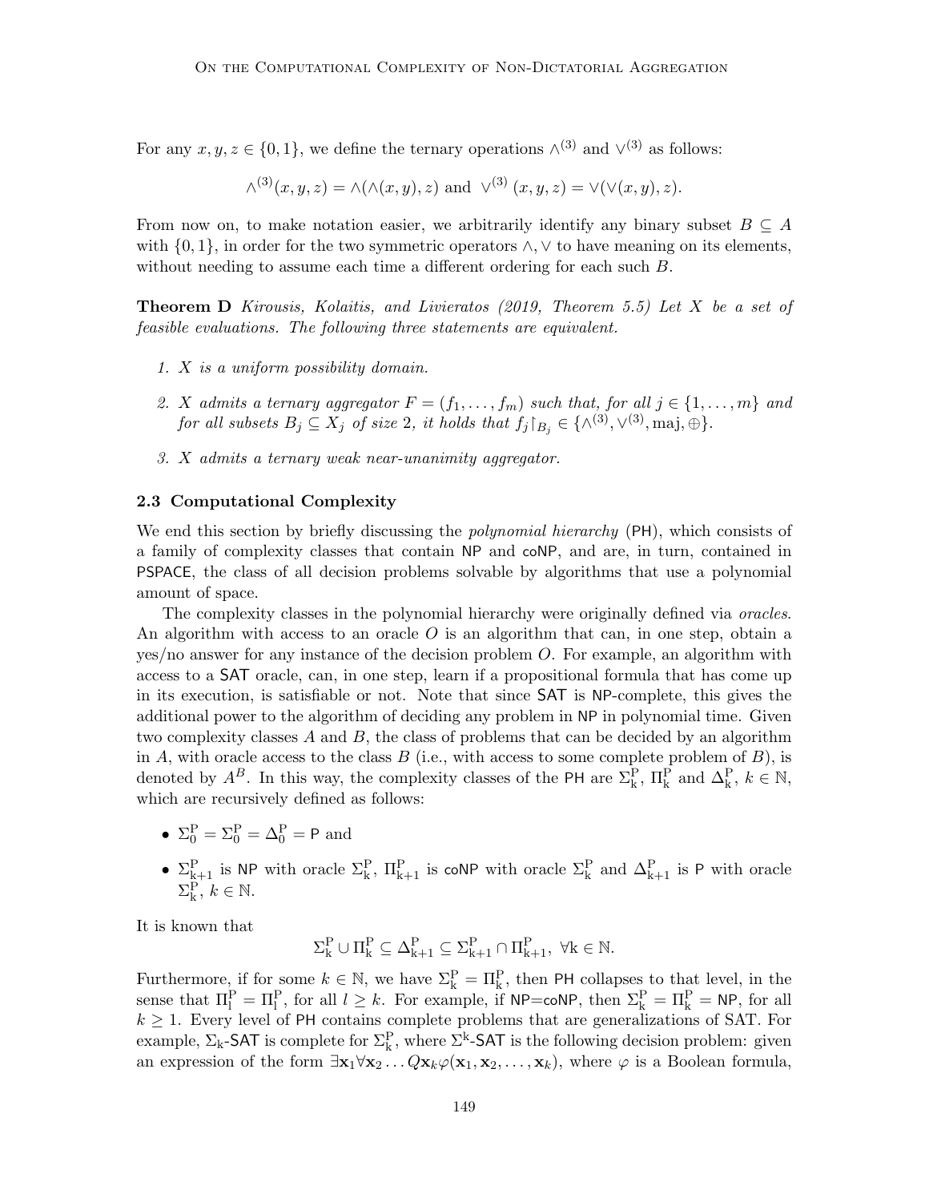For any $x, y, z \in \{0, 1\}$, we define the ternary operations $\wedge^{(3)}$ and $\vee^{(3)}$ as follows:

$$\wedge^{(3)}(x, y, z) = \wedge(\wedge(x, y), z) \text{ and } \vee^{(3)}(x, y, z) = \vee(\vee(x, y), z).$$

From now on, to make notation easier, we arbitrarily identify any binary subset $B \subseteq A$ with $\{0, 1\}$, in order for the two symmetric operators $\wedge, \vee$ to have meaning on its elements, without needing to assume each time a different ordering for each such $B$.

**Theorem D** *Kirousis, Kolaitis, and Livieratos (2019, Theorem 5.5) Let $X$ be a set of feasible evaluations. The following three statements are equivalent.*

1. *$X$ is a uniform possibility domain.*
2. *$X$ admits a ternary aggregator $F = (f_1, \ldots, f_m)$ such that, for all $j \in \{1, \ldots, m\}$ and for all subsets $B_j \subseteq X_j$ of size 2, it holds that $f_j\restriction_{B_j} \in \{\wedge^{(3)}, \vee^{(3)}, \mathrm{maj}, \oplus\}$.*
3. *$X$ admits a ternary weak near-unanimity aggregator.*

### 2.3 Computational Complexity

We end this section by briefly discussing the *polynomial hierarchy* (PH), which consists of a family of complexity classes that contain NP and coNP, and are, in turn, contained in PSPACE, the class of all decision problems solvable by algorithms that use a polynomial amount of space.

The complexity classes in the polynomial hierarchy were originally defined via *oracles*. An algorithm with access to an oracle $O$ is an algorithm that can, in one step, obtain a yes/no answer for any instance of the decision problem $O$. For example, an algorithm with access to a SAT oracle, can, in one step, learn if a propositional formula that has come up in its execution, is satisfiable or not. Note that since SAT is NP-complete, this gives the additional power to the algorithm of deciding any problem in NP in polynomial time. Given two complexity classes $A$ and $B$, the class of problems that can be decided by an algorithm in $A$, with oracle access to the class $B$ (i.e., with access to some complete problem of $B$), is denoted by $A^B$. In this way, the complexity classes of the PH are $\Sigma^{\mathrm{P}}_{\mathrm{k}}$, $\Pi^{\mathrm{P}}_{\mathrm{k}}$ and $\Delta^{\mathrm{P}}_{\mathrm{k}}$, $k \in \mathbb{N}$, which are recursively defined as follows:

- $\Sigma^{\mathrm{P}}_0 = \Sigma^{\mathrm{P}}_0 = \Delta^{\mathrm{P}}_0 = \mathsf{P}$ and
- $\Sigma^{\mathrm{P}}_{\mathrm{k+1}}$ is NP with oracle $\Sigma^{\mathrm{P}}_{\mathrm{k}}$, $\Pi^{\mathrm{P}}_{\mathrm{k+1}}$ is coNP with oracle $\Sigma^{\mathrm{P}}_{\mathrm{k}}$ and $\Delta^{\mathrm{P}}_{\mathrm{k+1}}$ is P with oracle $\Sigma^{\mathrm{P}}_{\mathrm{k}}$, $k \in \mathbb{N}$.

It is known that

$$\Sigma^{\mathrm{P}}_{\mathrm{k}} \cup \Pi^{\mathrm{P}}_{\mathrm{k}} \subseteq \Delta^{\mathrm{P}}_{\mathrm{k+1}} \subseteq \Sigma^{\mathrm{P}}_{\mathrm{k+1}} \cap \Pi^{\mathrm{P}}_{\mathrm{k+1}}, \ \forall \mathrm{k} \in \mathbb{N}.$$

Furthermore, if for some $k \in \mathbb{N}$, we have $\Sigma^{\mathrm{P}}_{\mathrm{k}} = \Pi^{\mathrm{P}}_{\mathrm{k}}$, then PH collapses to that level, in the sense that $\Pi^{\mathrm{P}}_{\mathrm{l}} = \Pi^{\mathrm{P}}_{\mathrm{l}}$, for all $l \geq k$. For example, if NP=coNP, then $\Sigma^{\mathrm{P}}_{\mathrm{k}} = \Pi^{\mathrm{P}}_{\mathrm{k}} = \mathsf{NP}$, for all $k \geq 1$. Every level of PH contains complete problems that are generalizations of SAT. For example, $\Sigma_{\mathrm{k}}$-SAT is complete for $\Sigma^{\mathrm{P}}_{\mathrm{k}}$, where $\Sigma^{\mathrm{k}}$-SAT is the following decision problem: given an expression of the form $\exists \mathbf{x}_1 \forall \mathbf{x}_2 \ldots Q\mathbf{x}_k \varphi(\mathbf{x}_1, \mathbf{x}_2, \ldots, \mathbf{x}_k)$, where $\varphi$ is a Boolean formula,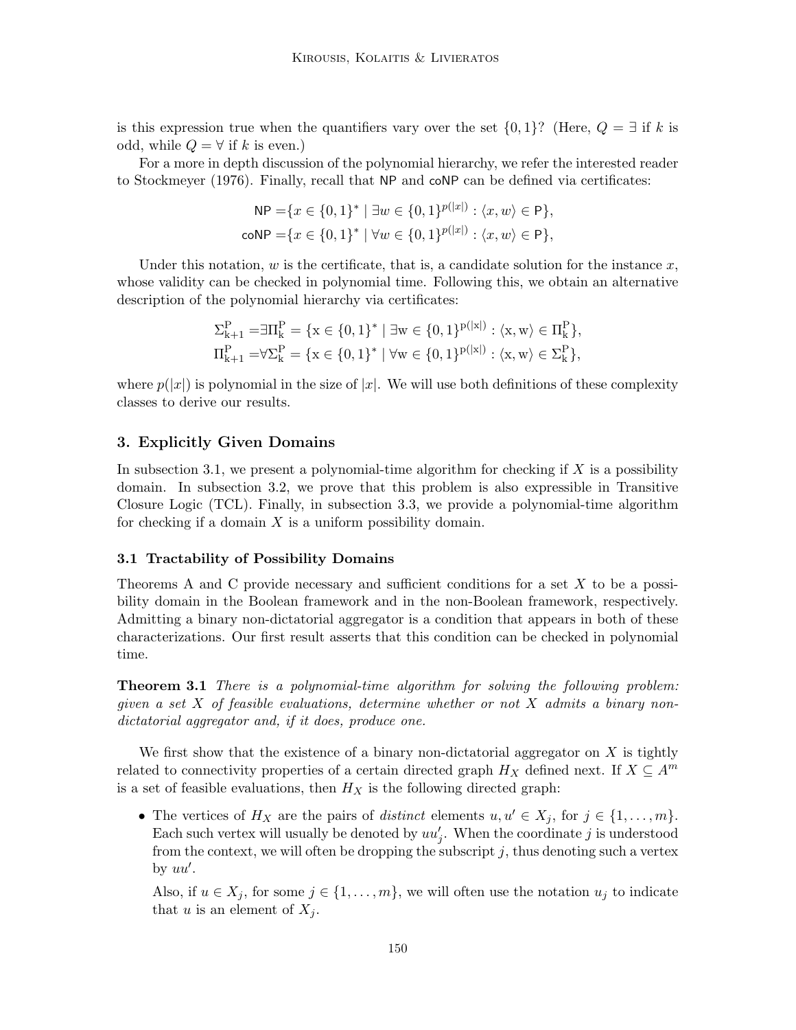is this expression true when the quantifiers vary over the set $\{0, 1\}$? (Here, $Q = \exists$ if $k$ is odd, while $Q = \forall$ if $k$ is even.)

For a more in depth discussion of the polynomial hierarchy, we refer the interested reader to Stockmeyer (1976). Finally, recall that NP and coNP can be defined via certificates:

$$\mathsf{NP} = \{x \in \{0,1\}^* \mid \exists w \in \{0,1\}^{p(|x|)} : \langle x, w \rangle \in \mathsf{P}\},$$
$$\mathsf{coNP} = \{x \in \{0,1\}^* \mid \forall w \in \{0,1\}^{p(|x|)} : \langle x, w \rangle \in \mathsf{P}\},$$

Under this notation, $w$ is the certificate, that is, a candidate solution for the instance $x$, whose validity can be checked in polynomial time. Following this, we obtain an alternative description of the polynomial hierarchy via certificates:

$$\Sigma^{\mathrm{P}}_{\mathrm{k+1}} = \exists \Pi^{\mathrm{P}}_{\mathrm{k}} = \{\mathrm{x} \in \{0,1\}^* \mid \exists \mathrm{w} \in \{0,1\}^{\mathrm{p}(|\mathrm{x}|)} : \langle \mathrm{x}, \mathrm{w} \rangle \in \Pi^{\mathrm{P}}_{\mathrm{k}}\},$$
$$\Pi^{\mathrm{P}}_{\mathrm{k+1}} = \forall \Sigma^{\mathrm{P}}_{\mathrm{k}} = \{\mathrm{x} \in \{0,1\}^* \mid \forall \mathrm{w} \in \{0,1\}^{\mathrm{p}(|\mathrm{x}|)} : \langle \mathrm{x}, \mathrm{w} \rangle \in \Sigma^{\mathrm{P}}_{\mathrm{k}}\},$$

where $p(|x|)$ is polynomial in the size of $|x|$. We will use both definitions of these complexity classes to derive our results.

## 3. Explicitly Given Domains

In subsection 3.1, we present a polynomial-time algorithm for checking if $X$ is a possibility domain. In subsection 3.2, we prove that this problem is also expressible in Transitive Closure Logic (TCL). Finally, in subsection 3.3, we provide a polynomial-time algorithm for checking if a domain $X$ is a uniform possibility domain.

### 3.1 Tractability of Possibility Domains

Theorems A and C provide necessary and sufficient conditions for a set $X$ to be a possibility domain in the Boolean framework and in the non-Boolean framework, respectively. Admitting a binary non-dictatorial aggregator is a condition that appears in both of these characterizations. Our first result asserts that this condition can be checked in polynomial time.

**Theorem 3.1** *There is a polynomial-time algorithm for solving the following problem: given a set $X$ of feasible evaluations, determine whether or not $X$ admits a binary non-dictatorial aggregator and, if it does, produce one.*

We first show that the existence of a binary non-dictatorial aggregator on $X$ is tightly related to connectivity properties of a certain directed graph $H_X$ defined next. If $X \subseteq A^m$ is a set of feasible evaluations, then $H_X$ is the following directed graph:

- The vertices of $H_X$ are the pairs of *distinct* elements $u, u' \in X_j$, for $j \in \{1, \ldots, m\}$. Each such vertex will usually be denoted by $uu'_j$. When the coordinate $j$ is understood from the context, we will often be dropping the subscript $j$, thus denoting such a vertex by $uu'$.

  Also, if $u \in X_j$, for some $j \in \{1, \ldots, m\}$, we will often use the notation $u_j$ to indicate that $u$ is an element of $X_j$.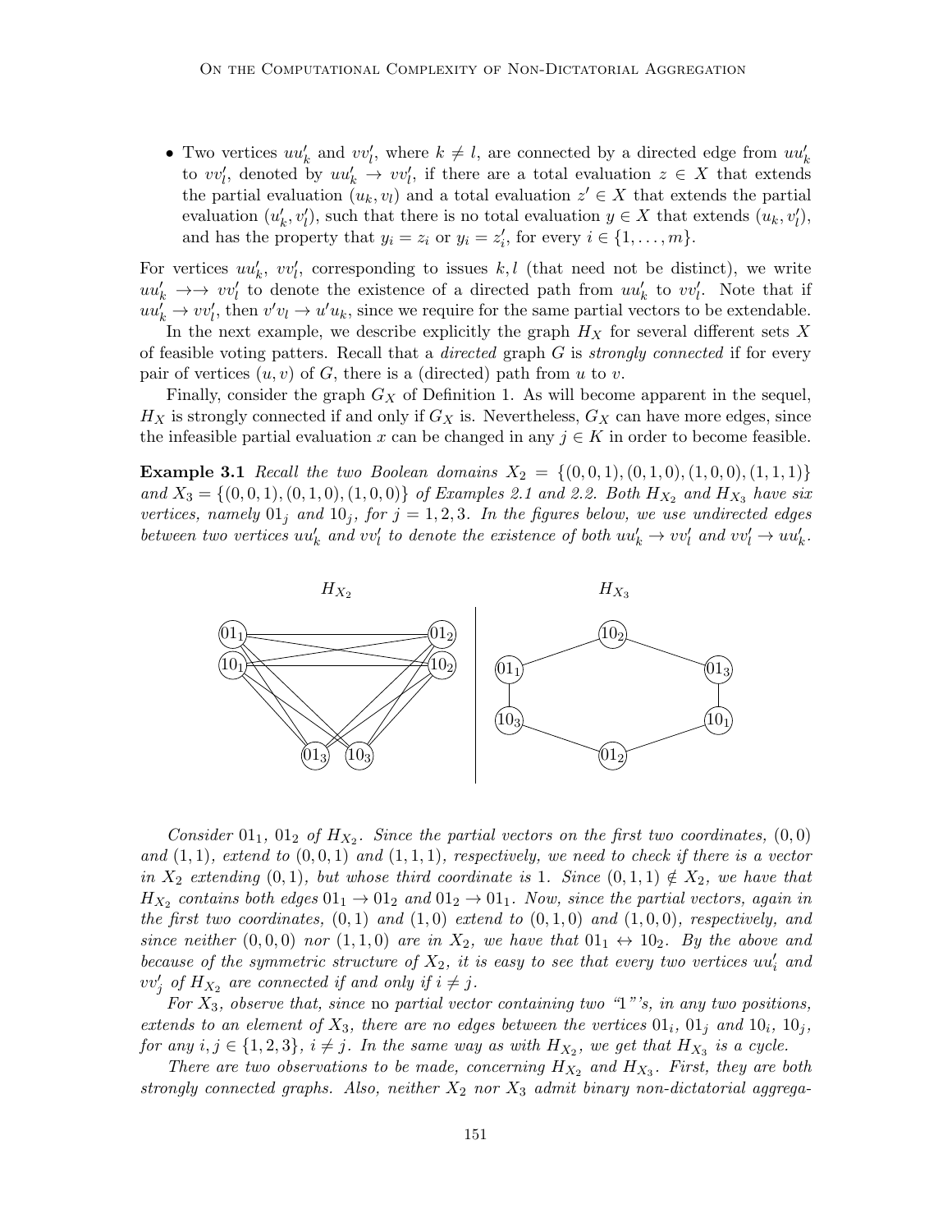- Two vertices $uu'_k$ and $vv'_l$, where $k \neq l$, are connected by a directed edge from $uu'_k$ to $vv'_l$, denoted by $uu'_k \to vv'_l$, if there are a total evaluation $z \in X$ that extends the partial evaluation $(u_k, v_l)$ and a total evaluation $z' \in X$ that extends the partial evaluation $(u'_k, v'_l)$, such that there is no total evaluation $y \in X$ that extends $(u_k, v'_l)$, and has the property that $y_i = z_i$ or $y_i = z'_i$, for every $i \in \{1, \ldots, m\}$.

For vertices $uu'_k$, $vv'_l$, corresponding to issues $k, l$ (that need not be distinct), we write $uu'_k \to\!\!\to vv'_l$ to denote the existence of a directed path from $uu'_k$ to $vv'_l$. Note that if $uu'_k \to vv'_l$, then $v'v_l \to u'u_k$, since we require for the same partial vectors to be extendable.

In the next example, we describe explicitly the graph $H_X$ for several different sets $X$ of feasible voting patters. Recall that a *directed* graph $G$ is *strongly connected* if for every pair of vertices $(u, v)$ of $G$, there is a (directed) path from $u$ to $v$.

Finally, consider the graph $G_X$ of Definition 1. As will become apparent in the sequel, $H_X$ is strongly connected if and only if $G_X$ is. Nevertheless, $G_X$ can have more edges, since the infeasible partial evaluation $x$ can be changed in any $j \in K$ in order to become feasible.

**Example 3.1** *Recall the two Boolean domains $X_2 = \{(0,0,1), (0,1,0), (1,0,0), (1,1,1)\}$ and $X_3 = \{(0,0,1), (0,1,0), (1,0,0)\}$ of Examples 2.1 and 2.2. Both $H_{X_2}$ and $H_{X_3}$ have six vertices, namely $01_j$ and $10_j$, for $j = 1, 2, 3$. In the figures below, we use undirected edges between two vertices $uu'_k$ and $vv'_l$ to denote the existence of both $uu'_k \to vv'_l$ and $vv'_l \to uu'_k$.*

$H_{X_2}$ $\qquad\qquad$ $H_{X_3}$

*Consider $01_1$, $01_2$ of $H_{X_2}$. Since the partial vectors on the first two coordinates, $(0,0)$ and $(1,1)$, extend to $(0,0,1)$ and $(1,1,1)$, respectively, we need to check if there is a vector in $X_2$ extending $(0,1)$, but whose third coordinate is 1. Since $(0,1,1) \notin X_2$, we have that $H_{X_2}$ contains both edges $01_1 \to 01_2$ and $01_2 \to 01_1$. Now, since the partial vectors, again in the first two coordinates, $(0,1)$ and $(1,0)$ extend to $(0,1,0)$ and $(1,0,0)$, respectively, and since neither $(0,0,0)$ nor $(1,1,0)$ are in $X_2$, we have that $01_1 \leftrightarrow 10_2$. By the above and because of the symmetric structure of $X_2$, it is easy to see that every two vertices $uu'_i$ and $vv'_j$ of $H_{X_2}$ are connected if and only if $i \neq j$.*

*For $X_3$, observe that, since* no *partial vector containing two "1"'s, in any two positions, extends to an element of $X_3$, there are no edges between the vertices $01_i$, $01_j$ and $10_i$, $10_j$, for any $i, j \in \{1, 2, 3\}$, $i \neq j$. In the same way as with $H_{X_2}$, we get that $H_{X_3}$ is a cycle.*

*There are two observations to be made, concerning $H_{X_2}$ and $H_{X_3}$. First, they are both strongly connected graphs. Also, neither $X_2$ nor $X_3$ admit binary non-dictatorial aggrega-*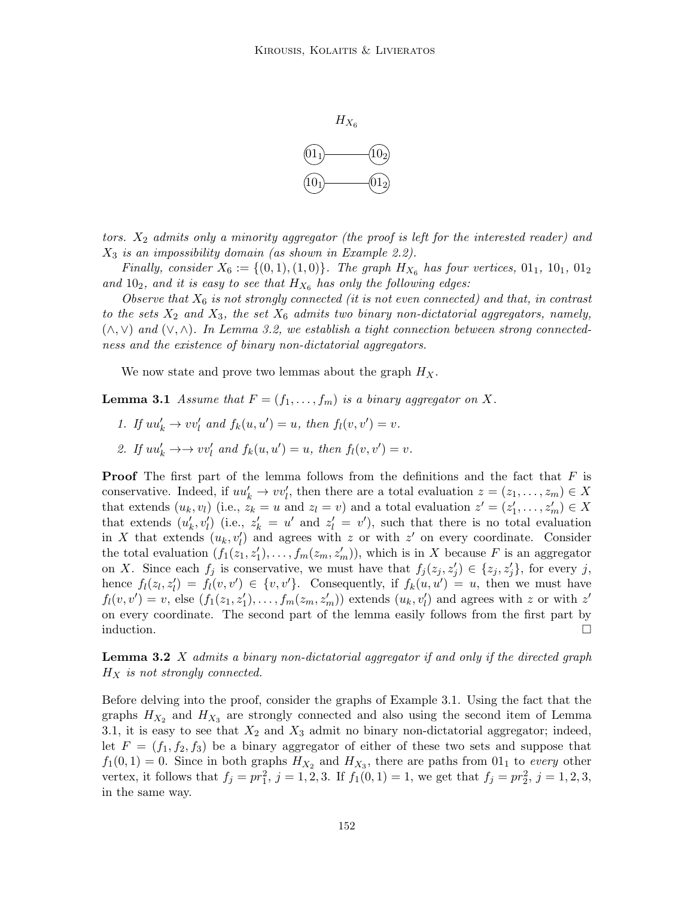$H_{X_6}$

$01_1$ ——— $10_2$

$10_1$ ——— $01_2$

*tors. $X_2$ admits only a minority aggregator (the proof is left for the interested reader) and $X_3$ is an impossibility domain (as shown in Example 2.2).*

*Finally, consider $X_6 := \{(0,1),(1,0)\}$. The graph $H_{X_6}$ has four vertices, $01_1$, $10_1$, $01_2$ and $10_2$, and it is easy to see that $H_{X_6}$ has only the following edges:*

*Observe that $X_6$ is not strongly connected (it is not even connected) and that, in contrast to the sets $X_2$ and $X_3$, the set $X_6$ admits two binary non-dictatorial aggregators, namely, $(\wedge, \vee)$ and $(\vee, \wedge)$. In Lemma 3.2, we establish a tight connection between strong connectedness and the existence of binary non-dictatorial aggregators.*

We now state and prove two lemmas about the graph $H_X$.

**Lemma 3.1** *Assume that $F = (f_1, \ldots, f_m)$ is a binary aggregator on $X$.*

1. *If $uu'_k \to vv'_l$ and $f_k(u,u') = u$, then $f_l(v,v') = v$.*
2. *If $uu'_k \to\to vv'_l$ and $f_k(u,u') = u$, then $f_l(v,v') = v$.*

**Proof** The first part of the lemma follows from the definitions and the fact that $F$ is conservative. Indeed, if $uu'_k \to vv'_l$, then there are a total evaluation $z = (z_1, \ldots, z_m) \in X$ that extends $(u_k, v_l)$ (i.e., $z_k = u$ and $z_l = v$) and a total evaluation $z' = (z'_1, \ldots, z'_m) \in X$ that extends $(u'_k, v'_l)$ (i.e., $z'_k = u'$ and $z'_l = v'$), such that there is no total evaluation in $X$ that extends $(u_k, v'_l)$ and agrees with $z$ or with $z'$ on every coordinate. Consider the total evaluation $(f_1(z_1, z'_1), \ldots, f_m(z_m, z'_m))$, which is in $X$ because $F$ is an aggregator on $X$. Since each $f_j$ is conservative, we must have that $f_j(z_j, z'_j) \in \{z_j, z'_j\}$, for every $j$, hence $f_l(z_l, z'_l) = f_l(v, v') \in \{v, v'\}$. Consequently, if $f_k(u,u') = u$, then we must have $f_l(v,v') = v$, else $(f_1(z_1, z'_1), \ldots, f_m(z_m, z'_m))$ extends $(u_k, v'_l)$ and agrees with $z$ or with $z'$ on every coordinate. The second part of the lemma easily follows from the first part by induction. $\square$

**Lemma 3.2** *$X$ admits a binary non-dictatorial aggregator if and only if the directed graph $H_X$ is not strongly connected.*

Before delving into the proof, consider the graphs of Example 3.1. Using the fact that the graphs $H_{X_2}$ and $H_{X_3}$ are strongly connected and also using the second item of Lemma 3.1, it is easy to see that $X_2$ and $X_3$ admit no binary non-dictatorial aggregator; indeed, let $F = (f_1, f_2, f_3)$ be a binary aggregator of either of these two sets and suppose that $f_1(0,1) = 0$. Since in both graphs $H_{X_2}$ and $H_{X_3}$, there are paths from $01_1$ to *every* other vertex, it follows that $f_j = pr^2_1$, $j = 1, 2, 3$. If $f_1(0,1) = 1$, we get that $f_j = pr^2_2$, $j = 1, 2, 3$, in the same way.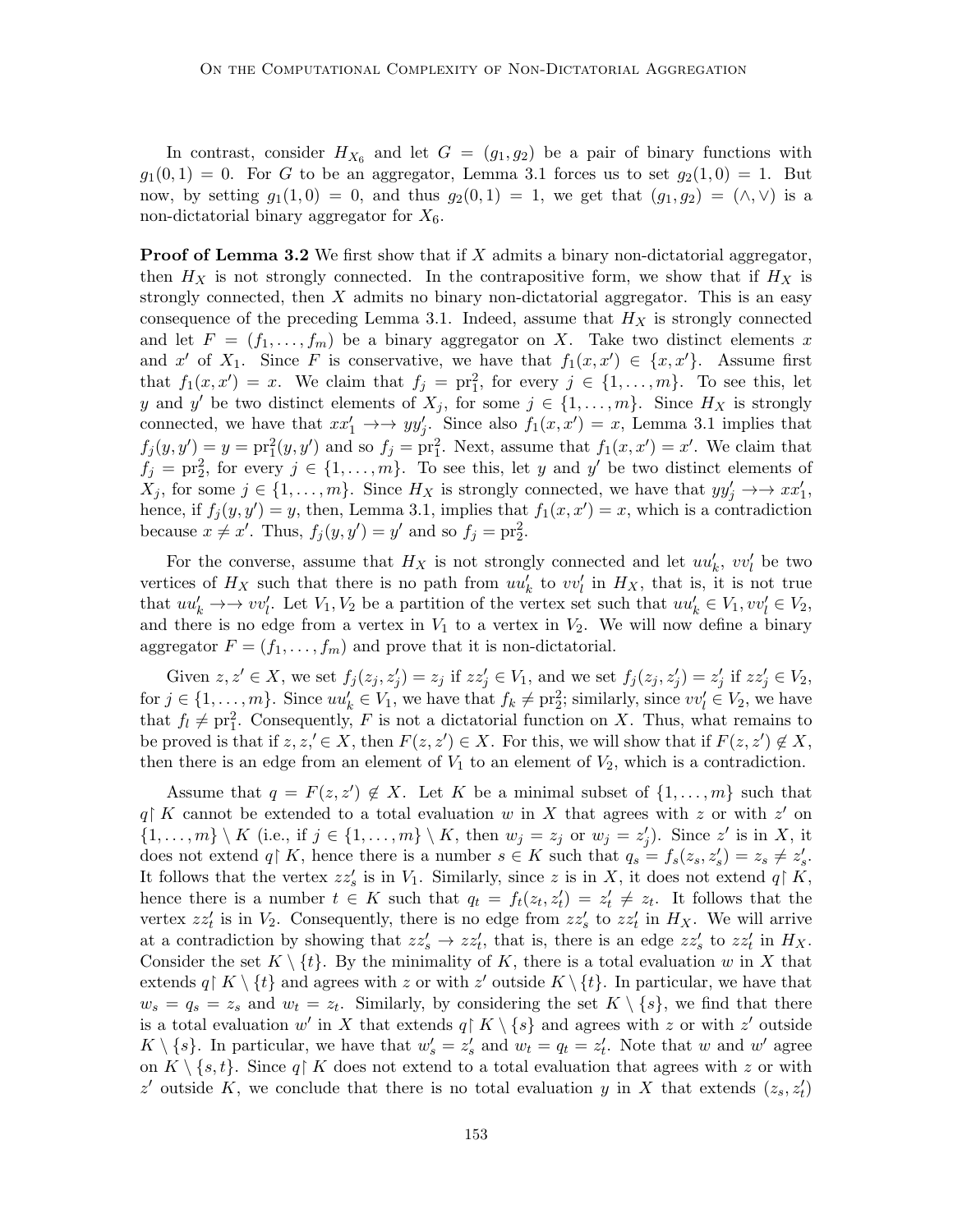In contrast, consider $H_{X_6}$ and let $G = (g_1, g_2)$ be a pair of binary functions with $g_1(0,1) = 0$. For $G$ to be an aggregator, Lemma 3.1 forces us to set $g_2(1,0) = 1$. But now, by setting $g_1(1,0) = 0$, and thus $g_2(0,1) = 1$, we get that $(g_1, g_2) = (\wedge, \vee)$ is a non-dictatorial binary aggregator for $X_6$.

**Proof of Lemma 3.2** We first show that if $X$ admits a binary non-dictatorial aggregator, then $H_X$ is not strongly connected. In the contrapositive form, we show that if $H_X$ is strongly connected, then $X$ admits no binary non-dictatorial aggregator. This is an easy consequence of the preceding Lemma 3.1. Indeed, assume that $H_X$ is strongly connected and let $F = (f_1, \ldots, f_m)$ be a binary aggregator on $X$. Take two distinct elements $x$ and $x'$ of $X_1$. Since $F$ is conservative, we have that $f_1(x, x') \in \{x, x'\}$. Assume first that $f_1(x, x') = x$. We claim that $f_j = \mathrm{pr}_1^2$, for every $j \in \{1, \ldots, m\}$. To see this, let $y$ and $y'$ be two distinct elements of $X_j$, for some $j \in \{1, \ldots, m\}$. Since $H_X$ is strongly connected, we have that $xx'_1 \rightarrow\rightarrow yy'_j$. Since also $f_1(x, x') = x$, Lemma 3.1 implies that $f_j(y, y') = y = \mathrm{pr}_1^2(y, y')$ and so $f_j = \mathrm{pr}_1^2$. Next, assume that $f_1(x, x') = x'$. We claim that $f_j = \mathrm{pr}_2^2$, for every $j \in \{1, \ldots, m\}$. To see this, let $y$ and $y'$ be two distinct elements of $X_j$, for some $j \in \{1, \ldots, m\}$. Since $H_X$ is strongly connected, we have that $yy'_j \rightarrow\rightarrow xx'_1$, hence, if $f_j(y, y') = y$, then, Lemma 3.1, implies that $f_1(x, x') = x$, which is a contradiction because $x \neq x'$. Thus, $f_j(y, y') = y'$ and so $f_j = \mathrm{pr}_2^2$.

For the converse, assume that $H_X$ is not strongly connected and let $uu'_k$, $vv'_l$ be two vertices of $H_X$ such that there is no path from $uu'_k$ to $vv'_l$ in $H_X$, that is, it is not true that $uu'_k \rightarrow\rightarrow vv'_l$. Let $V_1, V_2$ be a partition of the vertex set such that $uu'_k \in V_1, vv'_l \in V_2$, and there is no edge from a vertex in $V_1$ to a vertex in $V_2$. We will now define a binary aggregator $F = (f_1, \ldots, f_m)$ and prove that it is non-dictatorial.

Given $z, z' \in X$, we set $f_j(z_j, z'_j) = z_j$ if $zz'_j \in V_1$, and we set $f_j(z_j, z'_j) = z'_j$ if $zz'_j \in V_2$, for $j \in \{1, \ldots, m\}$. Since $uu'_k \in V_1$, we have that $f_k \neq \mathrm{pr}_2^2$; similarly, since $vv'_l \in V_2$, we have that $f_l \neq \mathrm{pr}_1^2$. Consequently, $F$ is not a dictatorial function on $X$. Thus, what remains to be proved is that if $z, z' \in X$, then $F(z, z') \in X$. For this, we will show that if $F(z, z') \notin X$, then there is an edge from an element of $V_1$ to an element of $V_2$, which is a contradiction.

Assume that $q = F(z, z') \notin X$. Let $K$ be a minimal subset of $\{1, \ldots, m\}$ such that $q{\restriction} K$ cannot be extended to a total evaluation $w$ in $X$ that agrees with $z$ or with $z'$ on $\{1, \ldots, m\} \setminus K$ (i.e., if $j \in \{1, \ldots, m\} \setminus K$, then $w_j = z_j$ or $w_j = z'_j$). Since $z'$ is in $X$, it does not extend $q{\restriction} K$, hence there is a number $s \in K$ such that $q_s = f_s(z_s, z'_s) = z_s \neq z'_s$. It follows that the vertex $zz'_s$ is in $V_1$. Similarly, since $z$ is in $X$, it does not extend $q{\restriction} K$, hence there is a number $t \in K$ such that $q_t = f_t(z_t, z'_t) = z'_t \neq z_t$. It follows that the vertex $zz'_t$ is in $V_2$. Consequently, there is no edge from $zz'_s$ to $zz'_t$ in $H_X$. We will arrive at a contradiction by showing that $zz'_s \rightarrow zz'_t$, that is, there is an edge $zz'_s$ to $zz'_t$ in $H_X$. Consider the set $K \setminus \{t\}$. By the minimality of $K$, there is a total evaluation $w$ in $X$ that extends $q{\restriction} K \setminus \{t\}$ and agrees with $z$ or with $z'$ outside $K \setminus \{t\}$. In particular, we have that $w_s = q_s = z_s$ and $w_t = z_t$. Similarly, by considering the set $K \setminus \{s\}$, we find that there is a total evaluation $w'$ in $X$ that extends $q{\restriction} K \setminus \{s\}$ and agrees with $z$ or with $z'$ outside $K \setminus \{s\}$. In particular, we have that $w'_s = z'_s$ and $w_t = q_t = z'_t$. Note that $w$ and $w'$ agree on $K \setminus \{s, t\}$. Since $q{\restriction} K$ does not extend to a total evaluation that agrees with $z$ or with $z'$ outside $K$, we conclude that there is no total evaluation $y$ in $X$ that extends $(z_s, z'_t)$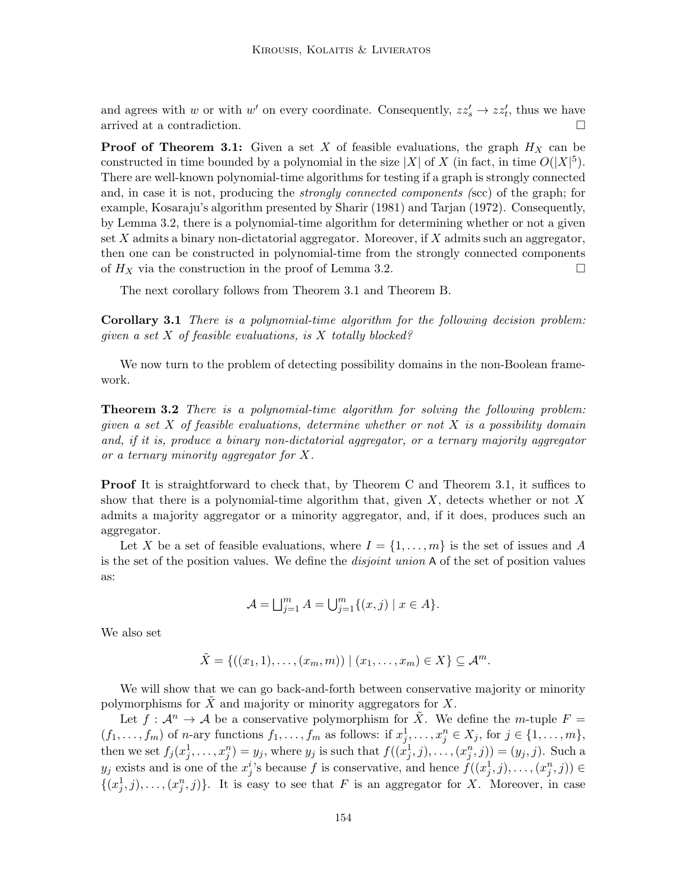and agrees with $w$ or with $w'$ on every coordinate. Consequently, $zz'_s \to zz'_t$, thus we have arrived at a contradiction. $\square$

**Proof of Theorem 3.1:** Given a set $X$ of feasible evaluations, the graph $H_X$ can be constructed in time bounded by a polynomial in the size $|X|$ of $X$ (in fact, in time $O(|X|^5)$. There are well-known polynomial-time algorithms for testing if a graph is strongly connected and, in case it is not, producing the *strongly connected components (*scc) of the graph; for example, Kosaraju's algorithm presented by Sharir (1981) and Tarjan (1972). Consequently, by Lemma 3.2, there is a polynomial-time algorithm for determining whether or not a given set $X$ admits a binary non-dictatorial aggregator. Moreover, if $X$ admits such an aggregator, then one can be constructed in polynomial-time from the strongly connected components of $H_X$ via the construction in the proof of Lemma 3.2. $\square$

The next corollary follows from Theorem 3.1 and Theorem B.

**Corollary 3.1** *There is a polynomial-time algorithm for the following decision problem: given a set $X$ of feasible evaluations, is $X$ totally blocked?*

We now turn to the problem of detecting possibility domains in the non-Boolean framework.

**Theorem 3.2** *There is a polynomial-time algorithm for solving the following problem: given a set $X$ of feasible evaluations, determine whether or not $X$ is a possibility domain and, if it is, produce a binary non-dictatorial aggregator, or a ternary majority aggregator or a ternary minority aggregator for $X$.*

**Proof** It is straightforward to check that, by Theorem C and Theorem 3.1, it suffices to show that there is a polynomial-time algorithm that, given $X$, detects whether or not $X$ admits a majority aggregator or a minority aggregator, and, if it does, produces such an aggregator.

Let $X$ be a set of feasible evaluations, where $I = \{1, \dots, m\}$ is the set of issues and $A$ is the set of the position values. We define the *disjoint union* $\mathsf{A}$ of the set of position values as:

$$\mathcal{A} = \bigsqcup_{j=1}^{m} A = \bigcup_{j=1}^{m} \{(x, j) \mid x \in A\}.$$

We also set

$$\tilde{X} = \{((x_1, 1), \dots, (x_m, m)) \mid (x_1, \dots, x_m) \in X\} \subseteq \mathcal{A}^m.$$

We will show that we can go back-and-forth between conservative majority or minority polymorphisms for $\tilde{X}$ and majority or minority aggregators for $X$.

Let $f : \mathcal{A}^n \to \mathcal{A}$ be a conservative polymorphism for $\tilde{X}$. We define the $m$-tuple $F = (f_1, \dots, f_m)$ of $n$-ary functions $f_1, \dots, f_m$ as follows: if $x_j^1, \dots, x_j^n \in X_j$, for $j \in \{1, \dots, m\}$, then we set $f_j(x_j^1, \dots, x_j^n) = y_j$, where $y_j$ is such that $f((x_j^1, j), \dots, (x_j^n, j)) = (y_j, j)$. Such a $y_j$ exists and is one of the $x_j^i$'s because $f$ is conservative, and hence $f((x_j^1, j), \dots, (x_j^n, j)) \in \{(x_j^1, j), \dots, (x_j^n, j)\}$. It is easy to see that $F$ is an aggregator for $X$. Moreover, in case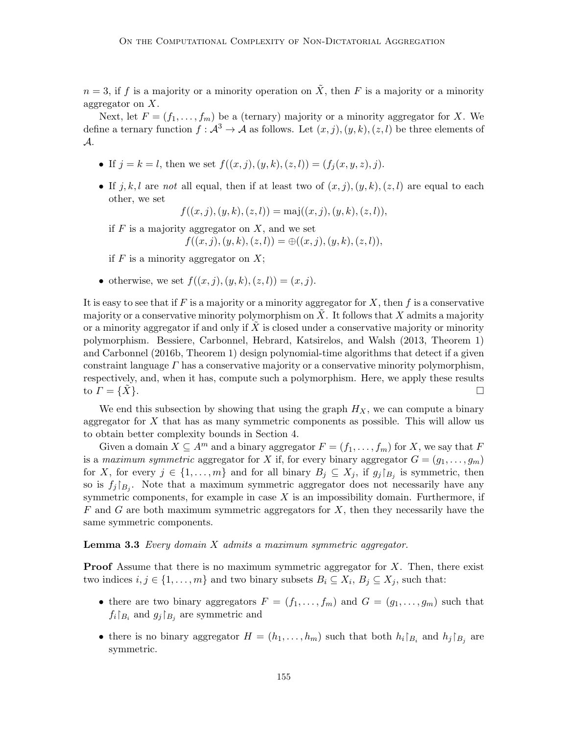$n = 3$, if $f$ is a majority or a minority operation on $\tilde{X}$, then $F$ is a majority or a minority aggregator on $X$.

Next, let $F = (f_1, \ldots, f_m)$ be a (ternary) majority or a minority aggregator for $X$. We define a ternary function $f : \mathcal{A}^3 \to \mathcal{A}$ as follows. Let $(x, j), (y, k), (z, l)$ be three elements of $\mathcal{A}$.

- If $j = k = l$, then we set $f((x, j), (y, k), (z, l)) = (f_j(x, y, z), j)$.
- If $j, k, l$ are *not* all equal, then if at least two of $(x, j), (y, k), (z, l)$ are equal to each other, we set
  $$f((x, j), (y, k), (z, l)) = \mathrm{maj}((x, j), (y, k), (z, l)),$$
  if $F$ is a majority aggregator on $X$, and we set
  $$f((x, j), (y, k), (z, l)) = \oplus((x, j), (y, k), (z, l)),$$
  if $F$ is a minority aggregator on $X$;
- otherwise, we set $f((x, j), (y, k), (z, l)) = (x, j)$.

It is easy to see that if $F$ is a majority or a minority aggregator for $X$, then $f$ is a conservative majority or a conservative minority polymorphism on $\tilde{X}$. It follows that $X$ admits a majority or a minority aggregator if and only if $\tilde{X}$ is closed under a conservative majority or minority polymorphism. Bessiere, Carbonnel, Hebrard, Katsirelos, and Walsh (2013, Theorem 1) and Carbonnel (2016b, Theorem 1) design polynomial-time algorithms that detect if a given constraint language $\Gamma$ has a conservative majority or a conservative minority polymorphism, respectively, and, when it has, compute such a polymorphism. Here, we apply these results to $\Gamma = \{\tilde{X}\}$. □

We end this subsection by showing that using the graph $H_X$, we can compute a binary aggregator for $X$ that has as many symmetric components as possible. This will allow us to obtain better complexity bounds in Section 4.

Given a domain $X \subseteq A^m$ and a binary aggregator $F = (f_1, \ldots, f_m)$ for $X$, we say that $F$ is a *maximum symmetric* aggregator for $X$ if, for every binary aggregator $G = (g_1, \ldots, g_m)$ for $X$, for every $j \in \{1, \ldots, m\}$ and for all binary $B_j \subseteq X_j$, if $g_j{\restriction}_{B_j}$ is symmetric, then so is $f_j{\restriction}_{B_j}$. Note that a maximum symmetric aggregator does not necessarily have any symmetric components, for example in case $X$ is an impossibility domain. Furthermore, if $F$ and $G$ are both maximum symmetric aggregators for $X$, then they necessarily have the same symmetric components.

**Lemma 3.3** *Every domain $X$ admits a maximum symmetric aggregator.*

**Proof** Assume that there is no maximum symmetric aggregator for $X$. Then, there exist two indices $i, j \in \{1, \ldots, m\}$ and two binary subsets $B_i \subseteq X_i$, $B_j \subseteq X_j$, such that:

- there are two binary aggregators $F = (f_1, \ldots, f_m)$ and $G = (g_1, \ldots, g_m)$ such that $f_i{\restriction}_{B_i}$ and $g_j{\restriction}_{B_j}$ are symmetric and
- there is no binary aggregator $H = (h_1, \ldots, h_m)$ such that both $h_i{\restriction}_{B_i}$ and $h_j{\restriction}_{B_j}$ are symmetric.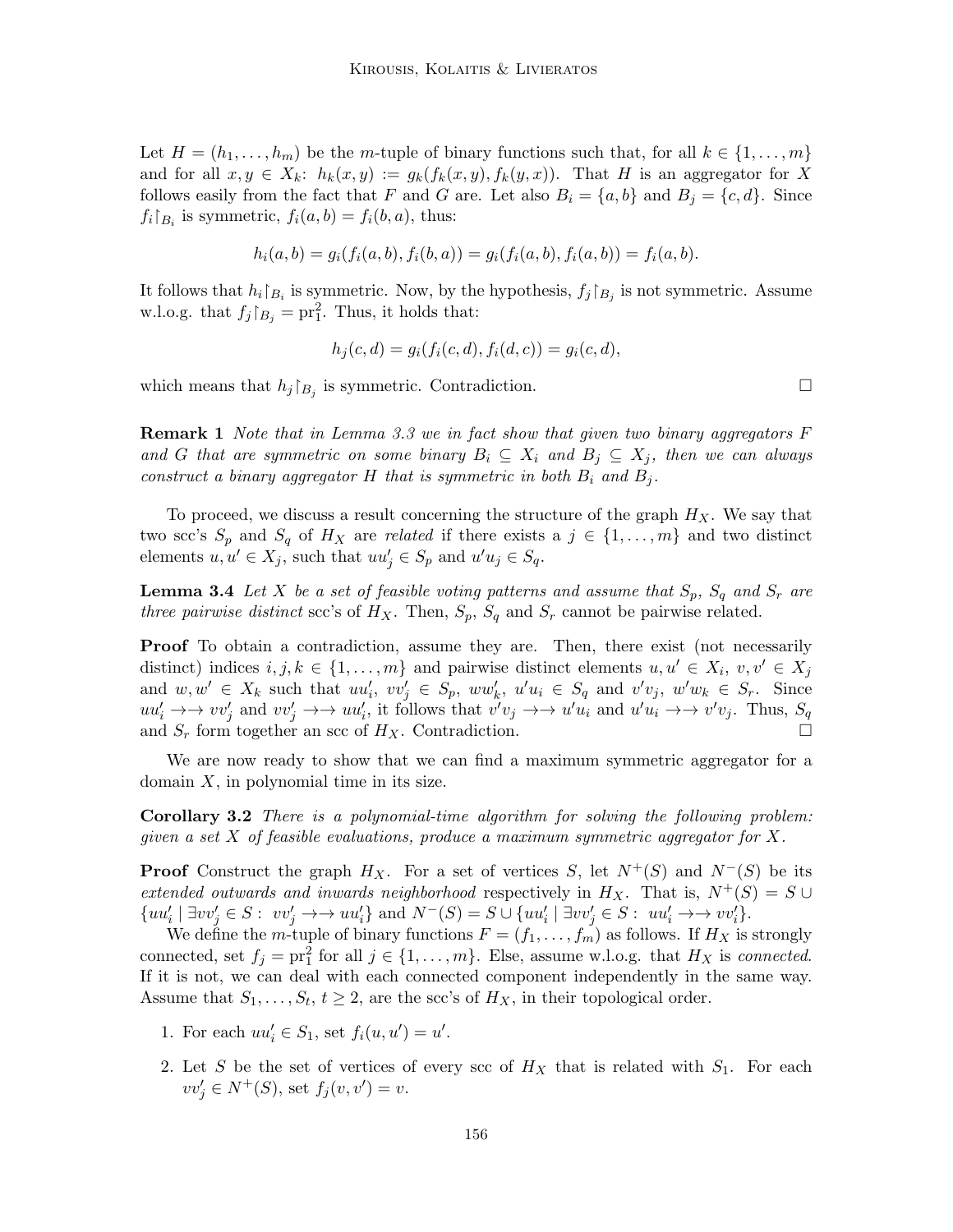Let $H = (h_1, \ldots, h_m)$ be the $m$-tuple of binary functions such that, for all $k \in \{1, \ldots, m\}$ and for all $x, y \in X_k$: $h_k(x, y) := g_k(f_k(x, y), f_k(y, x))$. That $H$ is an aggregator for $X$ follows easily from the fact that $F$ and $G$ are. Let also $B_i = \{a, b\}$ and $B_j = \{c, d\}$. Since $f_i{\restriction_{B_i}}$ is symmetric, $f_i(a, b) = f_i(b, a)$, thus:

$$h_i(a, b) = g_i(f_i(a, b), f_i(b, a)) = g_i(f_i(a, b), f_i(a, b)) = f_i(a, b).$$

It follows that $h_i{\restriction_{B_i}}$ is symmetric. Now, by the hypothesis, $f_j{\restriction_{B_j}}$ is not symmetric. Assume w.l.o.g. that $f_j{\restriction_{B_j}} = \text{pr}_1^2$. Thus, it holds that:

$$h_j(c, d) = g_i(f_i(c, d), f_i(d, c)) = g_i(c, d),$$

which means that $h_j{\restriction_{B_j}}$ is symmetric. Contradiction. $\square$

**Remark 1** *Note that in Lemma 3.3 we in fact show that given two binary aggregators $F$ and $G$ that are symmetric on some binary $B_i \subseteq X_i$ and $B_j \subseteq X_j$, then we can always construct a binary aggregator $H$ that is symmetric in both $B_i$ and $B_j$.*

To proceed, we discuss a result concerning the structure of the graph $H_X$. We say that two scc's $S_p$ and $S_q$ of $H_X$ are *related* if there exists a $j \in \{1, \ldots, m\}$ and two distinct elements $u, u' \in X_j$, such that $uu'_j \in S_p$ and $u'u_j \in S_q$.

**Lemma 3.4** *Let $X$ be a set of feasible voting patterns and assume that $S_p$, $S_q$ and $S_r$ are three pairwise distinct* scc*'s of $H_X$. Then, $S_p$, $S_q$ and $S_r$ cannot be pairwise related.*

**Proof** To obtain a contradiction, assume they are. Then, there exist (not necessarily distinct) indices $i, j, k \in \{1, \ldots, m\}$ and pairwise distinct elements $u, u' \in X_i$, $v, v' \in X_j$ and $w, w' \in X_k$ such that $uu'_i$, $vv'_j \in S_p$, $ww'_k$, $u'u_i \in S_q$ and $v'v_j$, $w'w_k \in S_r$. Since $uu'_i \to\!\!\to vv'_j$ and $vv'_j \to\!\!\to uu'_i$, it follows that $v'v_j \to\!\!\to u'u_i$ and $u'u_i \to\!\!\to v'v_j$. Thus, $S_q$ and $S_r$ form together an scc of $H_X$. Contradiction. $\square$

We are now ready to show that we can find a maximum symmetric aggregator for a domain $X$, in polynomial time in its size.

**Corollary 3.2** *There is a polynomial-time algorithm for solving the following problem: given a set $X$ of feasible evaluations, produce a maximum symmetric aggregator for $X$.*

**Proof** Construct the graph $H_X$. For a set of vertices $S$, let $N^+(S)$ and $N^-(S)$ be its *extended outwards and inwards neighborhood* respectively in $H_X$. That is, $N^+(S) = S \cup \{uu'_i \mid \exists vv'_j \in S : vv'_j \to\!\!\to uu'_i\}$ and $N^-(S) = S \cup \{uu'_i \mid \exists vv'_j \in S : uu'_i \to\!\!\to vv'_j\}$.

We define the $m$-tuple of binary functions $F = (f_1, \ldots, f_m)$ as follows. If $H_X$ is strongly connected, set $f_j = \text{pr}_1^2$ for all $j \in \{1, \ldots, m\}$. Else, assume w.l.o.g. that $H_X$ is *connected*. If it is not, we can deal with each connected component independently in the same way. Assume that $S_1, \ldots, S_t$, $t \geq 2$, are the scc's of $H_X$, in their topological order.

1. For each $uu'_i \in S_1$, set $f_i(u, u') = u'$.
2. Let $S$ be the set of vertices of every scc of $H_X$ that is related with $S_1$. For each $vv'_j \in N^+(S)$, set $f_j(v, v') = v$.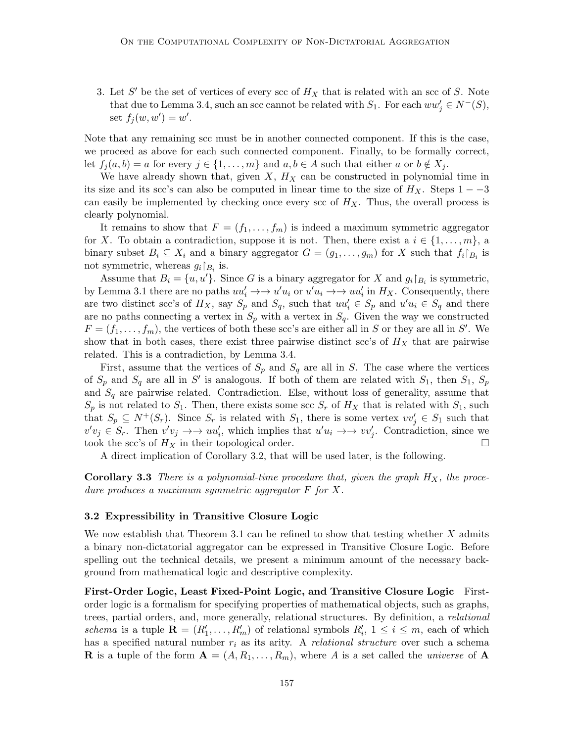3. Let $S'$ be the set of vertices of every scc of $H_X$ that is related with an scc of $S$. Note that due to Lemma 3.4, such an scc cannot be related with $S_1$. For each $ww'_j \in N^-(S)$, set $f_j(w, w') = w'$.

Note that any remaining scc must be in another connected component. If this is the case, we proceed as above for each such connected component. Finally, to be formally correct, let $f_j(a, b) = a$ for every $j \in \{1, \ldots, m\}$ and $a, b \in A$ such that either $a$ or $b \notin X_j$.

We have already shown that, given $X$, $H_X$ can be constructed in polynomial time in its size and its scc's can also be computed in linear time to the size of $H_X$. Steps $1 - -3$ can easily be implemented by checking once every scc of $H_X$. Thus, the overall process is clearly polynomial.

It remains to show that $F = (f_1, \ldots, f_m)$ is indeed a maximum symmetric aggregator for $X$. To obtain a contradiction, suppose it is not. Then, there exist a $i \in \{1, \ldots, m\}$, a binary subset $B_i \subseteq X_i$ and a binary aggregator $G = (g_1, \ldots, g_m)$ for $X$ such that $f_i \restriction_{B_i}$ is not symmetric, whereas $g_i \restriction_{B_i}$ is.

Assume that $B_i = \{u, u'\}$. Since $G$ is a binary aggregator for $X$ and $g_i \restriction_{B_i}$ is symmetric, by Lemma 3.1 there are no paths $uu'_i \to\to u'u_i$ or $u'u_i \to\to uu'_i$ in $H_X$. Consequently, there are two distinct scc's of $H_X$, say $S_p$ and $S_q$, such that $uu'_i \in S_p$ and $u'u_i \in S_q$ and there are no paths connecting a vertex in $S_p$ with a vertex in $S_q$. Given the way we constructed $F = (f_1, \ldots, f_m)$, the vertices of both these scc's are either all in $S$ or they are all in $S'$. We show that in both cases, there exist three pairwise distinct scc's of $H_X$ that are pairwise related. This is a contradiction, by Lemma 3.4.

First, assume that the vertices of $S_p$ and $S_q$ are all in $S$. The case where the vertices of $S_p$ and $S_q$ are all in $S'$ is analogous. If both of them are related with $S_1$, then $S_1$, $S_p$ and $S_q$ are pairwise related. Contradiction. Else, without loss of generality, assume that $S_p$ is not related to $S_1$. Then, there exists some scc $S_r$ of $H_X$ that is related with $S_1$, such that $S_p \subseteq N^+(S_r)$. Since $S_r$ is related with $S_1$, there is some vertex $vv'_j \in S_1$ such that $v'v_j \in S_r$. Then $v'v_j \to\to uu'_i$, which implies that $u'u_i \to\to vv'_j$. Contradiction, since we took the scc's of $H_X$ in their topological order. $\square$

A direct implication of Corollary 3.2, that will be used later, is the following.

**Corollary 3.3** *There is a polynomial-time procedure that, given the graph $H_X$, the procedure produces a maximum symmetric aggregator $F$ for $X$.*

### 3.2 Expressibility in Transitive Closure Logic

We now establish that Theorem 3.1 can be refined to show that testing whether $X$ admits a binary non-dictatorial aggregator can be expressed in Transitive Closure Logic. Before spelling out the technical details, we present a minimum amount of the necessary background from mathematical logic and descriptive complexity.

**First-Order Logic, Least Fixed-Point Logic, and Transitive Closure Logic** First-order logic is a formalism for specifying properties of mathematical objects, such as graphs, trees, partial orders, and, more generally, relational structures. By definition, a *relational schema* is a tuple $\mathbf{R} = (R'_1, \ldots, R'_m)$ of relational symbols $R'_i$, $1 \leq i \leq m$, each of which has a specified natural number $r_i$ as its arity. A *relational structure* over such a schema $\mathbf{R}$ is a tuple of the form $\mathbf{A} = (A, R_1, \ldots, R_m)$, where $A$ is a set called the *universe* of $\mathbf{A}$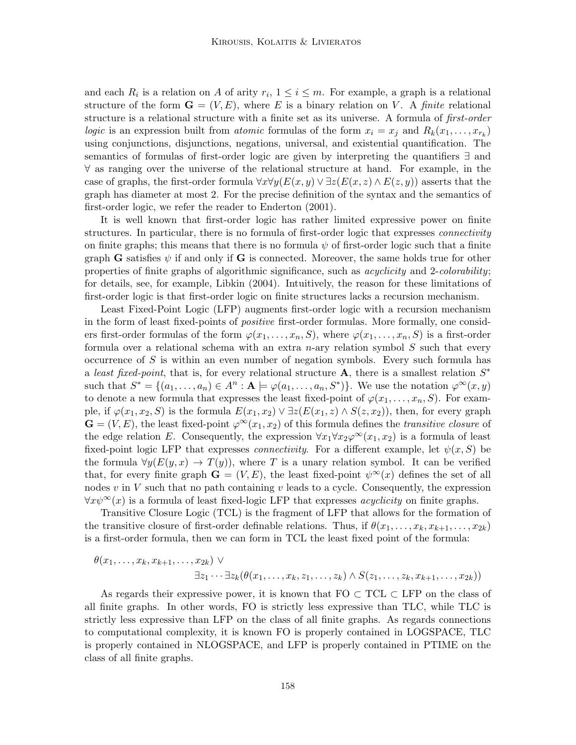and each $R_i$ is a relation on $A$ of arity $r_i$, $1 \leq i \leq m$. For example, a graph is a relational structure of the form $\mathbf{G} = (V, E)$, where $E$ is a binary relation on $V$. A *finite* relational structure is a relational structure with a finite set as its universe. A formula of *first-order logic* is an expression built from *atomic* formulas of the form $x_i = x_j$ and $R_k(x_1, \ldots, x_{r_k})$ using conjunctions, disjunctions, negations, universal, and existential quantification. The semantics of formulas of first-order logic are given by interpreting the quantifiers $\exists$ and $\forall$ as ranging over the universe of the relational structure at hand. For example, in the case of graphs, the first-order formula $\forall x \forall y (E(x,y) \vee \exists z (E(x,z) \wedge E(z,y))$ asserts that the graph has diameter at most 2. For the precise definition of the syntax and the semantics of first-order logic, we refer the reader to Enderton (2001).

It is well known that first-order logic has rather limited expressive power on finite structures. In particular, there is no formula of first-order logic that expresses *connectivity* on finite graphs; this means that there is no formula $\psi$ of first-order logic such that a finite graph $\mathbf{G}$ satisfies $\psi$ if and only if $\mathbf{G}$ is connected. Moreover, the same holds true for other properties of finite graphs of algorithmic significance, such as *acyclicity* and 2-*colorability*; for details, see, for example, Libkin (2004). Intuitively, the reason for these limitations of first-order logic is that first-order logic on finite structures lacks a recursion mechanism.

Least Fixed-Point Logic (LFP) augments first-order logic with a recursion mechanism in the form of least fixed-points of *positive* first-order formulas. More formally, one considers first-order formulas of the form $\varphi(x_1, \ldots, x_n, S)$, where $\varphi(x_1, \ldots, x_n, S)$ is a first-order formula over a relational schema with an extra $n$-ary relation symbol $S$ such that every occurrence of $S$ is within an even number of negation symbols. Every such formula has a *least fixed-point*, that is, for every relational structure $\mathbf{A}$, there is a smallest relation $S^*$ such that $S^* = \{(a_1, \ldots, a_n) \in A^n : \mathbf{A} \models \varphi(a_1, \ldots, a_n, S^*)\}$. We use the notation $\varphi^\infty(x, y)$ to denote a new formula that expresses the least fixed-point of $\varphi(x_1, \ldots, x_n, S)$. For example, if $\varphi(x_1, x_2, S)$ is the formula $E(x_1, x_2) \vee \exists z(E(x_1, z) \wedge S(z, x_2))$, then, for every graph $\mathbf{G} = (V, E)$, the least fixed-point $\varphi^\infty(x_1, x_2)$ of this formula defines the *transitive closure* of the edge relation $E$. Consequently, the expression $\forall x_1 \forall x_2 \varphi^\infty(x_1, x_2)$ is a formula of least fixed-point logic LFP that expresses *connectivity*. For a different example, let $\psi(x, S)$ be the formula $\forall y(E(y, x) \rightarrow T(y))$, where $T$ is a unary relation symbol. It can be verified that, for every finite graph $\mathbf{G} = (V, E)$, the least fixed-point $\psi^\infty(x)$ defines the set of all nodes $v$ in $V$ such that no path containing $v$ leads to a cycle. Consequently, the expression $\forall x \psi^\infty(x)$ is a formula of least fixed-logic LFP that expresses *acyclicity* on finite graphs.

Transitive Closure Logic (TCL) is the fragment of LFP that allows for the formation of the transitive closure of first-order definable relations. Thus, if $\theta(x_1, \ldots, x_k, x_{k+1}, \ldots, x_{2k})$ is a first-order formula, then we can form in TCL the least fixed point of the formula:

$$\theta(x_1, \ldots, x_k, x_{k+1}, \ldots, x_{2k}) \vee \\ \exists z_1 \cdots \exists z_k (\theta(x_1, \ldots, x_k, z_1, \ldots, z_k) \wedge S(z_1, \ldots, z_k, x_{k+1}, \ldots, x_{2k}))$$

As regards their expressive power, it is known that FO $\subset$ TCL $\subset$ LFP on the class of all finite graphs. In other words, FO is strictly less expressive than TLC, while TLC is strictly less expressive than LFP on the class of all finite graphs. As regards connections to computational complexity, it is known FO is properly contained in LOGSPACE, TLC is properly contained in NLOGSPACE, and LFP is properly contained in PTIME on the class of all finite graphs.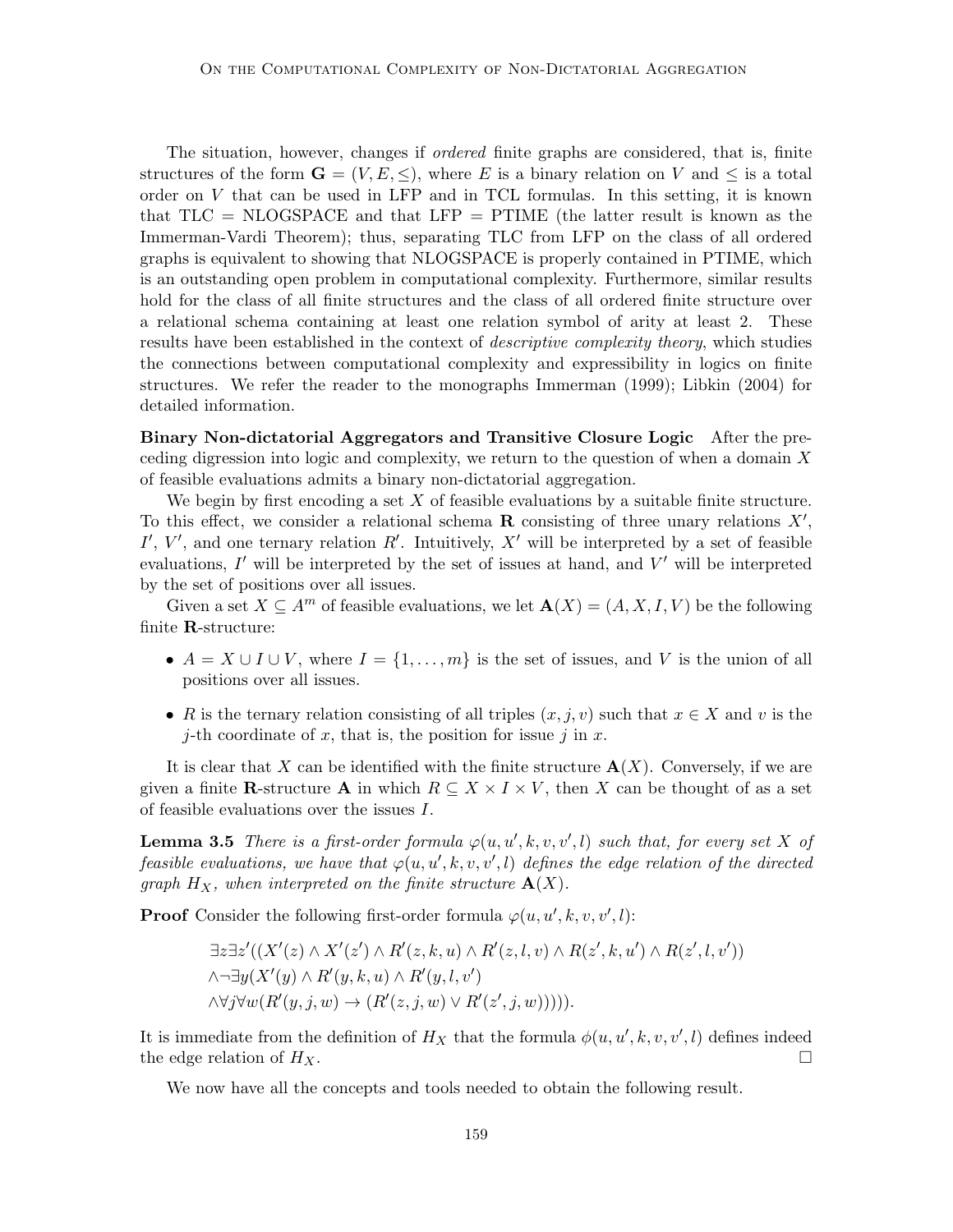The situation, however, changes if *ordered* finite graphs are considered, that is, finite structures of the form $\mathbf{G} = (V, E, \leq)$, where $E$ is a binary relation on $V$ and $\leq$ is a total order on $V$ that can be used in LFP and in TCL formulas. In this setting, it is known that TLC = NLOGSPACE and that LFP = PTIME (the latter result is known as the Immerman-Vardi Theorem); thus, separating TLC from LFP on the class of all ordered graphs is equivalent to showing that NLOGSPACE is properly contained in PTIME, which is an outstanding open problem in computational complexity. Furthermore, similar results hold for the class of all finite structures and the class of all ordered finite structure over a relational schema containing at least one relation symbol of arity at least 2. These results have been established in the context of *descriptive complexity theory*, which studies the connections between computational complexity and expressibility in logics on finite structures. We refer the reader to the monographs Immerman (1999); Libkin (2004) for detailed information.

**Binary Non-dictatorial Aggregators and Transitive Closure Logic** After the preceding digression into logic and complexity, we return to the question of when a domain $X$ of feasible evaluations admits a binary non-dictatorial aggregation.

We begin by first encoding a set $X$ of feasible evaluations by a suitable finite structure. To this effect, we consider a relational schema $\mathbf{R}$ consisting of three unary relations $X'$, $I'$, $V'$, and one ternary relation $R'$. Intuitively, $X'$ will be interpreted by a set of feasible evaluations, $I'$ will be interpreted by the set of issues at hand, and $V'$ will be interpreted by the set of positions over all issues.

Given a set $X \subseteq A^m$ of feasible evaluations, we let $\mathbf{A}(X) = (A, X, I, V)$ be the following finite $\mathbf{R}$-structure:

- $A = X \cup I \cup V$, where $I = \{1, \ldots, m\}$ is the set of issues, and $V$ is the union of all positions over all issues.
- $R$ is the ternary relation consisting of all triples $(x, j, v)$ such that $x \in X$ and $v$ is the $j$-th coordinate of $x$, that is, the position for issue $j$ in $x$.

It is clear that $X$ can be identified with the finite structure $\mathbf{A}(X)$. Conversely, if we are given a finite $\mathbf{R}$-structure $\mathbf{A}$ in which $R \subseteq X \times I \times V$, then $X$ can be thought of as a set of feasible evaluations over the issues $I$.

**Lemma 3.5** *There is a first-order formula $\varphi(u, u', k, v, v', l)$ such that, for every set $X$ of feasible evaluations, we have that $\varphi(u, u', k, v, v', l)$ defines the edge relation of the directed graph $H_X$, when interpreted on the finite structure $\mathbf{A}(X)$.*

**Proof** Consider the following first-order formula $\varphi(u, u', k, v, v', l)$:

$$
\begin{aligned}
&\exists z \exists z'((X'(z) \wedge X'(z') \wedge R'(z, k, u) \wedge R'(z, l, v) \wedge R(z', k, u') \wedge R(z', l, v')) \\
&\wedge \neg \exists y (X'(y) \wedge R'(y, k, u) \wedge R'(y, l, v') \\
&\wedge \forall j \forall w (R'(y, j, w) \rightarrow (R'(z, j, w) \vee R'(z', j, w))))).
\end{aligned}
$$

It is immediate from the definition of $H_X$ that the formula $\phi(u, u', k, v, v', l)$ defines indeed the edge relation of $H_X$. $\square$

We now have all the concepts and tools needed to obtain the following result.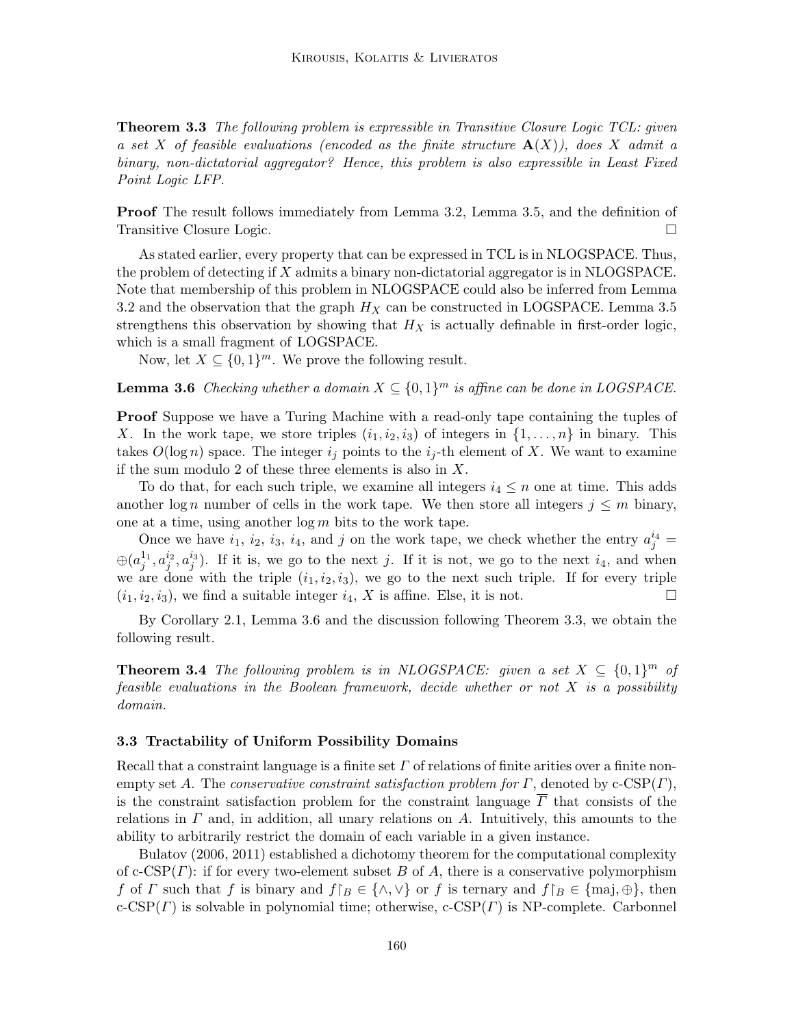**Theorem 3.3** *The following problem is expressible in Transitive Closure Logic TCL: given a set $X$ of feasible evaluations (encoded as the finite structure $\mathbf{A}(X)$), does $X$ admit a binary, non-dictatorial aggregator? Hence, this problem is also expressible in Least Fixed Point Logic LFP.*

**Proof** The result follows immediately from Lemma 3.2, Lemma 3.5, and the definition of Transitive Closure Logic. □

As stated earlier, every property that can be expressed in TCL is in NLOGSPACE. Thus, the problem of detecting if $X$ admits a binary non-dictatorial aggregator is in NLOGSPACE. Note that membership of this problem in NLOGSPACE could also be inferred from Lemma 3.2 and the observation that the graph $H_X$ can be constructed in LOGSPACE. Lemma 3.5 strengthens this observation by showing that $H_X$ is actually definable in first-order logic, which is a small fragment of LOGSPACE.

Now, let $X \subseteq \{0,1\}^m$. We prove the following result.

**Lemma 3.6** *Checking whether a domain $X \subseteq \{0,1\}^m$ is affine can be done in LOGSPACE.*

**Proof** Suppose we have a Turing Machine with a read-only tape containing the tuples of $X$. In the work tape, we store triples $(i_1, i_2, i_3)$ of integers in $\{1, \dots, n\}$ in binary. This takes $O(\log n)$ space. The integer $i_j$ points to the $i_j$-th element of $X$. We want to examine if the sum modulo 2 of these three elements is also in $X$.

To do that, for each such triple, we examine all integers $i_4 \leq n$ one at time. This adds another $\log n$ number of cells in the work tape. We then store all integers $j \leq m$ binary, one at a time, using another $\log m$ bits to the work tape.

Once we have $i_1$, $i_2$, $i_3$, $i_4$, and $j$ on the work tape, we check whether the entry $a_j^{i_4} = \oplus(a_j^{1_1}, a_j^{i_2}, a_j^{i_3})$. If it is, we go to the next $j$. If it is not, we go to the next $i_4$, and when we are done with the triple $(i_1, i_2, i_3)$, we go to the next such triple. If for every triple $(i_1, i_2, i_3)$, we find a suitable integer $i_4$, $X$ is affine. Else, it is not. □

By Corollary 2.1, Lemma 3.6 and the discussion following Theorem 3.3, we obtain the following result.

**Theorem 3.4** *The following problem is in NLOGSPACE: given a set $X \subseteq \{0,1\}^m$ of feasible evaluations in the Boolean framework, decide whether or not $X$ is a possibility domain.*

### 3.3 Tractability of Uniform Possibility Domains

Recall that a constraint language is a finite set $\Gamma$ of relations of finite arities over a finite non-empty set $A$. The *conservative constraint satisfaction problem for $\Gamma$*, denoted by c-CSP($\Gamma$), is the constraint satisfaction problem for the constraint language $\overline{\Gamma}$ that consists of the relations in $\Gamma$ and, in addition, all unary relations on $A$. Intuitively, this amounts to the ability to arbitrarily restrict the domain of each variable in a given instance.

Bulatov (2006, 2011) established a dichotomy theorem for the computational complexity of c-CSP($\Gamma$): if for every two-element subset $B$ of $A$, there is a conservative polymorphism $f$ of $\Gamma$ such that $f$ is binary and $f{\restriction}_B \in \{\wedge, \vee\}$ or $f$ is ternary and $f{\restriction}_B \in \{\text{maj}, \oplus\}$, then c-CSP($\Gamma$) is solvable in polynomial time; otherwise, c-CSP($\Gamma$) is NP-complete. Carbonnel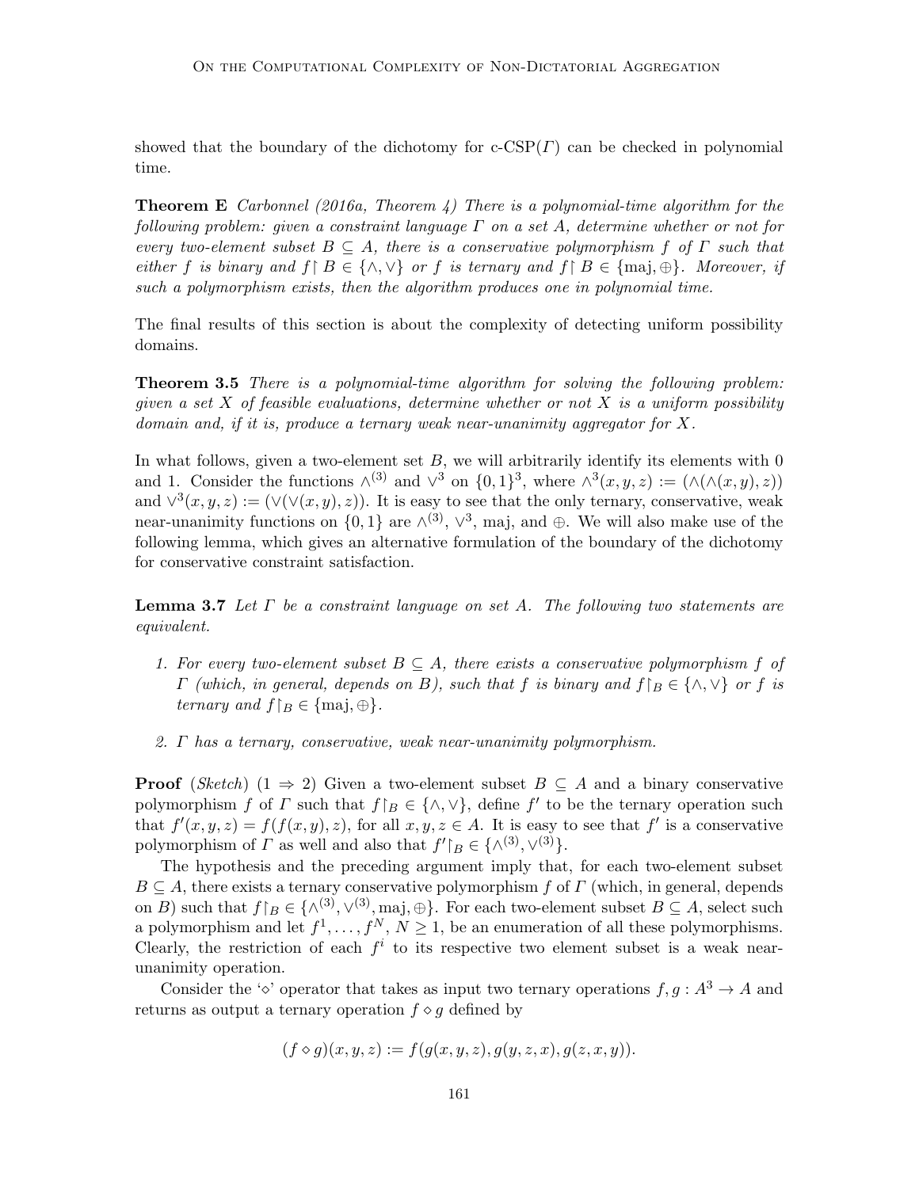showed that the boundary of the dichotomy for c-CSP($\Gamma$) can be checked in polynomial time.

**Theorem E** *Carbonnel (2016a, Theorem 4) There is a polynomial-time algorithm for the following problem: given a constraint language $\Gamma$ on a set $A$, determine whether or not for every two-element subset $B \subseteq A$, there is a conservative polymorphism $f$ of $\Gamma$ such that either $f$ is binary and $f\restriction B \in \{\wedge, \vee\}$ or $f$ is ternary and $f\restriction B \in \{\text{maj}, \oplus\}$. Moreover, if such a polymorphism exists, then the algorithm produces one in polynomial time.*

The final results of this section is about the complexity of detecting uniform possibility domains.

**Theorem 3.5** *There is a polynomial-time algorithm for solving the following problem: given a set $X$ of feasible evaluations, determine whether or not $X$ is a uniform possibility domain and, if it is, produce a ternary weak near-unanimity aggregator for $X$.*

In what follows, given a two-element set $B$, we will arbitrarily identify its elements with 0 and 1. Consider the functions $\wedge^{(3)}$ and $\vee^3$ on $\{0,1\}^3$, where $\wedge^{(3)}(x,y,z) := (\wedge(\wedge(x,y),z))$ and $\vee^3(x,y,z) := (\vee(\vee(x,y),z))$. It is easy to see that the only ternary, conservative, weak near-unanimity functions on $\{0,1\}$ are $\wedge^{(3)}$, $\vee^3$, maj, and $\oplus$. We will also make use of the following lemma, which gives an alternative formulation of the boundary of the dichotomy for conservative constraint satisfaction.

**Lemma 3.7** *Let $\Gamma$ be a constraint language on set $A$. The following two statements are equivalent.*

1. *For every two-element subset $B \subseteq A$, there exists a conservative polymorphism $f$ of $\Gamma$ (which, in general, depends on $B$), such that $f$ is binary and $f\restriction_B \in \{\wedge, \vee\}$ or $f$ is ternary and $f\restriction_B \in \{\text{maj}, \oplus\}$.*
2. *$\Gamma$ has a ternary, conservative, weak near-unanimity polymorphism.*

**Proof** (*Sketch*) ($1 \Rightarrow 2$) Given a two-element subset $B \subseteq A$ and a binary conservative polymorphism $f$ of $\Gamma$ such that $f\restriction_B \in \{\wedge, \vee\}$, define $f'$ to be the ternary operation such that $f'(x,y,z) = f(f(x,y),z)$, for all $x,y,z \in A$. It is easy to see that $f'$ is a conservative polymorphism of $\Gamma$ as well and also that $f'\restriction_B \in \{\wedge^{(3)}, \vee^{(3)}\}$.

The hypothesis and the preceding argument imply that, for each two-element subset $B \subseteq A$, there exists a ternary conservative polymorphism $f$ of $\Gamma$ (which, in general, depends on $B$) such that $f\restriction_B \in \{\wedge^{(3)}, \vee^{(3)}, \text{maj}, \oplus\}$. For each two-element subset $B \subseteq A$, select such a polymorphism and let $f^1, \dots, f^N$, $N \geq 1$, be an enumeration of all these polymorphisms. Clearly, the restriction of each $f^i$ to its respective two element subset is a weak near-unanimity operation.

Consider the '$\diamond$' operator that takes as input two ternary operations $f, g : A^3 \to A$ and returns as output a ternary operation $f \diamond g$ defined by

$$(f \diamond g)(x,y,z) := f(g(x,y,z), g(y,z,x), g(z,x,y)).$$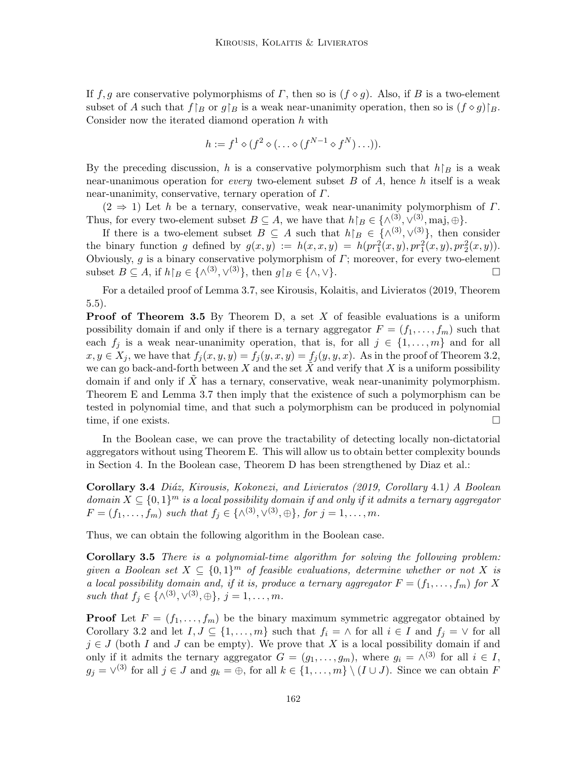If $f, g$ are conservative polymorphisms of $\Gamma$, then so is $(f \diamond g)$. Also, if $B$ is a two-element subset of $A$ such that $f{\restriction_B}$ or $g{\restriction_B}$ is a weak near-unanimity operation, then so is $(f \diamond g){\restriction_B}$. Consider now the iterated diamond operation $h$ with

$$h := f^1 \diamond (f^2 \diamond (\ldots \diamond (f^{N-1} \diamond f^N) \ldots)).$$

By the preceding discussion, $h$ is a conservative polymorphism such that $h{\restriction_B}$ is a weak near-unanimous operation for *every* two-element subset $B$ of $A$, hence $h$ itself is a weak near-unanimity, conservative, ternary operation of $\Gamma$.

($2 \Rightarrow 1$) Let $h$ be a ternary, conservative, weak near-unanimity polymorphism of $\Gamma$. Thus, for every two-element subset $B \subseteq A$, we have that $h{\restriction_B} \in \{\wedge^{(3)}, \vee^{(3)}, \text{maj}, \oplus\}$.

If there is a two-element subset $B \subseteq A$ such that $h{\restriction_B} \in \{\wedge^{(3)}, \vee^{(3)}\}$, then consider the binary function $g$ defined by $g(x, y) := h(x, x, y) = h(pr_1^2(x, y), pr_1^2(x, y), pr_2^2(x, y))$. Obviously, $g$ is a binary conservative polymorphism of $\Gamma$; moreover, for every two-element subset $B \subseteq A$, if $h{\restriction_B} \in \{\wedge^{(3)}, \vee^{(3)}\}$, then $g{\restriction_B} \in \{\wedge, \vee\}$. $\square$

For a detailed proof of Lemma 3.7, see Kirousis, Kolaitis, and Livieratos (2019, Theorem 5.5).

**Proof of Theorem 3.5** By Theorem D, a set $X$ of feasible evaluations is a uniform possibility domain if and only if there is a ternary aggregator $F = (f_1, \ldots, f_m)$ such that each $f_j$ is a weak near-unanimity operation, that is, for all $j \in \{1, \ldots, m\}$ and for all $x, y \in X_j$, we have that $f_j(x, y, y) = f_j(y, x, y) = f_j(y, y, x)$. As in the proof of Theorem 3.2, we can go back-and-forth between $X$ and the set $\tilde{X}$ and verify that $X$ is a uniform possibility domain if and only if $\tilde{X}$ has a ternary, conservative, weak near-unanimity polymorphism. Theorem E and Lemma 3.7 then imply that the existence of such a polymorphism can be tested in polynomial time, and that such a polymorphism can be produced in polynomial time, if one exists. $\square$

In the Boolean case, we can prove the tractability of detecting locally non-dictatorial aggregators without using Theorem E. This will allow us to obtain better complexity bounds in Section 4. In the Boolean case, Theorem D has been strengthened by Diaz et al.:

**Corollary 3.4** *Diáz, Kirousis, Kokonezi, and Livieratos (2019, Corollary 4.1) A Boolean domain $X \subseteq \{0,1\}^m$ is a local possibility domain if and only if it admits a ternary aggregator $F = (f_1, \ldots, f_m)$ such that $f_j \in \{\wedge^{(3)}, \vee^{(3)}, \oplus\}$, for $j = 1, \ldots, m$.*

Thus, we can obtain the following algorithm in the Boolean case.

**Corollary 3.5** *There is a polynomial-time algorithm for solving the following problem: given a Boolean set $X \subseteq \{0,1\}^m$ of feasible evaluations, determine whether or not $X$ is a local possibility domain and, if it is, produce a ternary aggregator $F = (f_1, \ldots, f_m)$ for $X$ such that $f_j \in \{\wedge^{(3)}, \vee^{(3)}, \oplus\}$, $j = 1, \ldots, m$.*

**Proof** Let $F = (f_1, \ldots, f_m)$ be the binary maximum symmetric aggregator obtained by Corollary 3.2 and let $I, J \subseteq \{1, \ldots, m\}$ such that $f_i = \wedge$ for all $i \in I$ and $f_j = \vee$ for all $j \in J$ (both $I$ and $J$ can be empty). We prove that $X$ is a local possibility domain if and only if it admits the ternary aggregator $G = (g_1, \ldots, g_m)$, where $g_i = \wedge^{(3)}$ for all $i \in I$, $g_j = \vee^{(3)}$ for all $j \in J$ and $g_k = \oplus$, for all $k \in \{1, \ldots, m\} \setminus (I \cup J)$. Since we can obtain $F$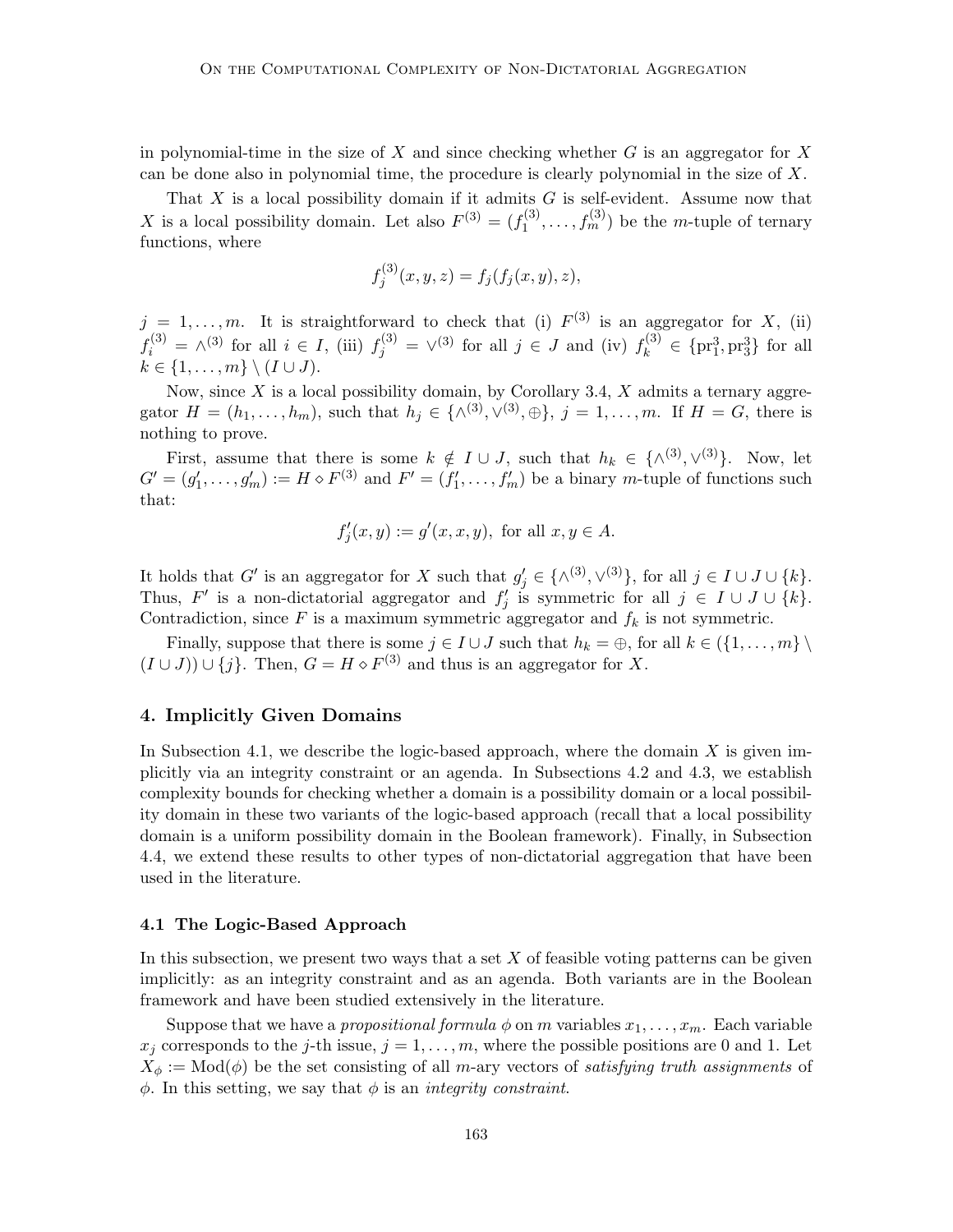in polynomial-time in the size of $X$ and since checking whether $G$ is an aggregator for $X$ can be done also in polynomial time, the procedure is clearly polynomial in the size of $X$.

That $X$ is a local possibility domain if it admits $G$ is self-evident. Assume now that $X$ is a local possibility domain. Let also $F^{(3)} = (f_1^{(3)}, \dots, f_m^{(3)})$ be the $m$-tuple of ternary functions, where

$$f_j^{(3)}(x, y, z) = f_j(f_j(x, y), z),$$

$j = 1, \dots, m$. It is straightforward to check that (i) $F^{(3)}$ is an aggregator for $X$, (ii) $f_i^{(3)} = \wedge^{(3)}$ for all $i \in I$, (iii) $f_j^{(3)} = \vee^{(3)}$ for all $j \in J$ and (iv) $f_k^{(3)} \in \{\mathrm{pr}_1^3, \mathrm{pr}_3^3\}$ for all $k \in \{1, \dots, m\} \setminus (I \cup J)$.

Now, since $X$ is a local possibility domain, by Corollary 3.4, $X$ admits a ternary aggregator $H = (h_1, \dots, h_m)$, such that $h_j \in \{\wedge^{(3)}, \vee^{(3)}, \oplus\}$, $j = 1, \dots, m$. If $H = G$, there is nothing to prove.

First, assume that there is some $k \notin I \cup J$, such that $h_k \in \{\wedge^{(3)}, \vee^{(3)}\}$. Now, let $G' = (g_1', \dots, g_m') := H \diamond F^{(3)}$ and $F' = (f_1', \dots, f_m')$ be a binary $m$-tuple of functions such that:

$$f_j'(x, y) := g'(x, x, y), \text{ for all } x, y \in A.$$

It holds that $G'$ is an aggregator for $X$ such that $g_j' \in \{\wedge^{(3)}, \vee^{(3)}\}$, for all $j \in I \cup J \cup \{k\}$. Thus, $F'$ is a non-dictatorial aggregator and $f_j'$ is symmetric for all $j \in I \cup J \cup \{k\}$. Contradiction, since $F$ is a maximum symmetric aggregator and $f_k$ is not symmetric.

Finally, suppose that there is some $j \in I \cup J$ such that $h_k = \oplus$, for all $k \in (\{1, \dots, m\} \setminus (I \cup J)) \cup \{j\}$. Then, $G = H \diamond F^{(3)}$ and thus is an aggregator for $X$.

## 4. Implicitly Given Domains

In Subsection 4.1, we describe the logic-based approach, where the domain $X$ is given implicitly via an integrity constraint or an agenda. In Subsections 4.2 and 4.3, we establish complexity bounds for checking whether a domain is a possibility domain or a local possibility domain in these two variants of the logic-based approach (recall that a local possibility domain is a uniform possibility domain in the Boolean framework). Finally, in Subsection 4.4, we extend these results to other types of non-dictatorial aggregation that have been used in the literature.

### 4.1 The Logic-Based Approach

In this subsection, we present two ways that a set $X$ of feasible voting patterns can be given implicitly: as an integrity constraint and as an agenda. Both variants are in the Boolean framework and have been studied extensively in the literature.

Suppose that we have a *propositional formula* $\phi$ on $m$ variables $x_1, \dots, x_m$. Each variable $x_j$ corresponds to the $j$-th issue, $j = 1, \dots, m$, where the possible positions are 0 and 1. Let $X_\phi := \mathrm{Mod}(\phi)$ be the set consisting of all $m$-ary vectors of *satisfying truth assignments* of $\phi$. In this setting, we say that $\phi$ is an *integrity constraint*.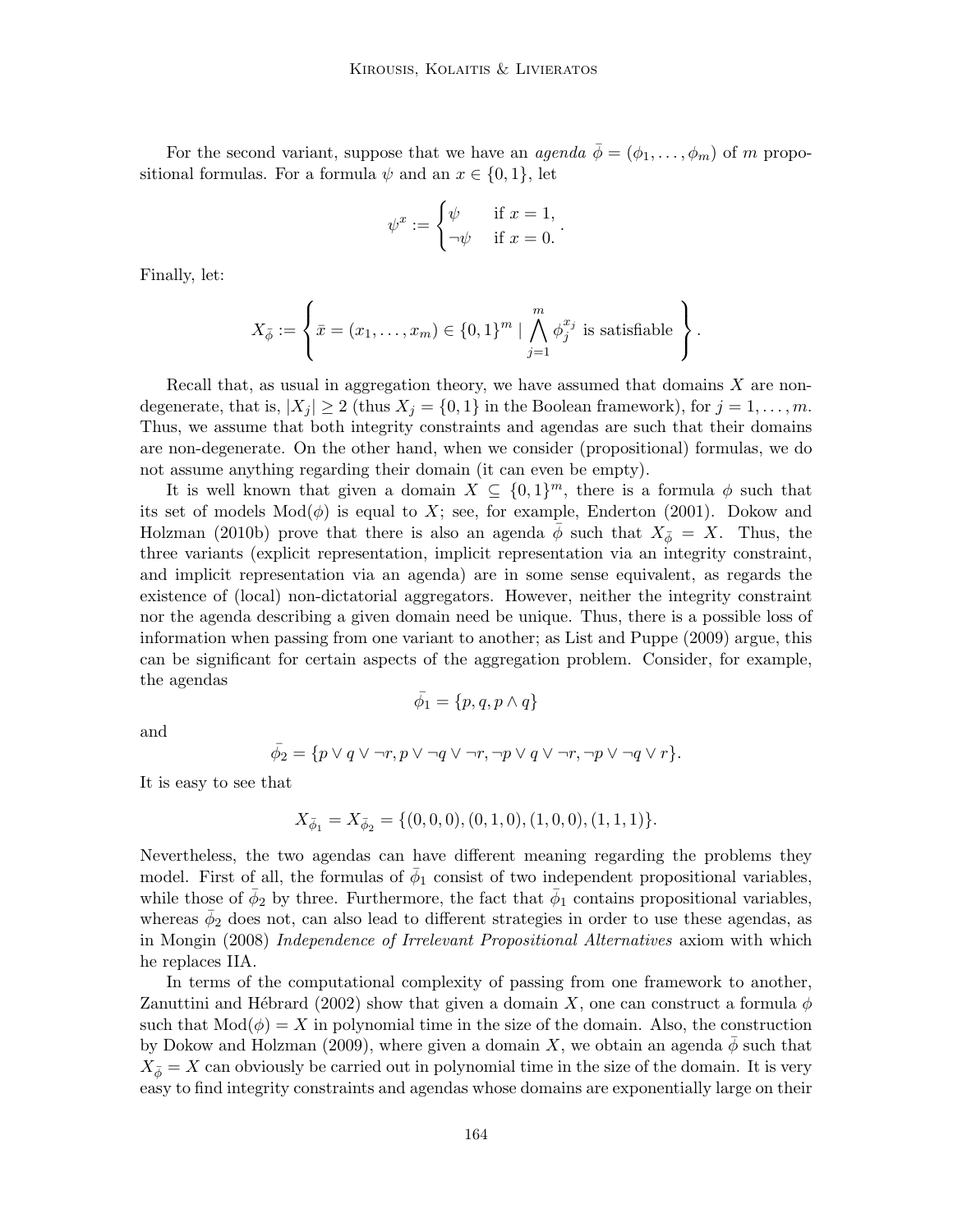For the second variant, suppose that we have an *agenda* $\bar{\phi} = (\phi_1, \ldots, \phi_m)$ of $m$ propositional formulas. For a formula $\psi$ and an $x \in \{0,1\}$, let

$$\psi^x := \begin{cases} \psi & \text{if } x = 1, \\ \neg\psi & \text{if } x = 0. \end{cases}.$$

Finally, let:

$$X_{\bar{\phi}} := \left\{ \bar{x} = (x_1, \ldots, x_m) \in \{0,1\}^m \mid \bigwedge_{j=1}^{m} \phi_j^{x_j} \text{ is satisfiable} \right\}.$$

Recall that, as usual in aggregation theory, we have assumed that domains $X$ are non-degenerate, that is, $|X_j| \geq 2$ (thus $X_j = \{0,1\}$ in the Boolean framework), for $j = 1, \ldots, m$. Thus, we assume that both integrity constraints and agendas are such that their domains are non-degenerate. On the other hand, when we consider (propositional) formulas, we do not assume anything regarding their domain (it can even be empty).

It is well known that given a domain $X \subseteq \{0,1\}^m$, there is a formula $\phi$ such that its set of models $\text{Mod}(\phi)$ is equal to $X$; see, for example, Enderton (2001). Dokow and Holzman (2010b) prove that there is also an agenda $\bar{\phi}$ such that $X_{\bar{\phi}} = X$. Thus, the three variants (explicit representation, implicit representation via an integrity constraint, and implicit representation via an agenda) are in some sense equivalent, as regards the existence of (local) non-dictatorial aggregators. However, neither the integrity constraint nor the agenda describing a given domain need be unique. Thus, there is a possible loss of information when passing from one variant to another; as List and Puppe (2009) argue, this can be significant for certain aspects of the aggregation problem. Consider, for example, the agendas

$$\bar{\phi_1} = \{p, q, p \wedge q\}$$

and

$$\bar{\phi_2} = \{p \vee q \vee \neg r, p \vee \neg q \vee \neg r, \neg p \vee q \vee \neg r, \neg p \vee \neg q \vee r\}.$$

It is easy to see that

$$X_{\bar{\phi}_1} = X_{\bar{\phi}_2} = \{(0,0,0), (0,1,0), (1,0,0), (1,1,1)\}.$$

Nevertheless, the two agendas can have different meaning regarding the problems they model. First of all, the formulas of $\bar{\phi}_1$ consist of two independent propositional variables, while those of $\bar{\phi}_2$ by three. Furthermore, the fact that $\bar{\phi}_1$ contains propositional variables, whereas $\bar{\phi}_2$ does not, can also lead to different strategies in order to use these agendas, as in Mongin (2008) *Independence of Irrelevant Propositional Alternatives* axiom with which he replaces IIA.

In terms of the computational complexity of passing from one framework to another, Zanuttini and Hébrard (2002) show that given a domain $X$, one can construct a formula $\phi$ such that $\text{Mod}(\phi) = X$ in polynomial time in the size of the domain. Also, the construction by Dokow and Holzman (2009), where given a domain $X$, we obtain an agenda $\bar{\phi}$ such that $X_{\bar{\phi}} = X$ can obviously be carried out in polynomial time in the size of the domain. It is very easy to find integrity constraints and agendas whose domains are exponentially large on their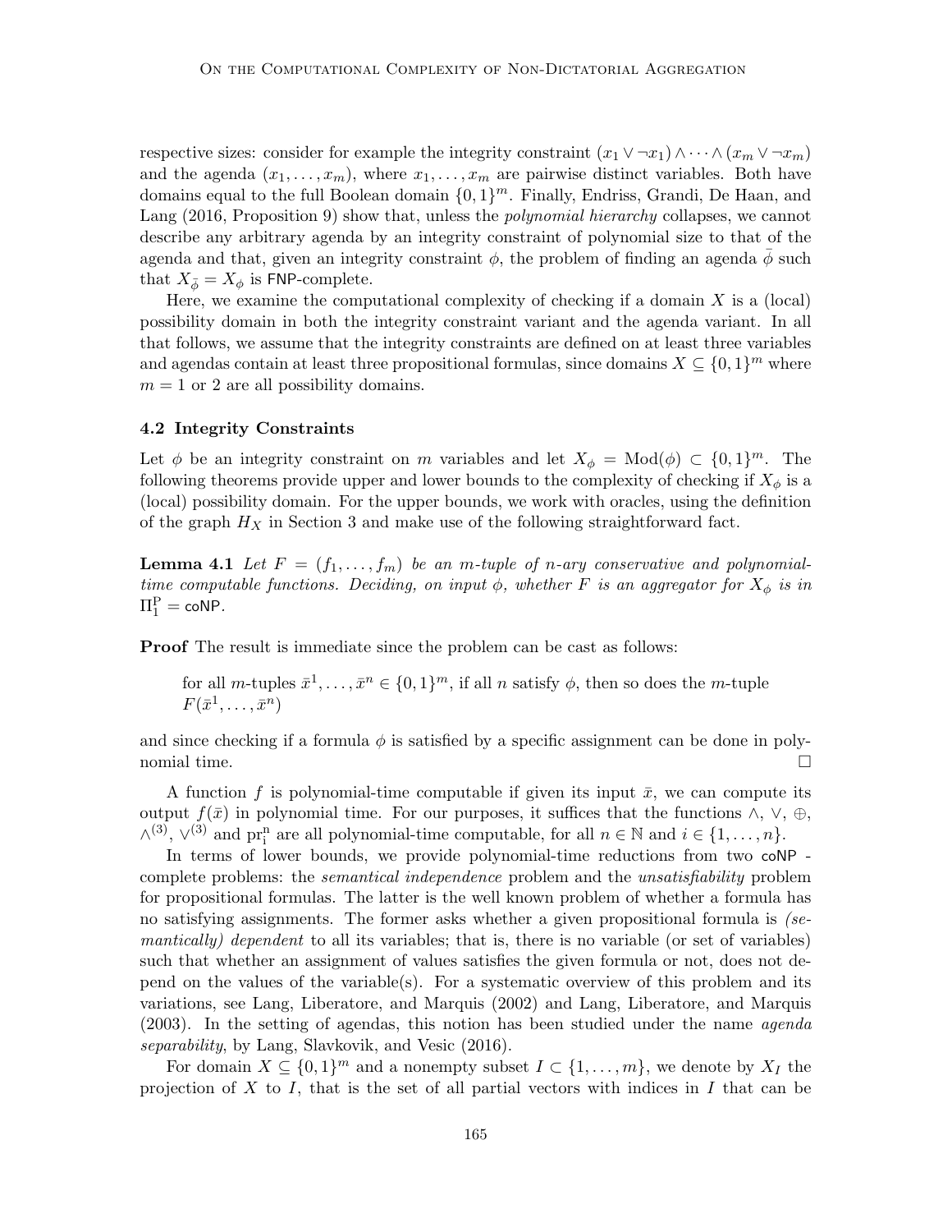respective sizes: consider for example the integrity constraint $(x_1 \vee \neg x_1) \wedge \cdots \wedge (x_m \vee \neg x_m)$ and the agenda $(x_1, \ldots, x_m)$, where $x_1, \ldots, x_m$ are pairwise distinct variables. Both have domains equal to the full Boolean domain $\{0,1\}^m$. Finally, Endriss, Grandi, De Haan, and Lang (2016, Proposition 9) show that, unless the *polynomial hierarchy* collapses, we cannot describe any arbitrary agenda by an integrity constraint of polynomial size to that of the agenda and that, given an integrity constraint $\phi$, the problem of finding an agenda $\bar{\phi}$ such that $X_{\bar{\phi}} = X_\phi$ is FNP-complete.

Here, we examine the computational complexity of checking if a domain $X$ is a (local) possibility domain in both the integrity constraint variant and the agenda variant. In all that follows, we assume that the integrity constraints are defined on at least three variables and agendas contain at least three propositional formulas, since domains $X \subseteq \{0,1\}^m$ where $m = 1$ or $2$ are all possibility domains.

### 4.2 Integrity Constraints

Let $\phi$ be an integrity constraint on $m$ variables and let $X_\phi = \text{Mod}(\phi) \subset \{0,1\}^m$. The following theorems provide upper and lower bounds to the complexity of checking if $X_\phi$ is a (local) possibility domain. For the upper bounds, we work with oracles, using the definition of the graph $H_X$ in Section 3 and make use of the following straightforward fact.

**Lemma 4.1** *Let $F = (f_1, \ldots, f_m)$ be an $m$-tuple of $n$-ary conservative and polynomial-time computable functions. Deciding, on input $\phi$, whether $F$ is an aggregator for $X_\phi$ is in $\Pi_1^{\mathrm{P}} = \mathsf{coNP}$.*

**Proof** The result is immediate since the problem can be cast as follows:

> for all $m$-tuples $\bar{x}^1, \ldots, \bar{x}^n \in \{0,1\}^m$, if all $n$ satisfy $\phi$, then so does the $m$-tuple $F(\bar{x}^1, \ldots, \bar{x}^n)$

and since checking if a formula $\phi$ is satisfied by a specific assignment can be done in polynomial time. $\square$

A function $f$ is polynomial-time computable if given its input $\bar{x}$, we can compute its output $f(\bar{x})$ in polynomial time. For our purposes, it suffices that the functions $\wedge$, $\vee$, $\oplus$, $\wedge^{(3)}$, $\vee^{(3)}$ and $\mathrm{pr}_i^n$ are all polynomial-time computable, for all $n \in \mathbb{N}$ and $i \in \{1, \ldots, n\}$.

In terms of lower bounds, we provide polynomial-time reductions from two coNP - complete problems: the *semantical independence* problem and the *unsatisfiability* problem for propositional formulas. The latter is the well known problem of whether a formula has no satisfying assignments. The former asks whether a given propositional formula is *(semantically) dependent* to all its variables; that is, there is no variable (or set of variables) such that whether an assignment of values satisfies the given formula or not, does not depend on the values of the variable(s). For a systematic overview of this problem and its variations, see Lang, Liberatore, and Marquis (2002) and Lang, Liberatore, and Marquis (2003). In the setting of agendas, this notion has been studied under the name *agenda separability*, by Lang, Slavkovik, and Vesic (2016).

For domain $X \subseteq \{0,1\}^m$ and a nonempty subset $I \subset \{1, \ldots, m\}$, we denote by $X_I$ the projection of $X$ to $I$, that is the set of all partial vectors with indices in $I$ that can be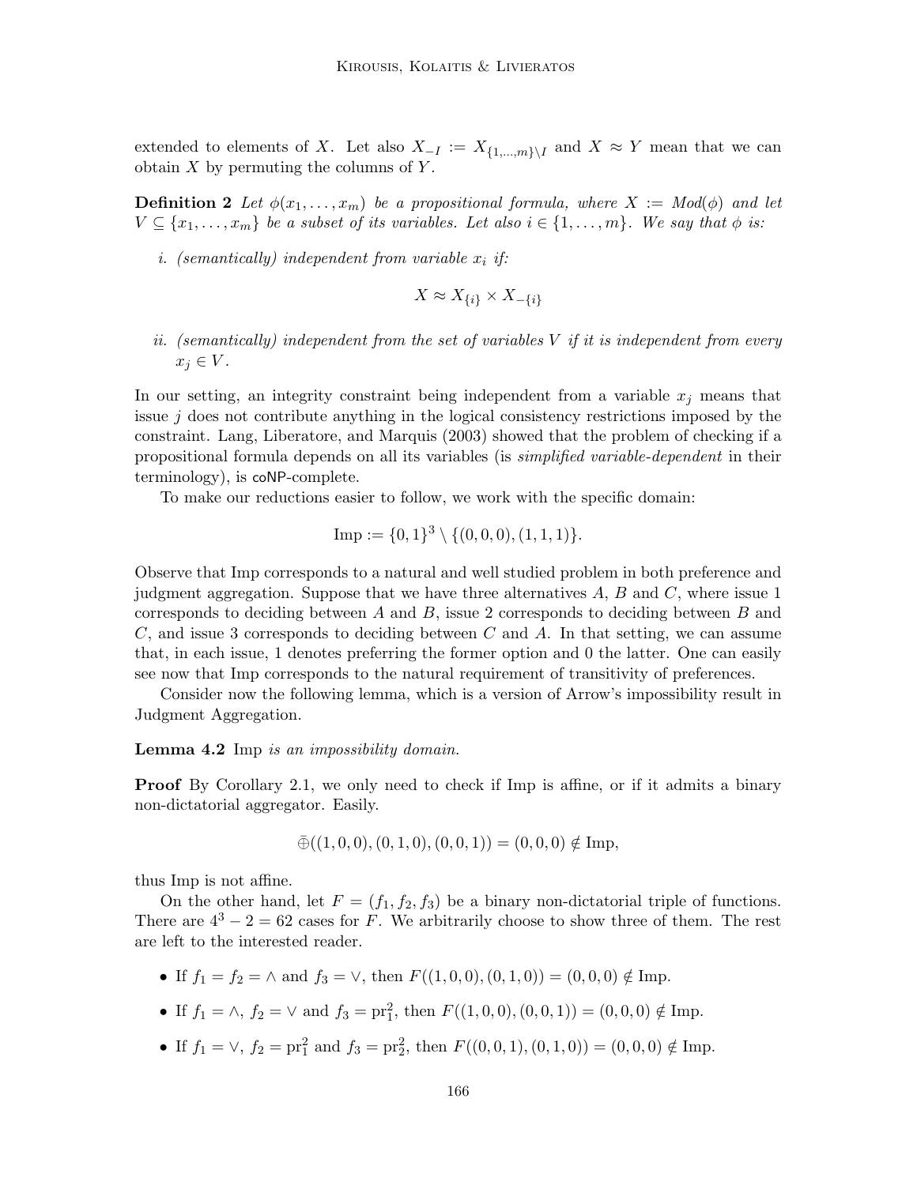extended to elements of $X$. Let also $X_{-I} := X_{\{1,\dots,m\}\setminus I}$ and $X \approx Y$ mean that we can obtain $X$ by permuting the columns of $Y$.

**Definition 2** *Let $\phi(x_1, \dots, x_m)$ be a propositional formula, where $X := Mod(\phi)$ and let $V \subseteq \{x_1, \dots, x_m\}$ be a subset of its variables. Let also $i \in \{1, \dots, m\}$. We say that $\phi$ is:*

*i. (semantically) independent from variable $x_i$ if:*

$$X \approx X_{\{i\}} \times X_{-\{i\}}$$

*ii. (semantically) independent from the set of variables $V$ if it is independent from every $x_j \in V$.*

In our setting, an integrity constraint being independent from a variable $x_j$ means that issue $j$ does not contribute anything in the logical consistency restrictions imposed by the constraint. Lang, Liberatore, and Marquis (2003) showed that the problem of checking if a propositional formula depends on all its variables (is *simplified variable-dependent* in their terminology), is coNP-complete.

To make our reductions easier to follow, we work with the specific domain:

$$\text{Imp} := \{0,1\}^3 \setminus \{(0,0,0),(1,1,1)\}.$$

Observe that Imp corresponds to a natural and well studied problem in both preference and judgment aggregation. Suppose that we have three alternatives $A$, $B$ and $C$, where issue 1 corresponds to deciding between $A$ and $B$, issue 2 corresponds to deciding between $B$ and $C$, and issue 3 corresponds to deciding between $C$ and $A$. In that setting, we can assume that, in each issue, 1 denotes preferring the former option and 0 the latter. One can easily see now that Imp corresponds to the natural requirement of transitivity of preferences.

Consider now the following lemma, which is a version of Arrow's impossibility result in Judgment Aggregation.

**Lemma 4.2** Imp *is an impossibility domain.*

**Proof** By Corollary 2.1, we only need to check if Imp is affine, or if it admits a binary non-dictatorial aggregator. Easily.

$$\bar{\oplus}((1,0,0),(0,1,0),(0,0,1)) = (0,0,0) \notin \text{Imp},$$

thus Imp is not affine.

On the other hand, let $F = (f_1, f_2, f_3)$ be a binary non-dictatorial triple of functions. There are $4^3 - 2 = 62$ cases for $F$. We arbitrarily choose to show three of them. The rest are left to the interested reader.

- If $f_1 = f_2 = \wedge$ and $f_3 = \vee$, then $F((1,0,0),(0,1,0)) = (0,0,0) \notin \text{Imp}$.
- If $f_1 = \wedge$, $f_2 = \vee$ and $f_3 = \text{pr}_1^2$, then $F((1,0,0),(0,0,1)) = (0,0,0) \notin \text{Imp}$.
- If $f_1 = \vee$, $f_2 = \text{pr}_1^2$ and $f_3 = \text{pr}_2^2$, then $F((0,0,1),(0,1,0)) = (0,0,0) \notin \text{Imp}$.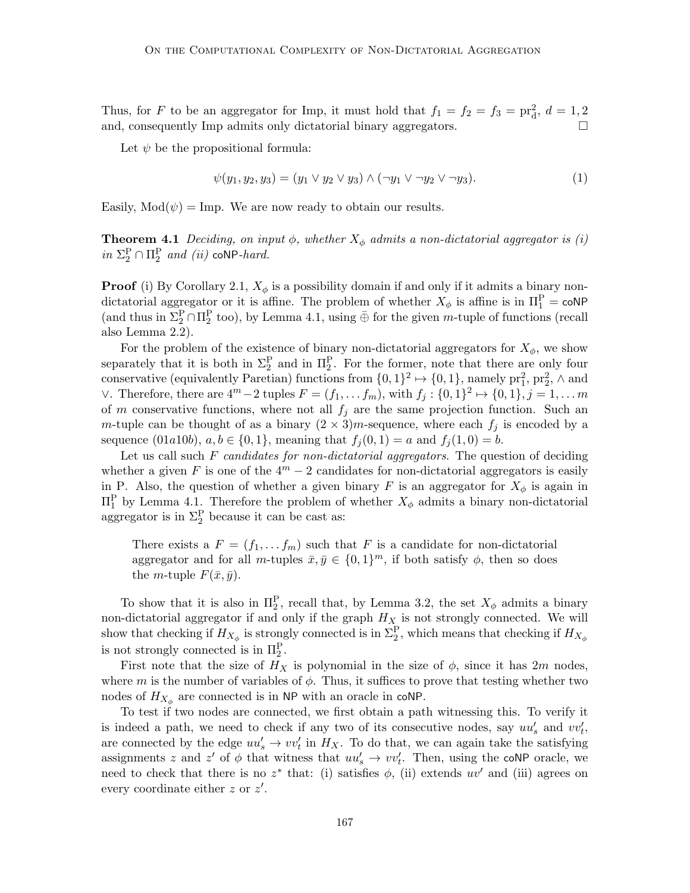Thus, for $F$ to be an aggregator for Imp, it must hold that $f_1 = f_2 = f_3 = \mathrm{pr}^2_d$, $d = 1, 2$ and, consequently Imp admits only dictatorial binary aggregators. □

Let $\psi$ be the propositional formula:

$$\psi(y_1, y_2, y_3) = (y_1 \vee y_2 \vee y_3) \wedge (\neg y_1 \vee \neg y_2 \vee \neg y_3). \tag{1}$$

Easily, $\mathrm{Mod}(\psi) = \mathrm{Imp}$. We are now ready to obtain our results.

**Theorem 4.1** *Deciding, on input $\phi$, whether $X_\phi$ admits a non-dictatorial aggregator is (i) in $\Sigma^{\mathrm{P}}_2 \cap \Pi^{\mathrm{P}}_2$ and (ii) coNP-hard.*

**Proof** (i) By Corollary 2.1, $X_\phi$ is a possibility domain if and only if it admits a binary non-dictatorial aggregator or it is affine. The problem of whether $X_\phi$ is affine is in $\Pi^{\mathrm{P}}_1 = \mathsf{coNP}$ (and thus in $\Sigma^{\mathrm{P}}_2 \cap \Pi^{\mathrm{P}}_2$ too), by Lemma 4.1, using $\bar{\oplus}$ for the given $m$-tuple of functions (recall also Lemma 2.2).

For the problem of the existence of binary non-dictatorial aggregators for $X_\phi$, we show separately that it is both in $\Sigma^{\mathrm{P}}_2$ and in $\Pi^{\mathrm{P}}_2$. For the former, note that there are only four conservative (equivalently Paretian) functions from $\{0,1\}^2 \mapsto \{0,1\}$, namely $\mathrm{pr}^2_1$, $\mathrm{pr}^2_2$, $\wedge$ and $\vee$. Therefore, there are $4^m - 2$ tuples $F = (f_1, \ldots f_m)$, with $f_j : \{0,1\}^2 \mapsto \{0,1\}$, $j = 1, \ldots m$ of $m$ conservative functions, where not all $f_j$ are the same projection function. Such an $m$-tuple can be thought of as a binary $(2 \times 3)m$-sequence, where each $f_j$ is encoded by a sequence $(01a10b)$, $a, b \in \{0, 1\}$, meaning that $f_j(0,1) = a$ and $f_j(1,0) = b$.

Let us call such $F$ *candidates for non-dictatorial aggregators*. The question of deciding whether a given $F$ is one of the $4^m - 2$ candidates for non-dictatorial aggregators is easily in P. Also, the question of whether a given binary $F$ is an aggregator for $X_\phi$ is again in $\Pi^{\mathrm{P}}_1$ by Lemma 4.1. Therefore the problem of whether $X_\phi$ admits a binary non-dictatorial aggregator is in $\Sigma^{\mathrm{P}}_2$ because it can be cast as:

> There exists a $F = (f_1, \ldots f_m)$ such that $F$ is a candidate for non-dictatorial aggregator and for all $m$-tuples $\bar{x}, \bar{y} \in \{0,1\}^m$, if both satisfy $\phi$, then so does the $m$-tuple $F(\bar{x}, \bar{y})$.

To show that it is also in $\Pi^{\mathrm{P}}_2$, recall that, by Lemma 3.2, the set $X_\phi$ admits a binary non-dictatorial aggregator if and only if the graph $H_X$ is not strongly connected. We will show that checking if $H_{X_\phi}$ is strongly connected is in $\Sigma^{\mathrm{P}}_2$, which means that checking if $H_{X_\phi}$ is not strongly connected is in $\Pi^{\mathrm{P}}_2$.

First note that the size of $H_X$ is polynomial in the size of $\phi$, since it has $2m$ nodes, where $m$ is the number of variables of $\phi$. Thus, it suffices to prove that testing whether two nodes of $H_{X_\phi}$ are connected is in NP with an oracle in coNP.

To test if two nodes are connected, we first obtain a path witnessing this. To verify it is indeed a path, we need to check if any two of its consecutive nodes, say $uu'_s$ and $vv'_t$, are connected by the edge $uu'_s \to vv'_t$ in $H_X$. To do that, we can again take the satisfying assignments $z$ and $z'$ of $\phi$ that witness that $uu'_s \to vv'_t$. Then, using the coNP oracle, we need to check that there is no $z^*$ that: (i) satisfies $\phi$, (ii) extends $uv'$ and (iii) agrees on every coordinate either $z$ or $z'$.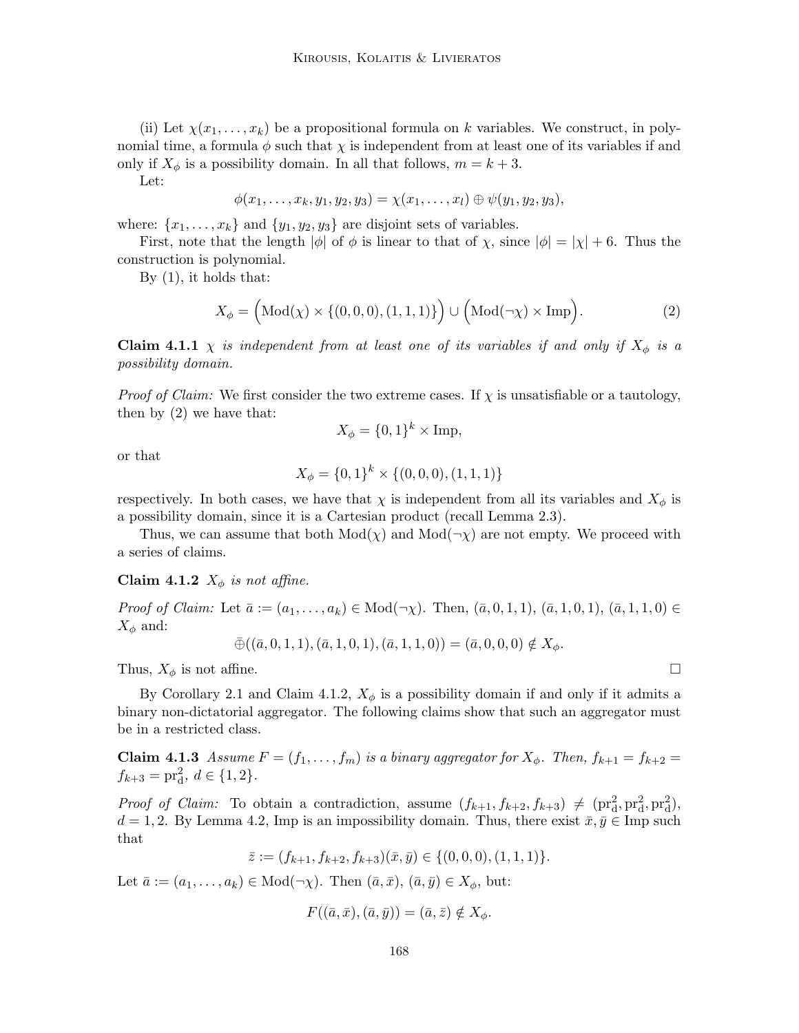(ii) Let $\chi(x_1, \ldots, x_k)$ be a propositional formula on $k$ variables. We construct, in polynomial time, a formula $\phi$ such that $\chi$ is independent from at least one of its variables if and only if $X_\phi$ is a possibility domain. In all that follows, $m = k + 3$.

Let:

$$\phi(x_1, \ldots, x_k, y_1, y_2, y_3) = \chi(x_1, \ldots, x_l) \oplus \psi(y_1, y_2, y_3),$$

where: $\{x_1, \ldots, x_k\}$ and $\{y_1, y_2, y_3\}$ are disjoint sets of variables.

First, note that the length $|\phi|$ of $\phi$ is linear to that of $\chi$, since $|\phi| = |\chi| + 6$. Thus the construction is polynomial.

By (1), it holds that:

$$X_\phi = \Big(\mathrm{Mod}(\chi) \times \{(0, 0, 0), (1, 1, 1)\}\Big) \cup \Big(\mathrm{Mod}(\neg\chi) \times \mathrm{Imp}\Big). \tag{2}$$

**Claim 4.1.1** *$\chi$ is independent from at least one of its variables if and only if $X_\phi$ is a possibility domain.*

*Proof of Claim:* We first consider the two extreme cases. If $\chi$ is unsatisfiable or a tautology, then by (2) we have that:

$$X_\phi = \{0, 1\}^k \times \mathrm{Imp},$$

or that

$$X_\phi = \{0, 1\}^k \times \{(0, 0, 0), (1, 1, 1)\}$$

respectively. In both cases, we have that $\chi$ is independent from all its variables and $X_\phi$ is a possibility domain, since it is a Cartesian product (recall Lemma 2.3).

Thus, we can assume that both $\mathrm{Mod}(\chi)$ and $\mathrm{Mod}(\neg\chi)$ are not empty. We proceed with a series of claims.

**Claim 4.1.2** *$X_\phi$ is not affine.*

*Proof of Claim:* Let $\bar{a} := (a_1, \ldots, a_k) \in \mathrm{Mod}(\neg\chi)$. Then, $(\bar{a}, 0, 1, 1)$, $(\bar{a}, 1, 0, 1)$, $(\bar{a}, 1, 1, 0) \in X_\phi$ and:

$$\bar{\oplus}((\bar{a}, 0, 1, 1), (\bar{a}, 1, 0, 1), (\bar{a}, 1, 1, 0)) = (\bar{a}, 0, 0, 0) \notin X_\phi.$$

Thus, $X_\phi$ is not affine. □

By Corollary 2.1 and Claim 4.1.2, $X_\phi$ is a possibility domain if and only if it admits a binary non-dictatorial aggregator. The following claims show that such an aggregator must be in a restricted class.

**Claim 4.1.3** *Assume $F = (f_1, \ldots, f_m)$ is a binary aggregator for $X_\phi$. Then, $f_{k+1} = f_{k+2} = f_{k+3} = \mathrm{pr}^2_{\mathrm{d}}$, $d \in \{1, 2\}$.*

*Proof of Claim:* To obtain a contradiction, assume $(f_{k+1}, f_{k+2}, f_{k+3}) \neq (\mathrm{pr}^2_{\mathrm{d}}, \mathrm{pr}^2_{\mathrm{d}}, \mathrm{pr}^2_{\mathrm{d}})$, $d = 1, 2$. By Lemma 4.2, Imp is an impossibility domain. Thus, there exist $\bar{x}, \bar{y} \in \mathrm{Imp}$ such that

$$\bar{z} := (f_{k+1}, f_{k+2}, f_{k+3})(\bar{x}, \bar{y}) \in \{(0, 0, 0), (1, 1, 1)\}.$$

Let $\bar{a} := (a_1, \ldots, a_k) \in \mathrm{Mod}(\neg\chi)$. Then $(\bar{a}, \bar{x})$, $(\bar{a}, \bar{y}) \in X_\phi$, but:

$$F((\bar{a}, \bar{x}), (\bar{a}, \bar{y})) = (\bar{a}, \bar{z}) \notin X_\phi.$$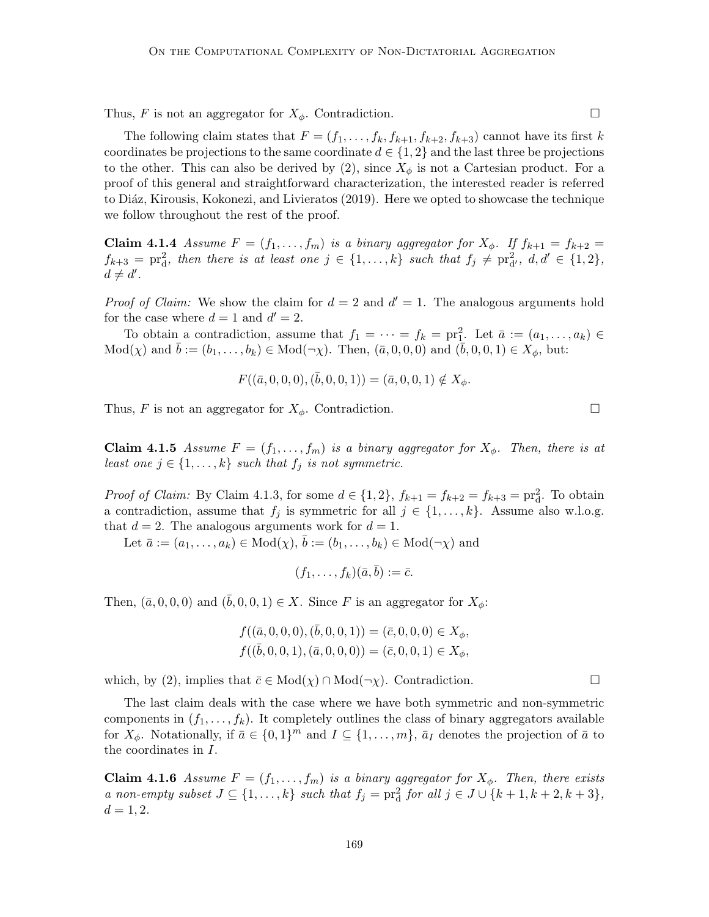Thus, $F$ is not an aggregator for $X_\phi$. Contradiction. □

The following claim states that $F = (f_1, \ldots, f_k, f_{k+1}, f_{k+2}, f_{k+3})$ cannot have its first $k$ coordinates be projections to the same coordinate $d \in \{1, 2\}$ and the last three be projections to the other. This can also be derived by (2), since $X_\phi$ is not a Cartesian product. For a proof of this general and straightforward characterization, the interested reader is referred to Diáz, Kirousis, Kokonezi, and Livieratos (2019). Here we opted to showcase the technique we follow throughout the rest of the proof.

**Claim 4.1.4** *Assume $F = (f_1, \ldots, f_m)$ is a binary aggregator for $X_\phi$. If $f_{k+1} = f_{k+2} = f_{k+3} = \mathrm{pr}^2_{\mathrm{d}}$, then there is at least one $j \in \{1, \ldots, k\}$ such that $f_j \neq \mathrm{pr}^2_{\mathrm{d}'}$, $d, d' \in \{1, 2\}$, $d \neq d'$.*

*Proof of Claim:* We show the claim for $d = 2$ and $d' = 1$. The analogous arguments hold for the case where $d = 1$ and $d' = 2$.

To obtain a contradiction, assume that $f_1 = \cdots = f_k = \mathrm{pr}^2_1$. Let $\bar{a} := (a_1, \ldots, a_k) \in \mathrm{Mod}(\chi)$ and $\bar{b} := (b_1, \ldots, b_k) \in \mathrm{Mod}(\neg\chi)$. Then, $(\bar{a}, 0, 0, 0)$ and $(\bar{b}, 0, 0, 1) \in X_\phi$, but:

$$F((\bar{a}, 0, 0, 0), (\bar{b}, 0, 0, 1)) = (\bar{a}, 0, 0, 1) \notin X_\phi.$$

Thus, $F$ is not an aggregator for $X_\phi$. Contradiction. □

**Claim 4.1.5** *Assume $F = (f_1, \ldots, f_m)$ is a binary aggregator for $X_\phi$. Then, there is at least one $j \in \{1, \ldots, k\}$ such that $f_j$ is not symmetric.*

*Proof of Claim:* By Claim 4.1.3, for some $d \in \{1, 2\}$, $f_{k+1} = f_{k+2} = f_{k+3} = \mathrm{pr}^2_{\mathrm{d}}$. To obtain a contradiction, assume that $f_j$ is symmetric for all $j \in \{1, \ldots, k\}$. Assume also w.l.o.g. that $d = 2$. The analogous arguments work for $d = 1$.

Let $\bar{a} := (a_1, \ldots, a_k) \in \mathrm{Mod}(\chi)$, $\bar{b} := (b_1, \ldots, b_k) \in \mathrm{Mod}(\neg\chi)$ and

$$(f_1, \ldots, f_k)(\bar{a}, \bar{b}) := \bar{c}.$$

Then, $(\bar{a}, 0, 0, 0)$ and $(\bar{b}, 0, 0, 1) \in X$. Since $F$ is an aggregator for $X_\phi$:

$$f((\bar{a}, 0, 0, 0), (\bar{b}, 0, 0, 1)) = (\bar{c}, 0, 0, 0) \in X_\phi,$$
$$f((\bar{b}, 0, 0, 1), (\bar{a}, 0, 0, 0)) = (\bar{c}, 0, 0, 1) \in X_\phi,$$

which, by (2), implies that $\bar{c} \in \mathrm{Mod}(\chi) \cap \mathrm{Mod}(\neg\chi)$. Contradiction. □

The last claim deals with the case where we have both symmetric and non-symmetric components in $(f_1, \ldots, f_k)$. It completely outlines the class of binary aggregators available for $X_\phi$. Notationally, if $\bar{a} \in \{0, 1\}^m$ and $I \subseteq \{1, \ldots, m\}$, $\bar{a}_I$ denotes the projection of $\bar{a}$ to the coordinates in $I$.

**Claim 4.1.6** *Assume $F = (f_1, \ldots, f_m)$ is a binary aggregator for $X_\phi$. Then, there exists a non-empty subset $J \subseteq \{1, \ldots, k\}$ such that $f_j = \mathrm{pr}^2_{\mathrm{d}}$ for all $j \in J \cup \{k + 1, k + 2, k + 3\}$, $d = 1, 2$.*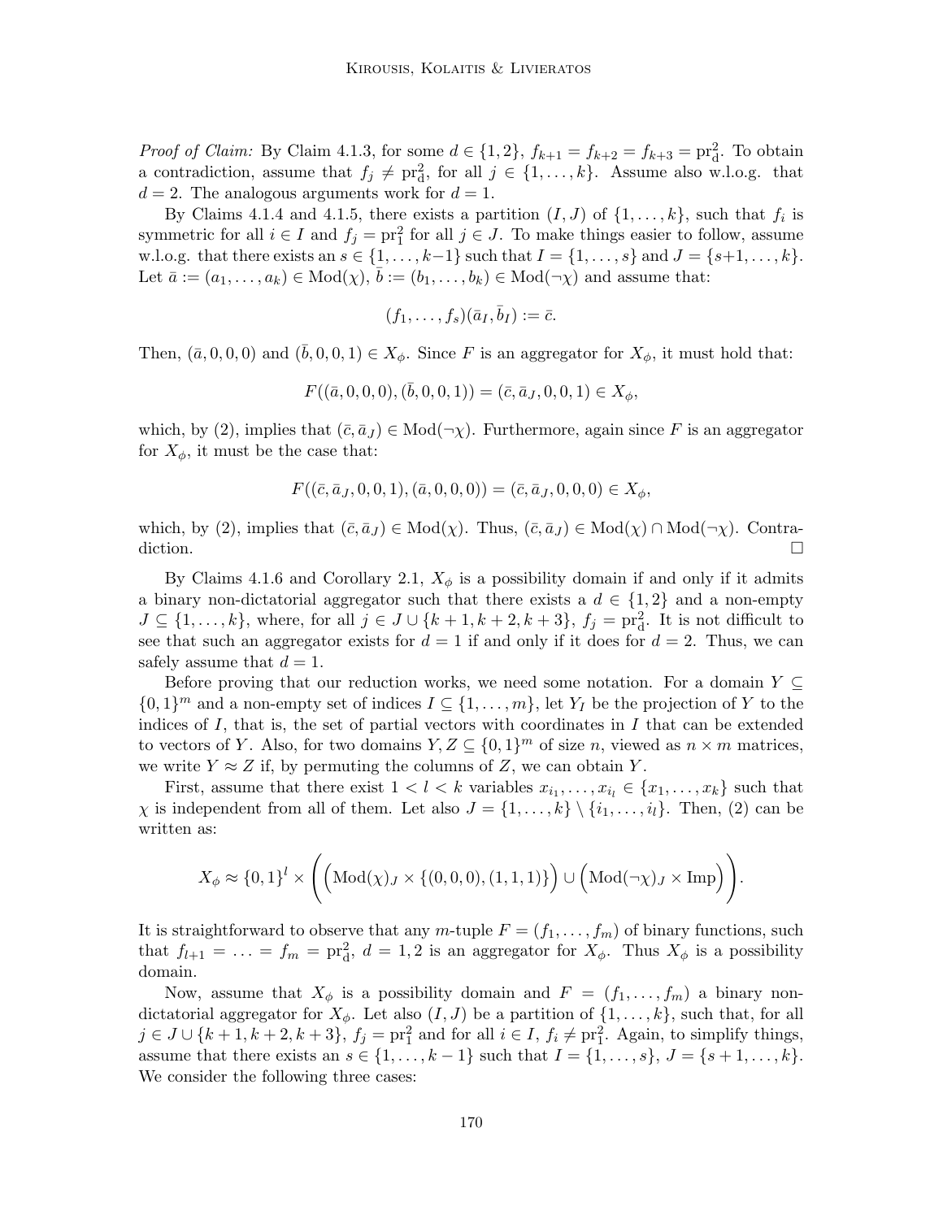*Proof of Claim:* By Claim 4.1.3, for some $d \in \{1, 2\}$, $f_{k+1} = f_{k+2} = f_{k+3} = \mathrm{pr}^2_{\mathrm{d}}$. To obtain a contradiction, assume that $f_j \neq \mathrm{pr}^2_{\mathrm{d}}$, for all $j \in \{1, \ldots, k\}$. Assume also w.l.o.g. that $d = 2$. The analogous arguments work for $d = 1$.

By Claims 4.1.4 and 4.1.5, there exists a partition $(I, J)$ of $\{1, \ldots, k\}$, such that $f_i$ is symmetric for all $i \in I$ and $f_j = \mathrm{pr}^2_1$ for all $j \in J$. To make things easier to follow, assume w.l.o.g. that there exists an $s \in \{1, \ldots, k-1\}$ such that $I = \{1, \ldots, s\}$ and $J = \{s+1, \ldots, k\}$. Let $\bar{a} := (a_1, \ldots, a_k) \in \mathrm{Mod}(\chi)$, $\bar{b} := (b_1, \ldots, b_k) \in \mathrm{Mod}(\neg\chi)$ and assume that:

$$(f_1, \ldots, f_s)(\bar{a}_I, \bar{b}_I) := \bar{c}.$$

Then, $(\bar{a}, 0, 0, 0)$ and $(\bar{b}, 0, 0, 1) \in X_\phi$. Since $F$ is an aggregator for $X_\phi$, it must hold that:

$$F((\bar{a}, 0, 0, 0), (\bar{b}, 0, 0, 1)) = (\bar{c}, \bar{a}_J, 0, 0, 1) \in X_\phi,$$

which, by (2), implies that $(\bar{c}, \bar{a}_J) \in \mathrm{Mod}(\neg\chi)$. Furthermore, again since $F$ is an aggregator for $X_\phi$, it must be the case that:

$$F((\bar{c}, \bar{a}_J, 0, 0, 1), (\bar{a}, 0, 0, 0)) = (\bar{c}, \bar{a}_J, 0, 0, 0) \in X_\phi,$$

which, by (2), implies that $(\bar{c}, \bar{a}_J) \in \mathrm{Mod}(\chi)$. Thus, $(\bar{c}, \bar{a}_J) \in \mathrm{Mod}(\chi) \cap \mathrm{Mod}(\neg\chi)$. Contradiction. $\square$

By Claims 4.1.6 and Corollary 2.1, $X_\phi$ is a possibility domain if and only if it admits a binary non-dictatorial aggregator such that there exists a $d \in \{1, 2\}$ and a non-empty $J \subseteq \{1, \ldots, k\}$, where, for all $j \in J \cup \{k+1, k+2, k+3\}$, $f_j = \mathrm{pr}^2_{\mathrm{d}}$. It is not difficult to see that such an aggregator exists for $d = 1$ if and only if it does for $d = 2$. Thus, we can safely assume that $d = 1$.

Before proving that our reduction works, we need some notation. For a domain $Y \subseteq \{0, 1\}^m$ and a non-empty set of indices $I \subseteq \{1, \ldots, m\}$, let $Y_I$ be the projection of $Y$ to the indices of $I$, that is, the set of partial vectors with coordinates in $I$ that can be extended to vectors of $Y$. Also, for two domains $Y, Z \subseteq \{0, 1\}^m$ of size $n$, viewed as $n \times m$ matrices, we write $Y \approx Z$ if, by permuting the columns of $Z$, we can obtain $Y$.

First, assume that there exist $1 < l < k$ variables $x_{i_1}, \ldots, x_{i_l} \in \{x_1, \ldots, x_k\}$ such that $\chi$ is independent from all of them. Let also $J = \{1, \ldots, k\} \setminus \{i_1, \ldots, i_l\}$. Then, (2) can be written as:

$$X_\phi \approx \{0, 1\}^l \times \left( \Big(\mathrm{Mod}(\chi)_J \times \{(0, 0, 0), (1, 1, 1)\}\Big) \cup \Big(\mathrm{Mod}(\neg\chi)_J \times \mathrm{Imp}\Big) \right).$$

It is straightforward to observe that any $m$-tuple $F = (f_1, \ldots, f_m)$ of binary functions, such that $f_{l+1} = \ldots = f_m = \mathrm{pr}^2_{\mathrm{d}}$, $d = 1, 2$ is an aggregator for $X_\phi$. Thus $X_\phi$ is a possibility domain.

Now, assume that $X_\phi$ is a possibility domain and $F = (f_1, \ldots, f_m)$ a binary non-dictatorial aggregator for $X_\phi$. Let also $(I, J)$ be a partition of $\{1, \ldots, k\}$, such that, for all $j \in J \cup \{k+1, k+2, k+3\}$, $f_j = \mathrm{pr}^2_1$ and for all $i \in I$, $f_i \neq \mathrm{pr}^2_1$. Again, to simplify things, assume that there exists an $s \in \{1, \ldots, k-1\}$ such that $I = \{1, \ldots, s\}$, $J = \{s+1, \ldots, k\}$. We consider the following three cases: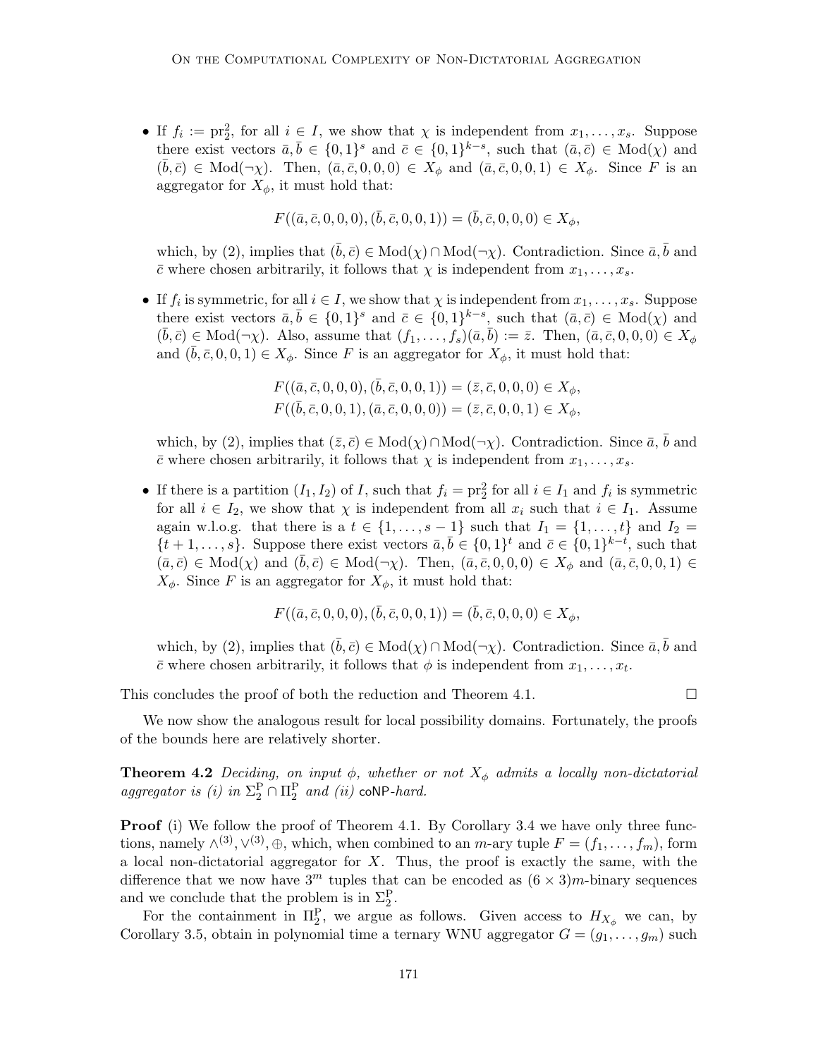- If $f_i := \mathrm{pr}_2^2$, for all $i \in I$, we show that $\chi$ is independent from $x_1, \ldots, x_s$. Suppose there exist vectors $\bar{a}, \bar{b} \in \{0,1\}^s$ and $\bar{c} \in \{0,1\}^{k-s}$, such that $(\bar{a}, \bar{c}) \in \mathrm{Mod}(\chi)$ and $(\bar{b}, \bar{c}) \in \mathrm{Mod}(\neg\chi)$. Then, $(\bar{a}, \bar{c}, 0, 0, 0) \in X_\phi$ and $(\bar{a}, \bar{c}, 0, 0, 1) \in X_\phi$. Since $F$ is an aggregator for $X_\phi$, it must hold that:

$$F((\bar{a}, \bar{c}, 0, 0, 0), (\bar{b}, \bar{c}, 0, 0, 1)) = (\bar{b}, \bar{c}, 0, 0, 0) \in X_\phi,$$

  which, by (2), implies that $(\bar{b}, \bar{c}) \in \mathrm{Mod}(\chi) \cap \mathrm{Mod}(\neg\chi)$. Contradiction. Since $\bar{a}, \bar{b}$ and $\bar{c}$ where chosen arbitrarily, it follows that $\chi$ is independent from $x_1, \ldots, x_s$.

- If $f_i$ is symmetric, for all $i \in I$, we show that $\chi$ is independent from $x_1, \ldots, x_s$. Suppose there exist vectors $\bar{a}, \bar{b} \in \{0,1\}^s$ and $\bar{c} \in \{0,1\}^{k-s}$, such that $(\bar{a}, \bar{c}) \in \mathrm{Mod}(\chi)$ and $(\bar{b}, \bar{c}) \in \mathrm{Mod}(\neg\chi)$. Also, assume that $(f_1, \ldots, f_s)(\bar{a}, \bar{b}) := \bar{z}$. Then, $(\bar{a}, \bar{c}, 0, 0, 0) \in X_\phi$ and $(\bar{b}, \bar{c}, 0, 0, 1) \in X_\phi$. Since $F$ is an aggregator for $X_\phi$, it must hold that:

$$F((\bar{a}, \bar{c}, 0, 0, 0), (\bar{b}, \bar{c}, 0, 0, 1)) = (\bar{z}, \bar{c}, 0, 0, 0) \in X_\phi,$$
$$F((\bar{b}, \bar{c}, 0, 0, 1), (\bar{a}, \bar{c}, 0, 0, 0)) = (\bar{z}, \bar{c}, 0, 0, 1) \in X_\phi,$$

  which, by (2), implies that $(\bar{z}, \bar{c}) \in \mathrm{Mod}(\chi) \cap \mathrm{Mod}(\neg\chi)$. Contradiction. Since $\bar{a}$, $\bar{b}$ and $\bar{c}$ where chosen arbitrarily, it follows that $\chi$ is independent from $x_1, \ldots, x_s$.

- If there is a partition $(I_1, I_2)$ of $I$, such that $f_i = \mathrm{pr}_2^2$ for all $i \in I_1$ and $f_i$ is symmetric for all $i \in I_2$, we show that $\chi$ is independent from all $x_i$ such that $i \in I_1$. Assume again w.l.o.g. that there is a $t \in \{1, \ldots, s-1\}$ such that $I_1 = \{1, \ldots, t\}$ and $I_2 = \{t+1, \ldots, s\}$. Suppose there exist vectors $\bar{a}, \bar{b} \in \{0,1\}^t$ and $\bar{c} \in \{0,1\}^{k-t}$, such that $(\bar{a}, \bar{c}) \in \mathrm{Mod}(\chi)$ and $(\bar{b}, \bar{c}) \in \mathrm{Mod}(\neg\chi)$. Then, $(\bar{a}, \bar{c}, 0, 0, 0) \in X_\phi$ and $(\bar{a}, \bar{c}, 0, 0, 1) \in X_\phi$. Since $F$ is an aggregator for $X_\phi$, it must hold that:

$$F((\bar{a}, \bar{c}, 0, 0, 0), (\bar{b}, \bar{c}, 0, 0, 1)) = (\bar{b}, \bar{c}, 0, 0, 0) \in X_\phi,$$

  which, by (2), implies that $(\bar{b}, \bar{c}) \in \mathrm{Mod}(\chi) \cap \mathrm{Mod}(\neg\chi)$. Contradiction. Since $\bar{a}, \bar{b}$ and $\bar{c}$ where chosen arbitrarily, it follows that $\phi$ is independent from $x_1, \ldots, x_t$.

This concludes the proof of both the reduction and Theorem 4.1. □

We now show the analogous result for local possibility domains. Fortunately, the proofs of the bounds here are relatively shorter.

**Theorem 4.2** *Deciding, on input $\phi$, whether or not $X_\phi$ admits a locally non-dictatorial aggregator is (i) in $\Sigma_2^{\mathrm{P}} \cap \Pi_2^{\mathrm{P}}$ and (ii) coNP-hard.*

**Proof** (i) We follow the proof of Theorem 4.1. By Corollary 3.4 we have only three functions, namely $\wedge^{(3)}, \vee^{(3)}, \oplus$, which, when combined to an $m$-ary tuple $F = (f_1, \ldots, f_m)$, form a local non-dictatorial aggregator for $X$. Thus, the proof is exactly the same, with the difference that we now have $3^m$ tuples that can be encoded as $(6 \times 3)m$-binary sequences and we conclude that the problem is in $\Sigma_2^{\mathrm{P}}$.

For the containment in $\Pi_2^{\mathrm{P}}$, we argue as follows. Given access to $H_{X_\phi}$ we can, by Corollary 3.5, obtain in polynomial time a ternary WNU aggregator $G = (g_1, \ldots, g_m)$ such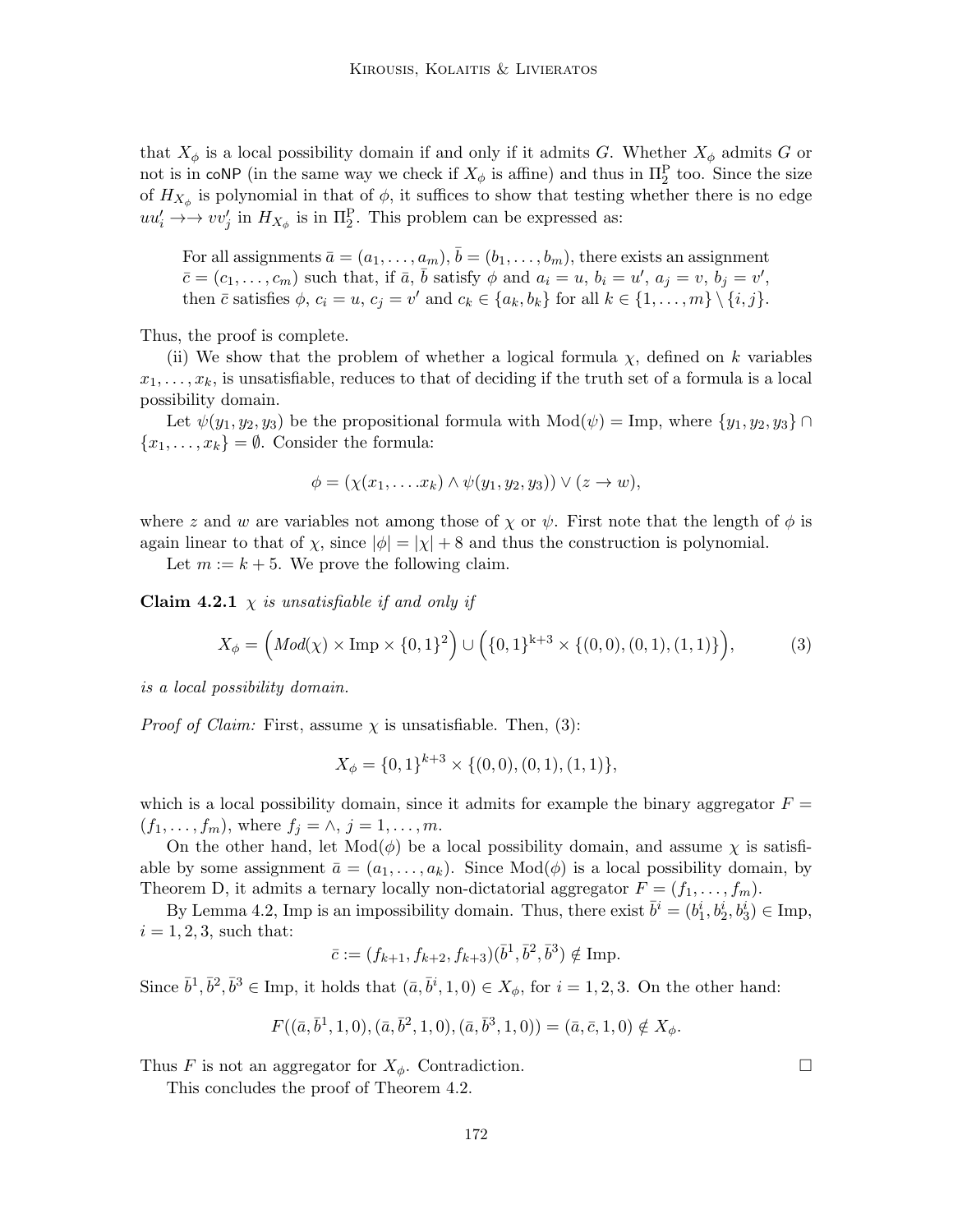that $X_\phi$ is a local possibility domain if and only if it admits $G$. Whether $X_\phi$ admits $G$ or not is in coNP (in the same way we check if $X_\phi$ is affine) and thus in $\Pi_2^{\mathrm{P}}$ too. Since the size of $H_{X_\phi}$ is polynomial in that of $\phi$, it suffices to show that testing whether there is no edge $uu'_i \rightarrow\!\!\rightarrow vv'_j$ in $H_{X_\phi}$ is in $\Pi_2^{\mathrm{P}}$. This problem can be expressed as:

> For all assignments $\bar{a} = (a_1, \ldots, a_m)$, $\bar{b} = (b_1, \ldots, b_m)$, there exists an assignment $\bar{c} = (c_1, \ldots, c_m)$ such that, if $\bar{a}$, $\bar{b}$ satisfy $\phi$ and $a_i = u$, $b_i = u'$, $a_j = v$, $b_j = v'$, then $\bar{c}$ satisfies $\phi$, $c_i = u$, $c_j = v'$ and $c_k \in \{a_k, b_k\}$ for all $k \in \{1, \ldots, m\} \setminus \{i, j\}$.

Thus, the proof is complete.

(ii) We show that the problem of whether a logical formula $\chi$, defined on $k$ variables $x_1, \ldots, x_k$, is unsatisfiable, reduces to that of deciding if the truth set of a formula is a local possibility domain.

Let $\psi(y_1, y_2, y_3)$ be the propositional formula with $\mathrm{Mod}(\psi) = \mathrm{Imp}$, where $\{y_1, y_2, y_3\} \cap \{x_1, \ldots, x_k\} = \emptyset$. Consider the formula:

$$\phi = (\chi(x_1, \ldots . x_k) \wedge \psi(y_1, y_2, y_3)) \vee (z \rightarrow w),$$

where $z$ and $w$ are variables not among those of $\chi$ or $\psi$. First note that the length of $\phi$ is again linear to that of $\chi$, since $|\phi| = |\chi| + 8$ and thus the construction is polynomial.

Let $m := k + 5$. We prove the following claim.

**Claim 4.2.1** *$\chi$ is unsatisfiable if and only if*

$$X_\phi = \Big(\mathit{Mod}(\chi) \times \mathrm{Imp} \times \{0,1\}^2\Big) \cup \Big(\{0,1\}^{\mathrm{k}+3} \times \{(0,0), (0,1), (1,1)\}\Big), \tag{3}$$

*is a local possibility domain.*

*Proof of Claim:* First, assume $\chi$ is unsatisfiable. Then, (3):

$$X_\phi = \{0,1\}^{k+3} \times \{(0,0), (0,1), (1,1)\},$$

which is a local possibility domain, since it admits for example the binary aggregator $F = (f_1, \ldots, f_m)$, where $f_j = \wedge$, $j = 1, \ldots, m$.

On the other hand, let $\mathrm{Mod}(\phi)$ be a local possibility domain, and assume $\chi$ is satisfiable by some assignment $\bar{a} = (a_1, \ldots, a_k)$. Since $\mathrm{Mod}(\phi)$ is a local possibility domain, by Theorem D, it admits a ternary locally non-dictatorial aggregator $F = (f_1, \ldots, f_m)$.

By Lemma 4.2, Imp is an impossibility domain. Thus, there exist $\bar{b}^i = (b_1^i, b_2^i, b_3^i) \in \mathrm{Imp}$, $i = 1, 2, 3$, such that:

$$\bar{c} := (f_{k+1}, f_{k+2}, f_{k+3})(\bar{b}^1, \bar{b}^2, \bar{b}^3) \notin \mathrm{Imp}.$$

Since $\bar{b}^1, \bar{b}^2, \bar{b}^3 \in \mathrm{Imp}$, it holds that $(\bar{a}, \bar{b}^i, 1, 0) \in X_\phi$, for $i = 1, 2, 3$. On the other hand:

$$F((\bar{a}, \bar{b}^1, 1, 0), (\bar{a}, \bar{b}^2, 1, 0), (\bar{a}, \bar{b}^3, 1, 0)) = (\bar{a}, \bar{c}, 1, 0) \notin X_\phi.$$

Thus $F$ is not an aggregator for $X_\phi$. Contradiction. □

This concludes the proof of Theorem 4.2.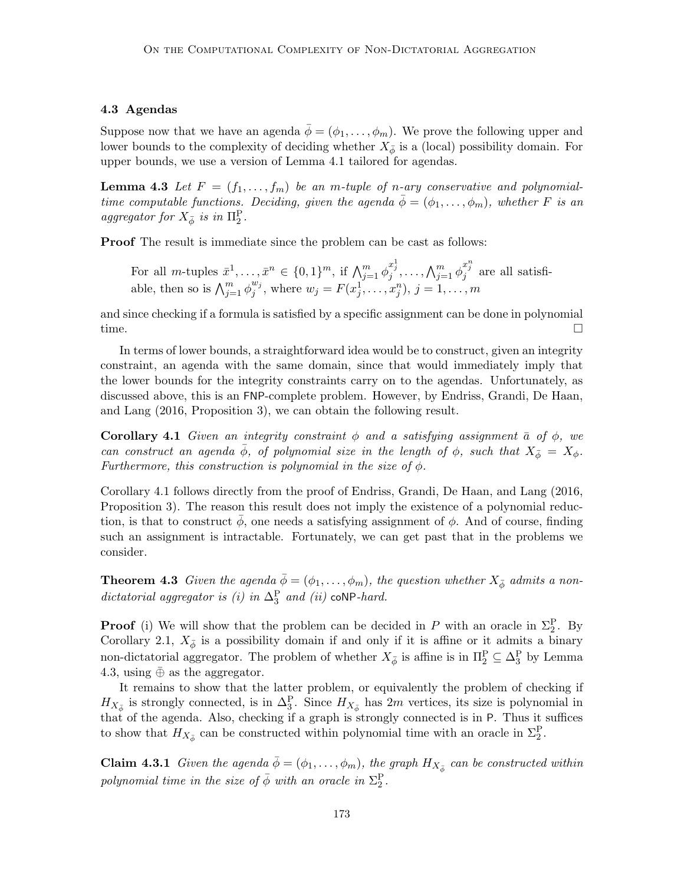### 4.3 Agendas

Suppose now that we have an agenda $\bar{\phi} = (\phi_1, \ldots, \phi_m)$. We prove the following upper and lower bounds to the complexity of deciding whether $X_{\bar{\phi}}$ is a (local) possibility domain. For upper bounds, we use a version of Lemma 4.1 tailored for agendas.

**Lemma 4.3** *Let $F = (f_1, \ldots, f_m)$ be an $m$-tuple of $n$-ary conservative and polynomial-time computable functions. Deciding, given the agenda $\bar{\phi} = (\phi_1, \ldots, \phi_m)$, whether $F$ is an aggregator for $X_{\bar{\phi}}$ is in $\Pi_2^{\mathrm{P}}$.*

**Proof** The result is immediate since the problem can be cast as follows:

> For all $m$-tuples $\bar{x}^1, \ldots, \bar{x}^n \in \{0,1\}^m$, if $\bigwedge_{j=1}^m \phi_j^{x_j^1}, \ldots, \bigwedge_{j=1}^m \phi_j^{x_j^n}$ are all satisfiable, then so is $\bigwedge_{j=1}^m \phi_j^{w_j}$, where $w_j = F(x_j^1, \ldots, x_j^n)$, $j = 1, \ldots, m$

and since checking if a formula is satisfied by a specific assignment can be done in polynomial time. $\square$

In terms of lower bounds, a straightforward idea would be to construct, given an integrity constraint, an agenda with the same domain, since that would immediately imply that the lower bounds for the integrity constraints carry on to the agendas. Unfortunately, as discussed above, this is an FNP-complete problem. However, by Endriss, Grandi, De Haan, and Lang (2016, Proposition 3), we can obtain the following result.

**Corollary 4.1** *Given an integrity constraint $\phi$ and a satisfying assignment $\bar{a}$ of $\phi$, we can construct an agenda $\bar{\phi}$, of polynomial size in the length of $\phi$, such that $X_{\bar{\phi}} = X_\phi$. Furthermore, this construction is polynomial in the size of $\phi$.*

Corollary 4.1 follows directly from the proof of Endriss, Grandi, De Haan, and Lang (2016, Proposition 3). The reason this result does not imply the existence of a polynomial reduction, is that to construct $\bar{\phi}$, one needs a satisfying assignment of $\phi$. And of course, finding such an assignment is intractable. Fortunately, we can get past that in the problems we consider.

**Theorem 4.3** *Given the agenda $\bar{\phi} = (\phi_1, \ldots, \phi_m)$, the question whether $X_{\bar{\phi}}$ admits a non-dictatorial aggregator is (i) in $\Delta_3^{\mathrm{P}}$ and (ii) coNP-hard.*

**Proof** (i) We will show that the problem can be decided in $P$ with an oracle in $\Sigma_2^{\mathrm{P}}$. By Corollary 2.1, $X_{\bar{\phi}}$ is a possibility domain if and only if it is affine or it admits a binary non-dictatorial aggregator. The problem of whether $X_{\bar{\phi}}$ is affine is in $\Pi_2^{\mathrm{P}} \subseteq \Delta_3^{\mathrm{P}}$ by Lemma 4.3, using $\bar{\oplus}$ as the aggregator.

It remains to show that the latter problem, or equivalently the problem of checking if $H_{X_{\bar{\phi}}}$ is strongly connected, is in $\Delta_3^{\mathrm{P}}$. Since $H_{X_{\bar{\phi}}}$ has $2m$ vertices, its size is polynomial in that of the agenda. Also, checking if a graph is strongly connected is in P. Thus it suffices to show that $H_{X_{\bar{\phi}}}$ can be constructed within polynomial time with an oracle in $\Sigma_2^{\mathrm{P}}$.

**Claim 4.3.1** *Given the agenda $\bar{\phi} = (\phi_1, \ldots, \phi_m)$, the graph $H_{X_{\bar{\phi}}}$ can be constructed within polynomial time in the size of $\bar{\phi}$ with an oracle in $\Sigma_2^{\mathrm{P}}$.*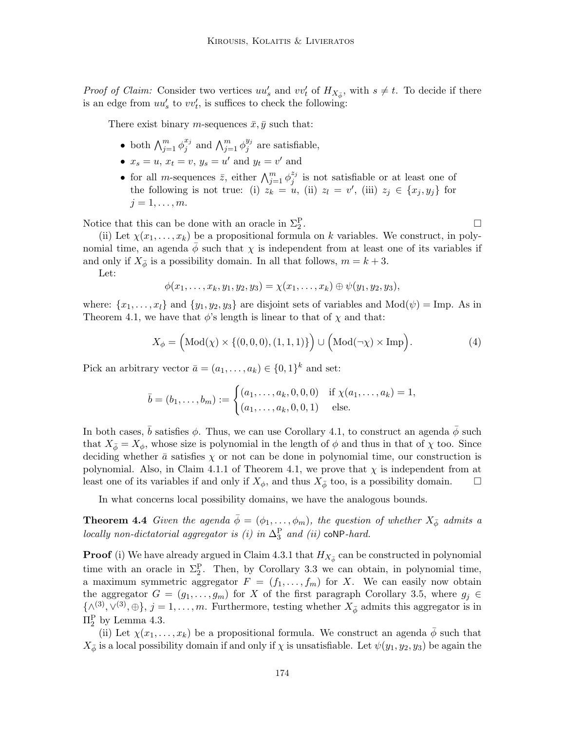*Proof of Claim:* Consider two vertices $uu'_s$ and $vv'_t$ of $H_{X_{\bar{\phi}}}$, with $s \neq t$. To decide if there is an edge from $uu'_s$ to $vv'_t$, is suffices to check the following:

There exist binary $m$-sequences $\bar{x}, \bar{y}$ such that:

- both $\bigwedge_{j=1}^{m} \phi_j^{x_j}$ and $\bigwedge_{j=1}^{m} \phi_j^{y_j}$ are satisfiable,
- $x_s = u$, $x_t = v$, $y_s = u'$ and $y_t = v'$ and
- for all $m$-sequences $\bar{z}$, either $\bigwedge_{j=1}^{m} \phi_j^{z_j}$ is not satisfiable or at least one of the following is not true: (i) $z_k = u$, (ii) $z_l = v'$, (iii) $z_j \in \{x_j, y_j\}$ for $j = 1, \ldots, m$.

Notice that this can be done with an oracle in $\Sigma_2^{\mathrm{P}}$. $\square$

(ii) Let $\chi(x_1, \ldots, x_k)$ be a propositional formula on $k$ variables. We construct, in polynomial time, an agenda $\bar{\phi}$ such that $\chi$ is independent from at least one of its variables if and only if $X_{\bar{\phi}}$ is a possibility domain. In all that follows, $m = k + 3$.

Let:

$$\phi(x_1, \ldots, x_k, y_1, y_2, y_3) = \chi(x_1, \ldots, x_k) \oplus \psi(y_1, y_2, y_3),$$

where: $\{x_1, \ldots, x_l\}$ and $\{y_1, y_2, y_3\}$ are disjoint sets of variables and $\mathrm{Mod}(\psi) = \mathrm{Imp}$. As in Theorem 4.1, we have that $\phi$'s length is linear to that of $\chi$ and that:

$$X_\phi = \Big(\mathrm{Mod}(\chi) \times \{(0,0,0), (1,1,1)\}\Big) \cup \Big(\mathrm{Mod}(\neg\chi) \times \mathrm{Imp}\Big). \tag{4}$$

Pick an arbitrary vector $\bar{a} = (a_1, \ldots, a_k) \in \{0,1\}^k$ and set:

$$\bar{b} = (b_1, \ldots, b_m) := \begin{cases} (a_1, \ldots, a_k, 0, 0, 0) & \text{if } \chi(a_1, \ldots, a_k) = 1, \\ (a_1, \ldots, a_k, 0, 0, 1) & \text{else.} \end{cases}$$

In both cases, $\bar{b}$ satisfies $\phi$. Thus, we can use Corollary 4.1, to construct an agenda $\bar{\phi}$ such that $X_{\bar{\phi}} = X_\phi$, whose size is polynomial in the length of $\phi$ and thus in that of $\chi$ too. Since deciding whether $\bar{a}$ satisfies $\chi$ or not can be done in polynomial time, our construction is polynomial. Also, in Claim 4.1.1 of Theorem 4.1, we prove that $\chi$ is independent from at least one of its variables if and only if $X_\phi$, and thus $X_{\bar{\phi}}$ too, is a possibility domain. $\square$

In what concerns local possibility domains, we have the analogous bounds.

**Theorem 4.4** *Given the agenda $\bar{\phi} = (\phi_1, \ldots, \phi_m)$, the question of whether $X_{\bar{\phi}}$ admits a locally non-dictatorial aggregator is (i) in $\Delta_3^{\mathrm{P}}$ and (ii) coNP-hard.*

**Proof** (i) We have already argued in Claim 4.3.1 that $H_{X_{\bar{\phi}}}$ can be constructed in polynomial time with an oracle in $\Sigma_2^{\mathrm{P}}$. Then, by Corollary 3.3 we can obtain, in polynomial time, a maximum symmetric aggregator $F = (f_1, \ldots, f_m)$ for $X$. We can easily now obtain the aggregator $G = (g_1, \ldots, g_m)$ for $X$ of the first paragraph Corollary 3.5, where $g_j \in \{\wedge^{(3)}, \vee^{(3)}, \oplus\}$, $j = 1, \ldots, m$. Furthermore, testing whether $X_{\bar{\phi}}$ admits this aggregator is in $\Pi_2^{\mathrm{P}}$ by Lemma 4.3.

(ii) Let $\chi(x_1, \ldots, x_k)$ be a propositional formula. We construct an agenda $\bar{\phi}$ such that $X_{\bar{\phi}}$ is a local possibility domain if and only if $\chi$ is unsatisfiable. Let $\psi(y_1, y_2, y_3)$ be again the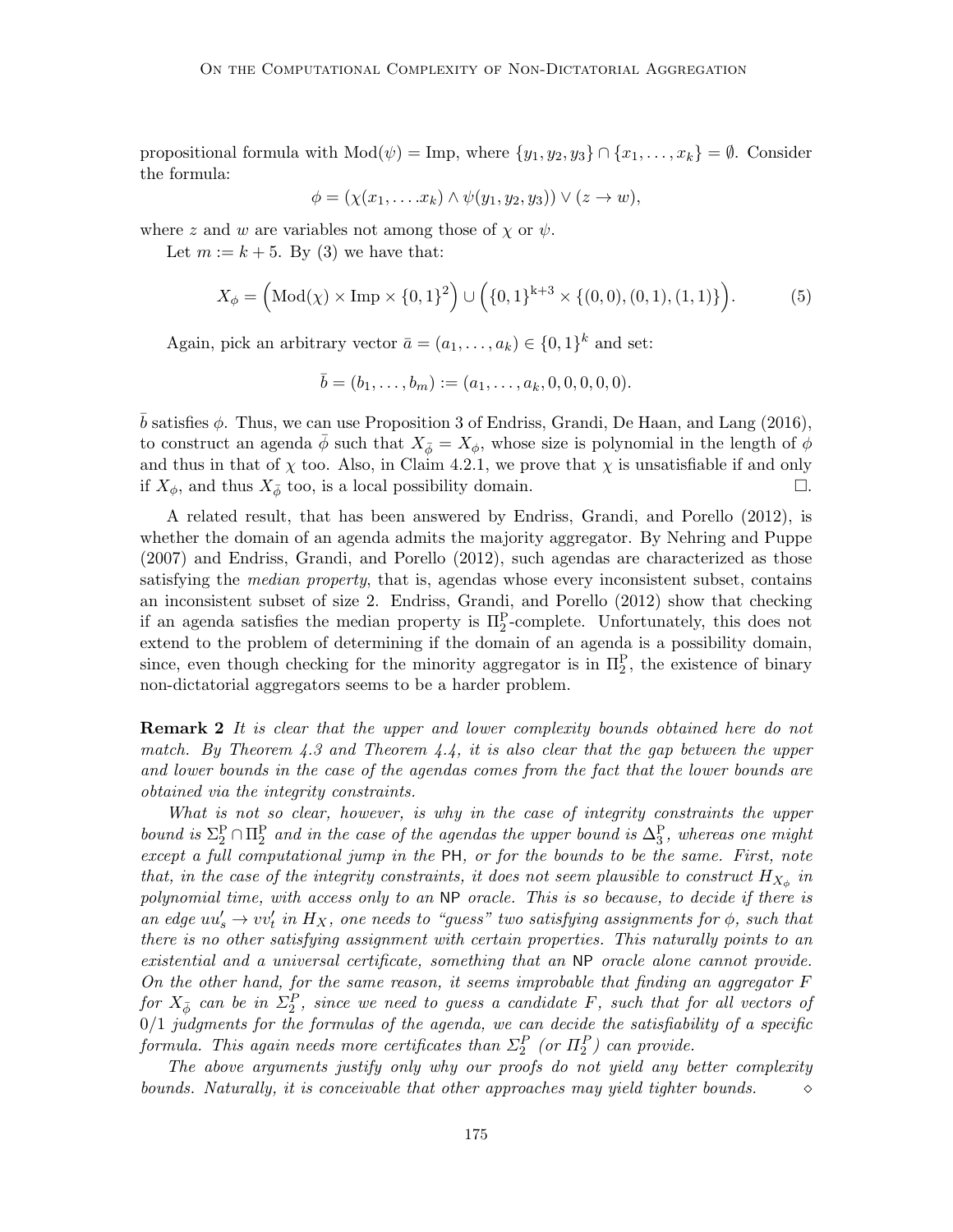propositional formula with $\mathrm{Mod}(\psi) = \mathrm{Imp}$, where $\{y_1, y_2, y_3\} \cap \{x_1, \dots, x_k\} = \emptyset$. Consider the formula:

$$\phi = (\chi(x_1, \dots. x_k) \wedge \psi(y_1, y_2, y_3)) \vee (z \rightarrow w),$$

where $z$ and $w$ are variables not among those of $\chi$ or $\psi$.

Let $m := k + 5$. By (3) we have that:

$$X_\phi = \Big(\mathrm{Mod}(\chi) \times \mathrm{Imp} \times \{0,1\}^2\Big) \cup \Big(\{0,1\}^{\mathrm{k}+3} \times \{(0,0), (0,1), (1,1)\}\Big). \tag{5}$$

Again, pick an arbitrary vector $\bar{a} = (a_1, \dots, a_k) \in \{0,1\}^k$ and set:

$$\bar{b} = (b_1, \dots, b_m) := (a_1, \dots, a_k, 0, 0, 0, 0, 0).$$

$\bar{b}$ satisfies $\phi$. Thus, we can use Proposition 3 of Endriss, Grandi, De Haan, and Lang (2016), to construct an agenda $\bar{\phi}$ such that $X_{\bar{\phi}} = X_\phi$, whose size is polynomial in the length of $\phi$ and thus in that of $\chi$ too. Also, in Claim 4.2.1, we prove that $\chi$ is unsatisfiable if and only if $X_\phi$, and thus $X_{\bar{\phi}}$ too, is a local possibility domain. $\square$.

A related result, that has been answered by Endriss, Grandi, and Porello (2012), is whether the domain of an agenda admits the majority aggregator. By Nehring and Puppe (2007) and Endriss, Grandi, and Porello (2012), such agendas are characterized as those satisfying the *median property*, that is, agendas whose every inconsistent subset, contains an inconsistent subset of size 2. Endriss, Grandi, and Porello (2012) show that checking if an agenda satisfies the median property is $\Pi_2^{\mathrm{P}}$-complete. Unfortunately, this does not extend to the problem of determining if the domain of an agenda is a possibility domain, since, even though checking for the minority aggregator is in $\Pi_2^{\mathrm{P}}$, the existence of binary non-dictatorial aggregators seems to be a harder problem.

**Remark 2** *It is clear that the upper and lower complexity bounds obtained here do not match. By Theorem 4.3 and Theorem 4.4, it is also clear that the gap between the upper and lower bounds in the case of the agendas comes from the fact that the lower bounds are obtained via the integrity constraints.*

*What is not so clear, however, is why in the case of integrity constraints the upper bound is $\Sigma_2^{\mathrm{P}} \cap \Pi_2^{\mathrm{P}}$ and in the case of the agendas the upper bound is $\Delta_3^{\mathrm{P}}$, whereas one might except a full computational jump in the* PH*, or for the bounds to be the same. First, note that, in the case of the integrity constraints, it does not seem plausible to construct $H_{X_\phi}$ in polynomial time, with access only to an* NP *oracle. This is so because, to decide if there is an edge $uu'_s \rightarrow vv'_t$ in $H_X$, one needs to "guess" two satisfying assignments for $\phi$, such that there is no other satisfying assignment with certain properties. This naturally points to an existential and a universal certificate, something that an* NP *oracle alone cannot provide. On the other hand, for the same reason, it seems improbable that finding an aggregator $F$ for $X_{\bar{\phi}}$ can be in $\Sigma_2^P$, since we need to guess a candidate $F$, such that for all vectors of 0/1 judgments for the formulas of the agenda, we can decide the satisfiability of a specific formula. This again needs more certificates than $\Sigma_2^P$ (or $\Pi_2^P$) can provide.*

*The above arguments justify only why our proofs do not yield any better complexity bounds. Naturally, it is conceivable that other approaches may yield tighter bounds.* $\diamond$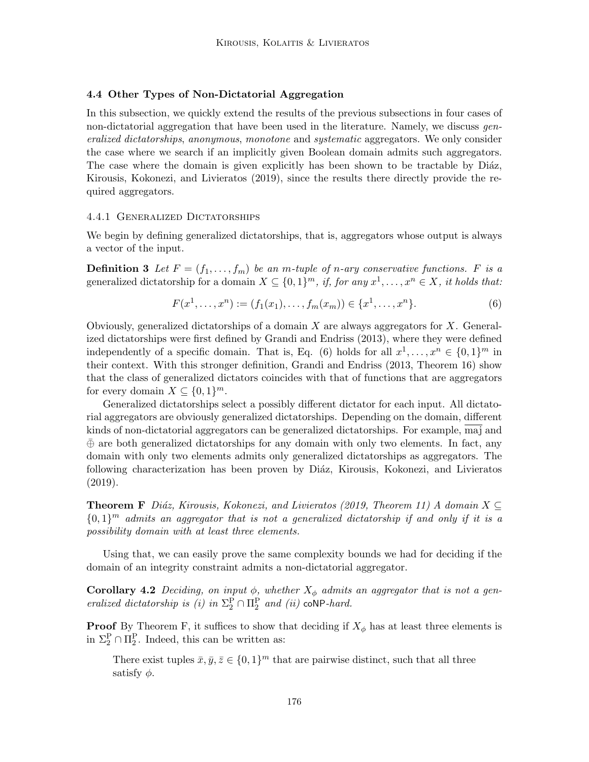### 4.4 Other Types of Non-Dictatorial Aggregation

In this subsection, we quickly extend the results of the previous subsections in four cases of non-dictatorial aggregation that have been used in the literature. Namely, we discuss *generalized dictatorships*, *anonymous*, *monotone* and *systematic* aggregators. We only consider the case where we search if an implicitly given Boolean domain admits such aggregators. The case where the domain is given explicitly has been shown to be tractable by Diáz, Kirousis, Kokonezi, and Livieratos (2019), since the results there directly provide the required aggregators.

#### 4.4.1 Generalized Dictatorships

We begin by defining generalized dictatorships, that is, aggregators whose output is always a vector of the input.

**Definition 3** *Let $F = (f_1, \ldots, f_m)$ be an $m$-tuple of $n$-ary conservative functions. $F$ is a* generalized dictatorship *for a domain $X \subseteq \{0,1\}^m$, if, for any $x^1, \ldots, x^n \in X$, it holds that:*

$$F(x^1, \ldots, x^n) := (f_1(x_1), \ldots, f_m(x_m)) \in \{x^1, \ldots, x^n\}. \tag{6}$$

Obviously, generalized dictatorships of a domain $X$ are always aggregators for $X$. Generalized dictatorships were first defined by Grandi and Endriss (2013), where they were defined independently of a specific domain. That is, Eq. (6) holds for all $x^1, \ldots, x^n \in \{0,1\}^m$ in their context. With this stronger definition, Grandi and Endriss (2013, Theorem 16) show that the class of generalized dictators coincides with that of functions that are aggregators for every domain $X \subseteq \{0,1\}^m$.

Generalized dictatorships select a possibly different dictator for each input. All dictatorial aggregators are obviously generalized dictatorships. Depending on the domain, different kinds of non-dictatorial aggregators can be generalized dictatorships. For example, $\overline{\text{maj}}$ and $\bar{\oplus}$ are both generalized dictatorships for any domain with only two elements. In fact, any domain with only two elements admits only generalized dictatorships as aggregators. The following characterization has been proven by Diáz, Kirousis, Kokonezi, and Livieratos (2019).

**Theorem F** *Diáz, Kirousis, Kokonezi, and Livieratos (2019, Theorem 11) A domain $X \subseteq \{0,1\}^m$ admits an aggregator that is not a generalized dictatorship if and only if it is a possibility domain with at least three elements.*

Using that, we can easily prove the same complexity bounds we had for deciding if the domain of an integrity constraint admits a non-dictatorial aggregator.

**Corollary 4.2** *Deciding, on input $\phi$, whether $X_\phi$ admits an aggregator that is not a generalized dictatorship is (i) in $\Sigma_2^{\mathrm{P}} \cap \Pi_2^{\mathrm{P}}$ and (ii) coNP-hard.*

**Proof** By Theorem F, it suffices to show that deciding if $X_\phi$ has at least three elements is in $\Sigma_2^{\mathrm{P}} \cap \Pi_2^{\mathrm{P}}$. Indeed, this can be written as:

> There exist tuples $\bar{x}, \bar{y}, \bar{z} \in \{0,1\}^m$ that are pairwise distinct, such that all three satisfy $\phi$.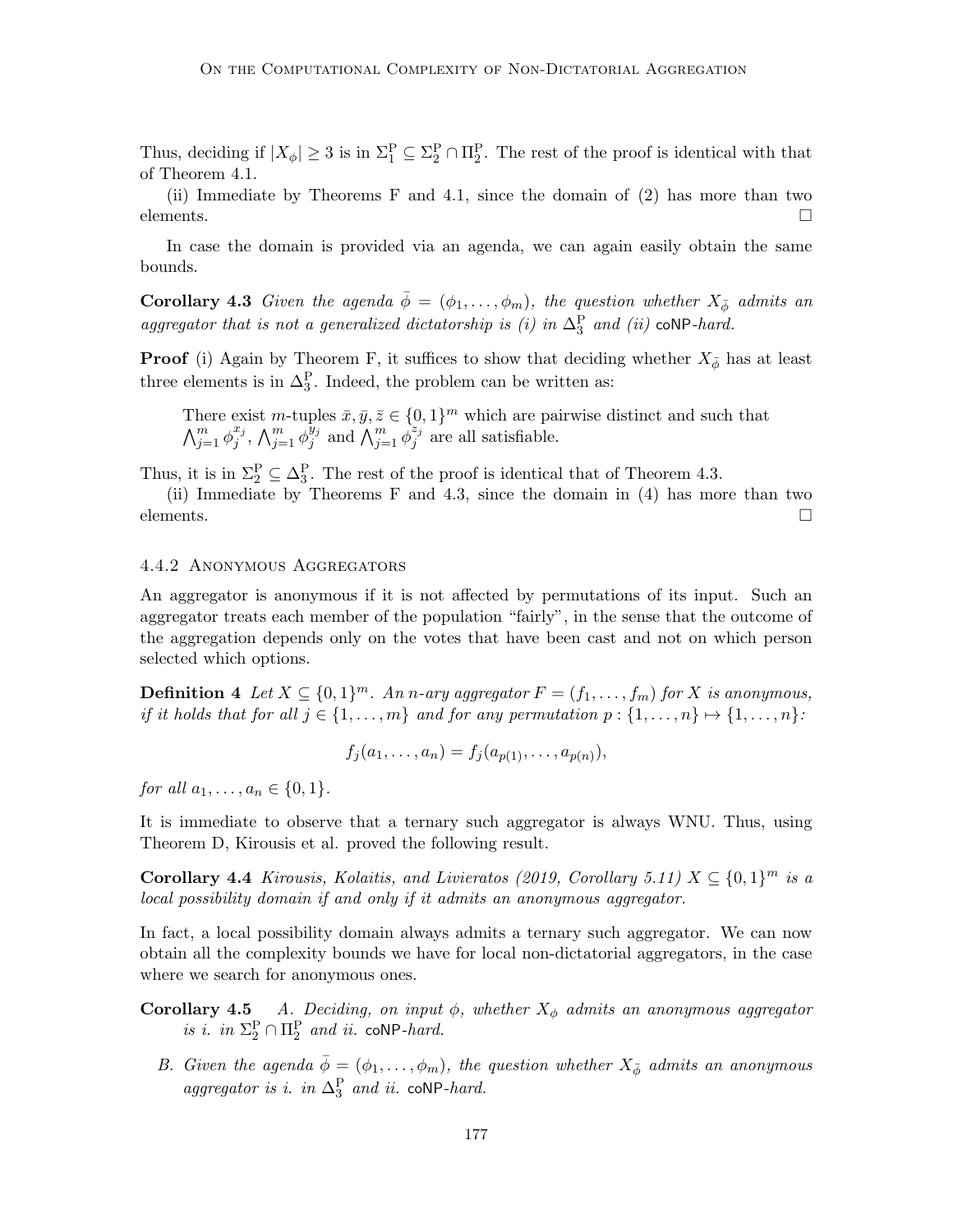Thus, deciding if $|X_\phi| \geq 3$ is in $\Sigma_1^{\mathrm{P}} \subseteq \Sigma_2^{\mathrm{P}} \cap \Pi_2^{\mathrm{P}}$. The rest of the proof is identical with that of Theorem 4.1.

(ii) Immediate by Theorems F and 4.1, since the domain of (2) has more than two elements. □

In case the domain is provided via an agenda, we can again easily obtain the same bounds.

**Corollary 4.3** *Given the agenda $\bar{\phi} = (\phi_1, \ldots, \phi_m)$, the question whether $X_{\bar{\phi}}$ admits an aggregator that is not a generalized dictatorship is (i) in $\Delta_3^{\mathrm{P}}$ and (ii)* coNP*-hard.*

**Proof** (i) Again by Theorem F, it suffices to show that deciding whether $X_{\bar{\phi}}$ has at least three elements is in $\Delta_3^{\mathrm{P}}$. Indeed, the problem can be written as:

> There exist $m$-tuples $\bar{x}, \bar{y}, \bar{z} \in \{0,1\}^m$ which are pairwise distinct and such that $\bigwedge_{j=1}^m \phi_j^{x_j}$, $\bigwedge_{j=1}^m \phi_j^{y_j}$ and $\bigwedge_{j=1}^m \phi_j^{z_j}$ are all satisfiable.

Thus, it is in $\Sigma_2^{\mathrm{P}} \subseteq \Delta_3^{\mathrm{P}}$. The rest of the proof is identical that of Theorem 4.3.

(ii) Immediate by Theorems F and 4.3, since the domain in (4) has more than two elements. □

#### 4.4.2 Anonymous Aggregators

An aggregator is anonymous if it is not affected by permutations of its input. Such an aggregator treats each member of the population "fairly", in the sense that the outcome of the aggregation depends only on the votes that have been cast and not on which person selected which options.

**Definition 4** *Let $X \subseteq \{0,1\}^m$. An $n$-ary aggregator $F = (f_1, \ldots, f_m)$ for $X$ is anonymous, if it holds that for all $j \in \{1, \ldots, m\}$ and for any permutation $p : \{1, \ldots, n\} \mapsto \{1, \ldots, n\}$:*

$$f_j(a_1, \ldots, a_n) = f_j(a_{p(1)}, \ldots, a_{p(n)}),$$

*for all $a_1, \ldots, a_n \in \{0,1\}$.*

It is immediate to observe that a ternary such aggregator is always WNU. Thus, using Theorem D, Kirousis et al. proved the following result.

**Corollary 4.4** *Kirousis, Kolaitis, and Livieratos (2019, Corollary 5.11) $X \subseteq \{0,1\}^m$ is a local possibility domain if and only if it admits an anonymous aggregator.*

In fact, a local possibility domain always admits a ternary such aggregator. We can now obtain all the complexity bounds we have for local non-dictatorial aggregators, in the case where we search for anonymous ones.

**Corollary 4.5** *A. Deciding, on input $\phi$, whether $X_\phi$ admits an anonymous aggregator is i. in $\Sigma_2^{\mathrm{P}} \cap \Pi_2^{\mathrm{P}}$ and ii.* coNP*-hard.*

*B. Given the agenda $\bar{\phi} = (\phi_1, \ldots, \phi_m)$, the question whether $X_{\bar{\phi}}$ admits an anonymous aggregator is i. in $\Delta_3^{\mathrm{P}}$ and ii.* coNP*-hard.*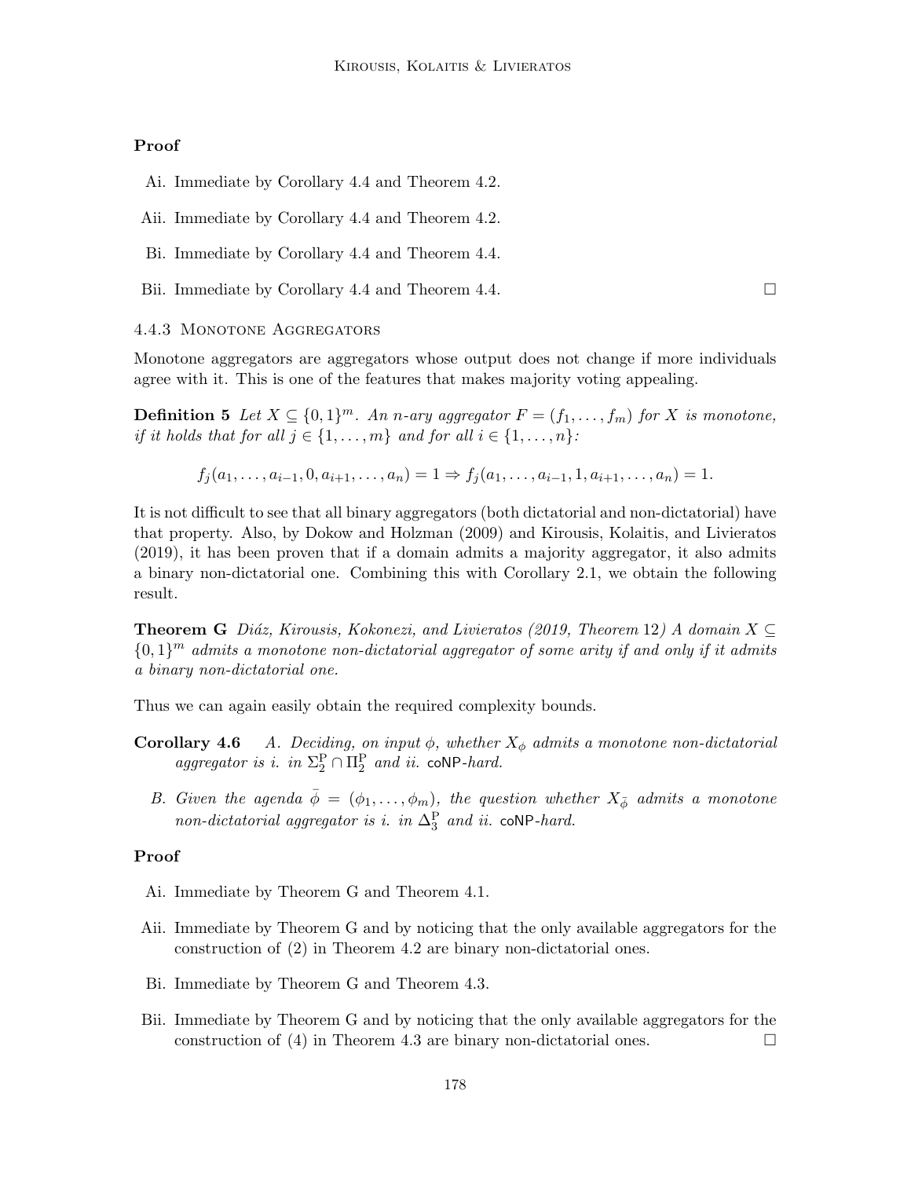**Proof**

- Ai. Immediate by Corollary 4.4 and Theorem 4.2.
- Aii. Immediate by Corollary 4.4 and Theorem 4.2.
- Bi. Immediate by Corollary 4.4 and Theorem 4.4.
- Bii. Immediate by Corollary 4.4 and Theorem 4.4. □

#### 4.4.3 Monotone Aggregators

Monotone aggregators are aggregators whose output does not change if more individuals agree with it. This is one of the features that makes majority voting appealing.

**Definition 5** *Let $X \subseteq \{0,1\}^m$. An $n$-ary aggregator $F = (f_1, \ldots, f_m)$ for $X$ is monotone, if it holds that for all $j \in \{1, \ldots, m\}$ and for all $i \in \{1, \ldots, n\}$:*

$$f_j(a_1, \ldots, a_{i-1}, 0, a_{i+1}, \ldots, a_n) = 1 \Rightarrow f_j(a_1, \ldots, a_{i-1}, 1, a_{i+1}, \ldots, a_n) = 1.$$

It is not difficult to see that all binary aggregators (both dictatorial and non-dictatorial) have that property. Also, by Dokow and Holzman (2009) and Kirousis, Kolaitis, and Livieratos (2019), it has been proven that if a domain admits a majority aggregator, it also admits a binary non-dictatorial one. Combining this with Corollary 2.1, we obtain the following result.

**Theorem G** *Diáz, Kirousis, Kokonezi, and Livieratos (2019, Theorem 12) A domain $X \subseteq \{0,1\}^m$ admits a monotone non-dictatorial aggregator of some arity if and only if it admits a binary non-dictatorial one.*

Thus we can again easily obtain the required complexity bounds.

**Corollary 4.6** *A. Deciding, on input $\phi$, whether $X_\phi$ admits a monotone non-dictatorial aggregator is i. in $\Sigma_2^{\mathrm{P}} \cap \Pi_2^{\mathrm{P}}$ and ii.* coNP*-hard.*

*B. Given the agenda $\bar{\phi} = (\phi_1, \ldots, \phi_m)$, the question whether $X_{\bar{\phi}}$ admits a monotone non-dictatorial aggregator is i. in $\Delta_3^{\mathrm{P}}$ and ii.* coNP*-hard.*

**Proof**

- Ai. Immediate by Theorem G and Theorem 4.1.
- Aii. Immediate by Theorem G and by noticing that the only available aggregators for the construction of (2) in Theorem 4.2 are binary non-dictatorial ones.
- Bi. Immediate by Theorem G and Theorem 4.3.
- Bii. Immediate by Theorem G and by noticing that the only available aggregators for the construction of (4) in Theorem 4.3 are binary non-dictatorial ones. □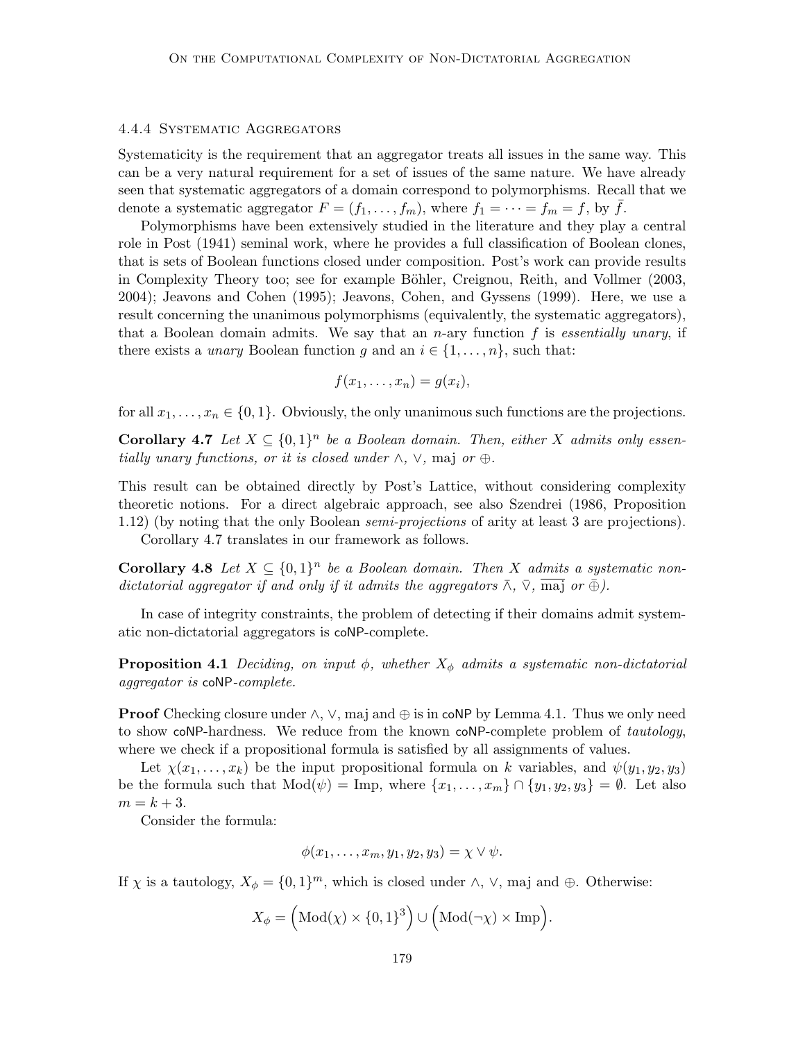### 4.4.4 Systematic Aggregators

Systematicity is the requirement that an aggregator treats all issues in the same way. This can be a very natural requirement for a set of issues of the same nature. We have already seen that systematic aggregators of a domain correspond to polymorphisms. Recall that we denote a systematic aggregator $F = (f_1, \dots, f_m)$, where $f_1 = \dots = f_m = f$, by $\bar{f}$.

Polymorphisms have been extensively studied in the literature and they play a central role in Post (1941) seminal work, where he provides a full classification of Boolean clones, that is sets of Boolean functions closed under composition. Post's work can provide results in Complexity Theory too; see for example Böhler, Creignou, Reith, and Vollmer (2003, 2004); Jeavons and Cohen (1995); Jeavons, Cohen, and Gyssens (1999). Here, we use a result concerning the unanimous polymorphisms (equivalently, the systematic aggregators), that a Boolean domain admits. We say that an $n$-ary function $f$ is *essentially unary*, if there exists a *unary* Boolean function $g$ and an $i \in \{1, \dots, n\}$, such that:

$$f(x_1, \dots, x_n) = g(x_i),$$

for all $x_1, \dots, x_n \in \{0, 1\}$. Obviously, the only unanimous such functions are the projections.

**Corollary 4.7** *Let $X \subseteq \{0,1\}^n$ be a Boolean domain. Then, either $X$ admits only essentially unary functions, or it is closed under $\wedge$, $\vee$, maj or $\oplus$.*

This result can be obtained directly by Post's Lattice, without considering complexity theoretic notions. For a direct algebraic approach, see also Szendrei (1986, Proposition 1.12) (by noting that the only Boolean *semi-projections* of arity at least 3 are projections).

Corollary 4.7 translates in our framework as follows.

**Corollary 4.8** *Let $X \subseteq \{0,1\}^n$ be a Boolean domain. Then $X$ admits a systematic non-dictatorial aggregator if and only if it admits the aggregators $\bar{\wedge}$, $\bar{\vee}$, $\overline{\text{maj}}$ or $\bar{\oplus}$).*

In case of integrity constraints, the problem of detecting if their domains admit systematic non-dictatorial aggregators is coNP-complete.

**Proposition 4.1** *Deciding, on input $\phi$, whether $X_\phi$ admits a systematic non-dictatorial aggregator is* coNP*-complete.*

**Proof** Checking closure under $\wedge$, $\vee$, maj and $\oplus$ is in coNP by Lemma 4.1. Thus we only need to show coNP-hardness. We reduce from the known coNP-complete problem of *tautology*, where we check if a propositional formula is satisfied by all assignments of values.

Let $\chi(x_1, \dots, x_k)$ be the input propositional formula on $k$ variables, and $\psi(y_1, y_2, y_3)$ be the formula such that $\text{Mod}(\psi) = \text{Imp}$, where $\{x_1, \dots, x_m\} \cap \{y_1, y_2, y_3\} = \emptyset$. Let also $m = k + 3$.

Consider the formula:

$$\phi(x_1, \dots, x_m, y_1, y_2, y_3) = \chi \vee \psi.$$

If $\chi$ is a tautology, $X_\phi = \{0,1\}^m$, which is closed under $\wedge$, $\vee$, maj and $\oplus$. Otherwise:

$$X_\phi = \Big(\text{Mod}(\chi) \times \{0,1\}^3\Big) \cup \Big(\text{Mod}(\neg\chi) \times \text{Imp}\Big).$$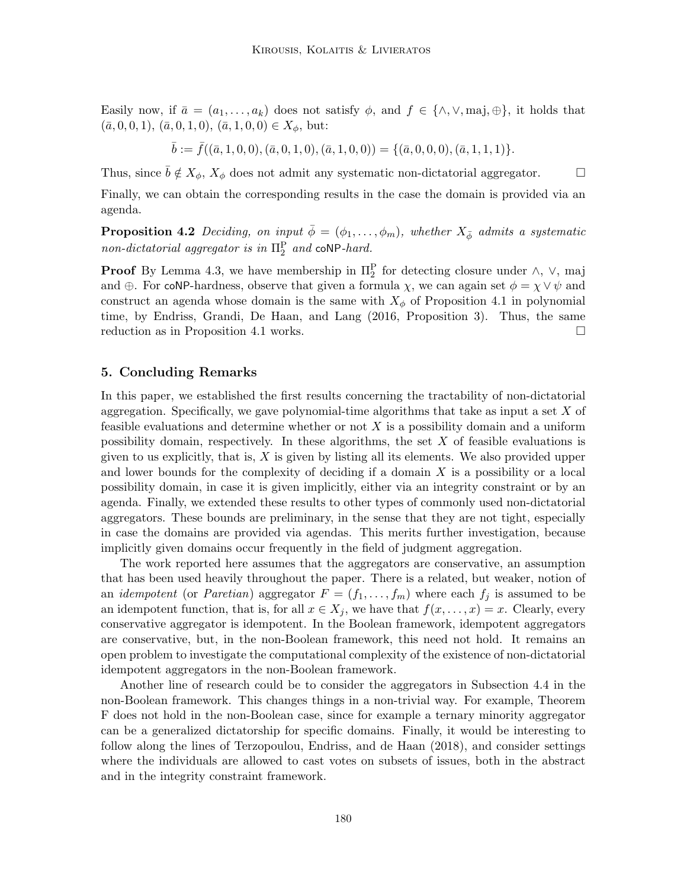Easily now, if $\bar{a} = (a_1, \ldots, a_k)$ does not satisfy $\phi$, and $f \in \{\wedge, \vee, \mathrm{maj}, \oplus\}$, it holds that $(\bar{a}, 0, 0, 1)$, $(\bar{a}, 0, 1, 0)$, $(\bar{a}, 1, 0, 0) \in X_\phi$, but:

$$\bar{b} := \bar{f}((\bar{a}, 1, 0, 0), (\bar{a}, 0, 1, 0), (\bar{a}, 1, 0, 0)) = \{(\bar{a}, 0, 0, 0), (\bar{a}, 1, 1, 1)\}.$$

Thus, since $\bar{b} \notin X_\phi$, $X_\phi$ does not admit any systematic non-dictatorial aggregator. □

Finally, we can obtain the corresponding results in the case the domain is provided via an agenda.

**Proposition 4.2** *Deciding, on input $\bar{\phi} = (\phi_1, \ldots, \phi_m)$, whether $X_{\bar{\phi}}$ admits a systematic non-dictatorial aggregator is in $\Pi_2^{\mathrm{P}}$ and* coNP*-hard.*

**Proof** By Lemma 4.3, we have membership in $\Pi_2^{\mathrm{P}}$ for detecting closure under $\wedge$, $\vee$, maj and $\oplus$. For coNP-hardness, observe that given a formula $\chi$, we can again set $\phi = \chi \vee \psi$ and construct an agenda whose domain is the same with $X_\phi$ of Proposition 4.1 in polynomial time, by Endriss, Grandi, De Haan, and Lang (2016, Proposition 3). Thus, the same reduction as in Proposition 4.1 works. □

## 5. Concluding Remarks

In this paper, we established the first results concerning the tractability of non-dictatorial aggregation. Specifically, we gave polynomial-time algorithms that take as input a set $X$ of feasible evaluations and determine whether or not $X$ is a possibility domain and a uniform possibility domain, respectively. In these algorithms, the set $X$ of feasible evaluations is given to us explicitly, that is, $X$ is given by listing all its elements. We also provided upper and lower bounds for the complexity of deciding if a domain $X$ is a possibility or a local possibility domain, in case it is given implicitly, either via an integrity constraint or by an agenda. Finally, we extended these results to other types of commonly used non-dictatorial aggregators. These bounds are preliminary, in the sense that they are not tight, especially in case the domains are provided via agendas. This merits further investigation, because implicitly given domains occur frequently in the field of judgment aggregation.

The work reported here assumes that the aggregators are conservative, an assumption that has been used heavily throughout the paper. There is a related, but weaker, notion of an *idempotent* (or *Paretian*) aggregator $F = (f_1, \ldots, f_m)$ where each $f_j$ is assumed to be an idempotent function, that is, for all $x \in X_j$, we have that $f(x, \ldots, x) = x$. Clearly, every conservative aggregator is idempotent. In the Boolean framework, idempotent aggregators are conservative, but, in the non-Boolean framework, this need not hold. It remains an open problem to investigate the computational complexity of the existence of non-dictatorial idempotent aggregators in the non-Boolean framework.

Another line of research could be to consider the aggregators in Subsection 4.4 in the non-Boolean framework. This changes things in a non-trivial way. For example, Theorem F does not hold in the non-Boolean case, since for example a ternary minority aggregator can be a generalized dictatorship for specific domains. Finally, it would be interesting to follow along the lines of Terzopoulou, Endriss, and de Haan (2018), and consider settings where the individuals are allowed to cast votes on subsets of issues, both in the abstract and in the integrity constraint framework.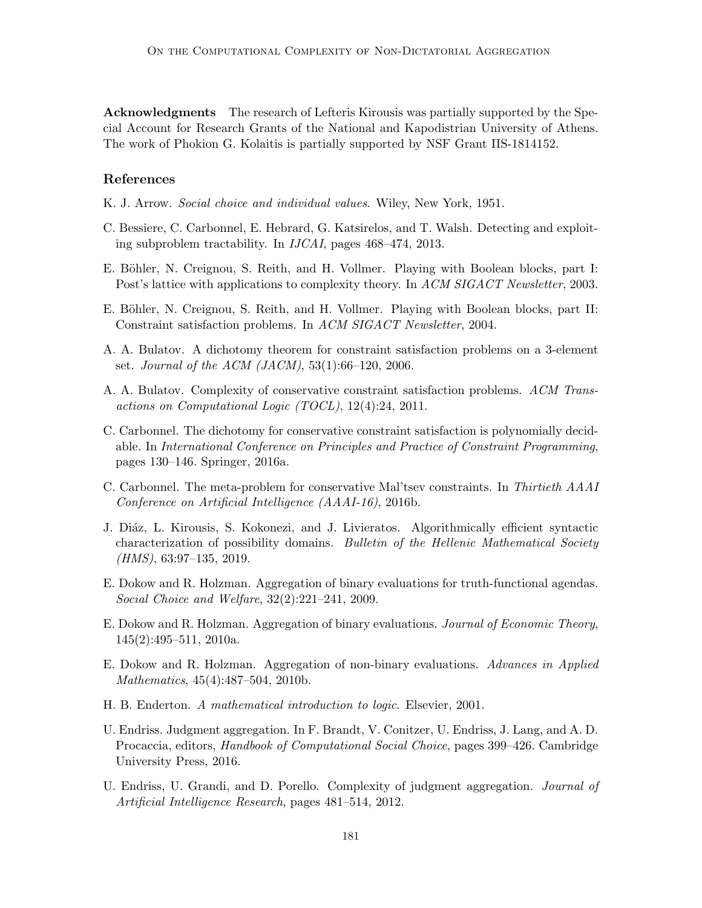**Acknowledgments** The research of Lefteris Kirousis was partially supported by the Special Account for Research Grants of the National and Kapodistrian University of Athens. The work of Phokion G. Kolaitis is partially supported by NSF Grant IIS-1814152.

## References

K. J. Arrow. *Social choice and individual values*. Wiley, New York, 1951.

C. Bessiere, C. Carbonnel, E. Hebrard, G. Katsirelos, and T. Walsh. Detecting and exploiting subproblem tractability. In *IJCAI*, pages 468–474, 2013.

E. Böhler, N. Creignou, S. Reith, and H. Vollmer. Playing with Boolean blocks, part I: Post's lattice with applications to complexity theory. In *ACM SIGACT Newsletter*, 2003.

E. Böhler, N. Creignou, S. Reith, and H. Vollmer. Playing with Boolean blocks, part II: Constraint satisfaction problems. In *ACM SIGACT Newsletter*, 2004.

A. A. Bulatov. A dichotomy theorem for constraint satisfaction problems on a 3-element set. *Journal of the ACM (JACM)*, 53(1):66–120, 2006.

A. A. Bulatov. Complexity of conservative constraint satisfaction problems. *ACM Transactions on Computational Logic (TOCL)*, 12(4):24, 2011.

C. Carbonnel. The dichotomy for conservative constraint satisfaction is polynomially decidable. In *International Conference on Principles and Practice of Constraint Programming*, pages 130–146. Springer, 2016a.

C. Carbonnel. The meta-problem for conservative Mal'tsev constraints. In *Thirtieth AAAI Conference on Artificial Intelligence (AAAI-16)*, 2016b.

J. Diáz, L. Kirousis, S. Kokonezi, and J. Livieratos. Algorithmically efficient syntactic characterization of possibility domains. *Bulletin of the Hellenic Mathematical Society (HMS)*, 63:97–135, 2019.

E. Dokow and R. Holzman. Aggregation of binary evaluations for truth-functional agendas. *Social Choice and Welfare*, 32(2):221–241, 2009.

E. Dokow and R. Holzman. Aggregation of binary evaluations. *Journal of Economic Theory*, 145(2):495–511, 2010a.

E. Dokow and R. Holzman. Aggregation of non-binary evaluations. *Advances in Applied Mathematics*, 45(4):487–504, 2010b.

H. B. Enderton. *A mathematical introduction to logic*. Elsevier, 2001.

U. Endriss. Judgment aggregation. In F. Brandt, V. Conitzer, U. Endriss, J. Lang, and A. D. Procaccia, editors, *Handbook of Computational Social Choice*, pages 399–426. Cambridge University Press, 2016.

U. Endriss, U. Grandi, and D. Porello. Complexity of judgment aggregation. *Journal of Artificial Intelligence Research*, pages 481–514, 2012.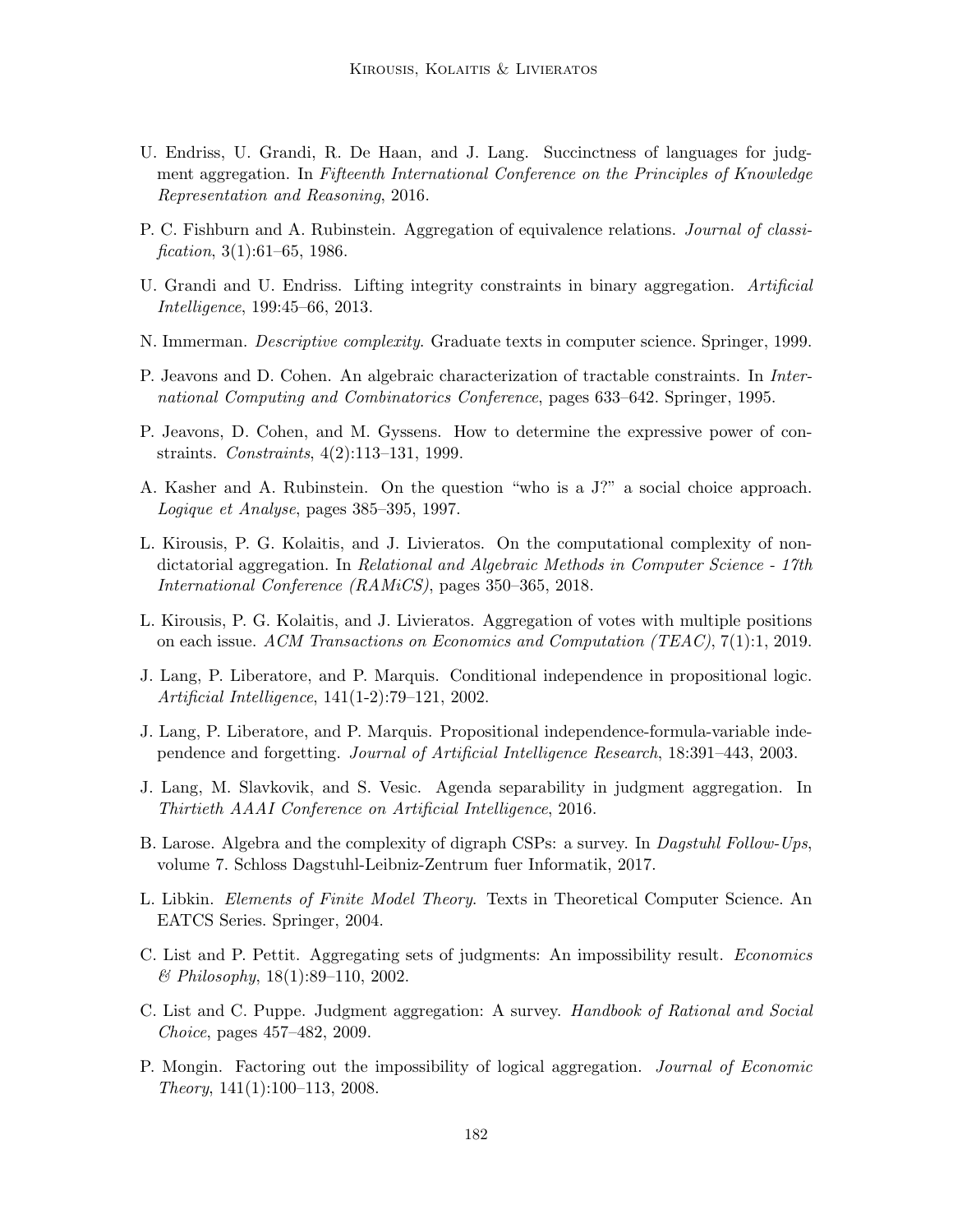U. Endriss, U. Grandi, R. De Haan, and J. Lang. Succinctness of languages for judgment aggregation. In *Fifteenth International Conference on the Principles of Knowledge Representation and Reasoning*, 2016.

P. C. Fishburn and A. Rubinstein. Aggregation of equivalence relations. *Journal of classification*, 3(1):61–65, 1986.

U. Grandi and U. Endriss. Lifting integrity constraints in binary aggregation. *Artificial Intelligence*, 199:45–66, 2013.

N. Immerman. *Descriptive complexity*. Graduate texts in computer science. Springer, 1999.

P. Jeavons and D. Cohen. An algebraic characterization of tractable constraints. In *International Computing and Combinatorics Conference*, pages 633–642. Springer, 1995.

P. Jeavons, D. Cohen, and M. Gyssens. How to determine the expressive power of constraints. *Constraints*, 4(2):113–131, 1999.

A. Kasher and A. Rubinstein. On the question "who is a J?" a social choice approach. *Logique et Analyse*, pages 385–395, 1997.

L. Kirousis, P. G. Kolaitis, and J. Livieratos. On the computational complexity of non-dictatorial aggregation. In *Relational and Algebraic Methods in Computer Science - 17th International Conference (RAMiCS)*, pages 350–365, 2018.

L. Kirousis, P. G. Kolaitis, and J. Livieratos. Aggregation of votes with multiple positions on each issue. *ACM Transactions on Economics and Computation (TEAC)*, 7(1):1, 2019.

J. Lang, P. Liberatore, and P. Marquis. Conditional independence in propositional logic. *Artificial Intelligence*, 141(1-2):79–121, 2002.

J. Lang, P. Liberatore, and P. Marquis. Propositional independence-formula-variable independence and forgetting. *Journal of Artificial Intelligence Research*, 18:391–443, 2003.

J. Lang, M. Slavkovik, and S. Vesic. Agenda separability in judgment aggregation. In *Thirtieth AAAI Conference on Artificial Intelligence*, 2016.

B. Larose. Algebra and the complexity of digraph CSPs: a survey. In *Dagstuhl Follow-Ups*, volume 7. Schloss Dagstuhl-Leibniz-Zentrum fuer Informatik, 2017.

L. Libkin. *Elements of Finite Model Theory*. Texts in Theoretical Computer Science. An EATCS Series. Springer, 2004.

C. List and P. Pettit. Aggregating sets of judgments: An impossibility result. *Economics & Philosophy*, 18(1):89–110, 2002.

C. List and C. Puppe. Judgment aggregation: A survey. *Handbook of Rational and Social Choice*, pages 457–482, 2009.

P. Mongin. Factoring out the impossibility of logical aggregation. *Journal of Economic Theory*, 141(1):100–113, 2008.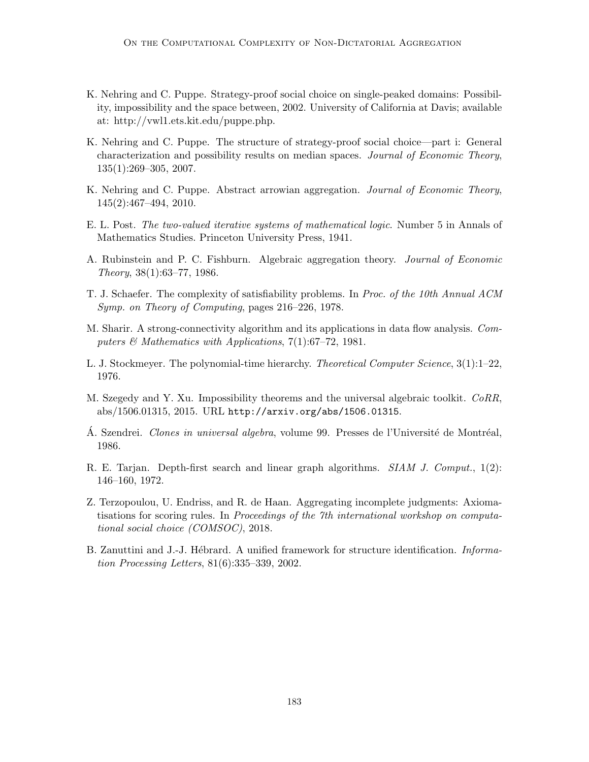K. Nehring and C. Puppe. Strategy-proof social choice on single-peaked domains: Possibility, impossibility and the space between, 2002. University of California at Davis; available at: http://vwl1.ets.kit.edu/puppe.php.

K. Nehring and C. Puppe. The structure of strategy-proof social choice—part i: General characterization and possibility results on median spaces. *Journal of Economic Theory*, 135(1):269–305, 2007.

K. Nehring and C. Puppe. Abstract arrowian aggregation. *Journal of Economic Theory*, 145(2):467–494, 2010.

E. L. Post. *The two-valued iterative systems of mathematical logic*. Number 5 in Annals of Mathematics Studies. Princeton University Press, 1941.

A. Rubinstein and P. C. Fishburn. Algebraic aggregation theory. *Journal of Economic Theory*, 38(1):63–77, 1986.

T. J. Schaefer. The complexity of satisfiability problems. In *Proc. of the 10th Annual ACM Symp. on Theory of Computing*, pages 216–226, 1978.

M. Sharir. A strong-connectivity algorithm and its applications in data flow analysis. *Computers & Mathematics with Applications*, 7(1):67–72, 1981.

L. J. Stockmeyer. The polynomial-time hierarchy. *Theoretical Computer Science*, 3(1):1–22, 1976.

M. Szegedy and Y. Xu. Impossibility theorems and the universal algebraic toolkit. *CoRR*, abs/1506.01315, 2015. URL `http://arxiv.org/abs/1506.01315`.

Á. Szendrei. *Clones in universal algebra*, volume 99. Presses de l'Université de Montréal, 1986.

R. E. Tarjan. Depth-first search and linear graph algorithms. *SIAM J. Comput.*, 1(2): 146–160, 1972.

Z. Terzopoulou, U. Endriss, and R. de Haan. Aggregating incomplete judgments: Axiomatisations for scoring rules. In *Proceedings of the 7th international workshop on computational social choice (COMSOC)*, 2018.

B. Zanuttini and J.-J. Hébrard. A unified framework for structure identification. *Information Processing Letters*, 81(6):335–339, 2002.